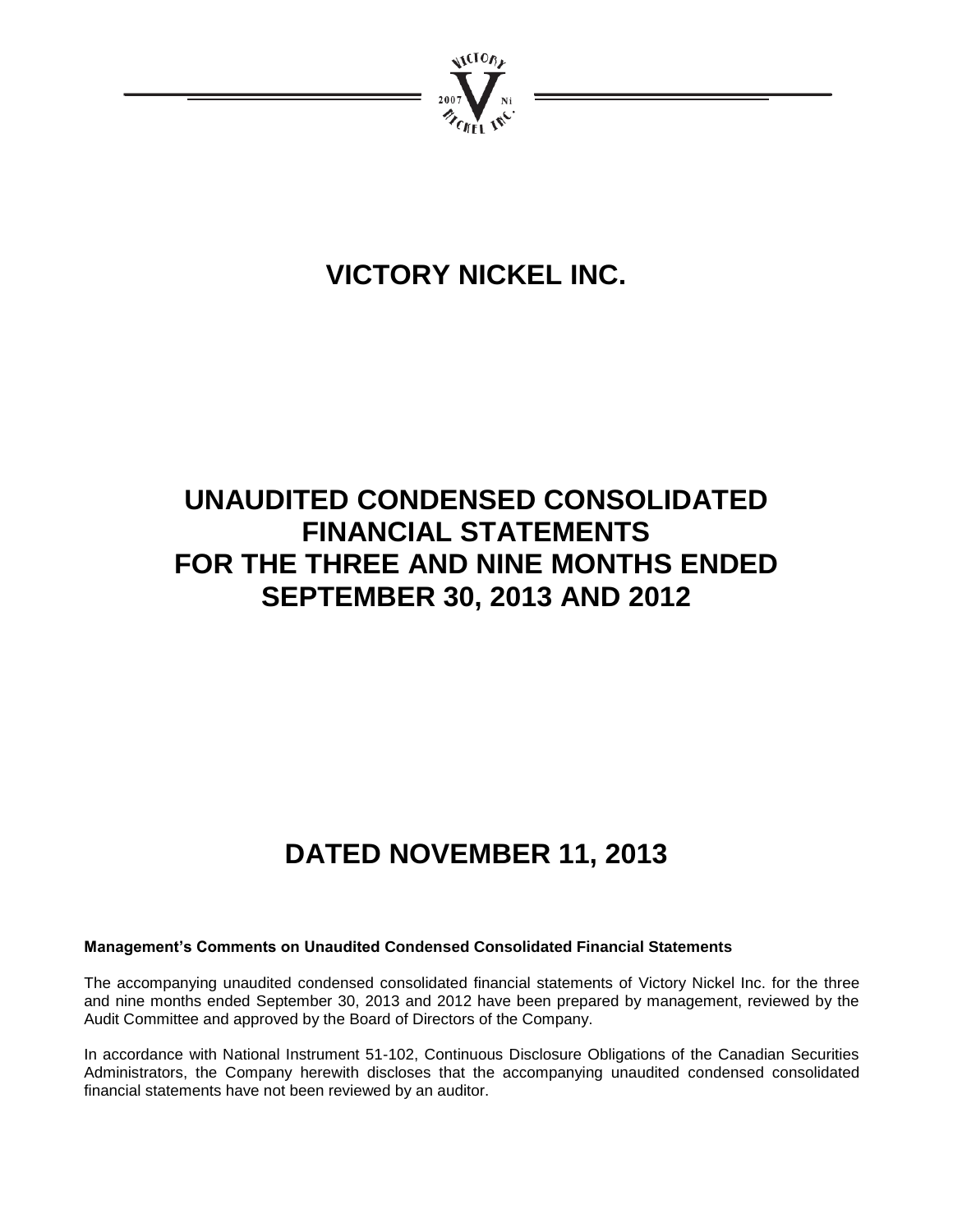# VICTORY NICKEL INC.

# UNAUDITED CONDENSED CONSOLIDATED FINANCIAL STATEMENTS FOR THE THREE AND NINE MONTHS ENDED SEPTEMBER 30, 2013 AND 2012

# DATED NOVEMBER 11, 2013

**Management's Comments on Unaudited Condensed Consolidated Financial Statements**

The accompanying unaudited condensed consolidated financial statements of Victory Nickel Inc. for the three and nine months ended September 30, 2013 and 2012 have been prepared by management, reviewed by the Audit Committee and approved by the Board of Directors of the Company.

In accordance with National Instrument 51-102, Continuous Disclosure Obligations of the Canadian Securities Administrators, the Company herewith discloses that the accompanying unaudited condensed consolidated financial statements have not been reviewed by an auditor.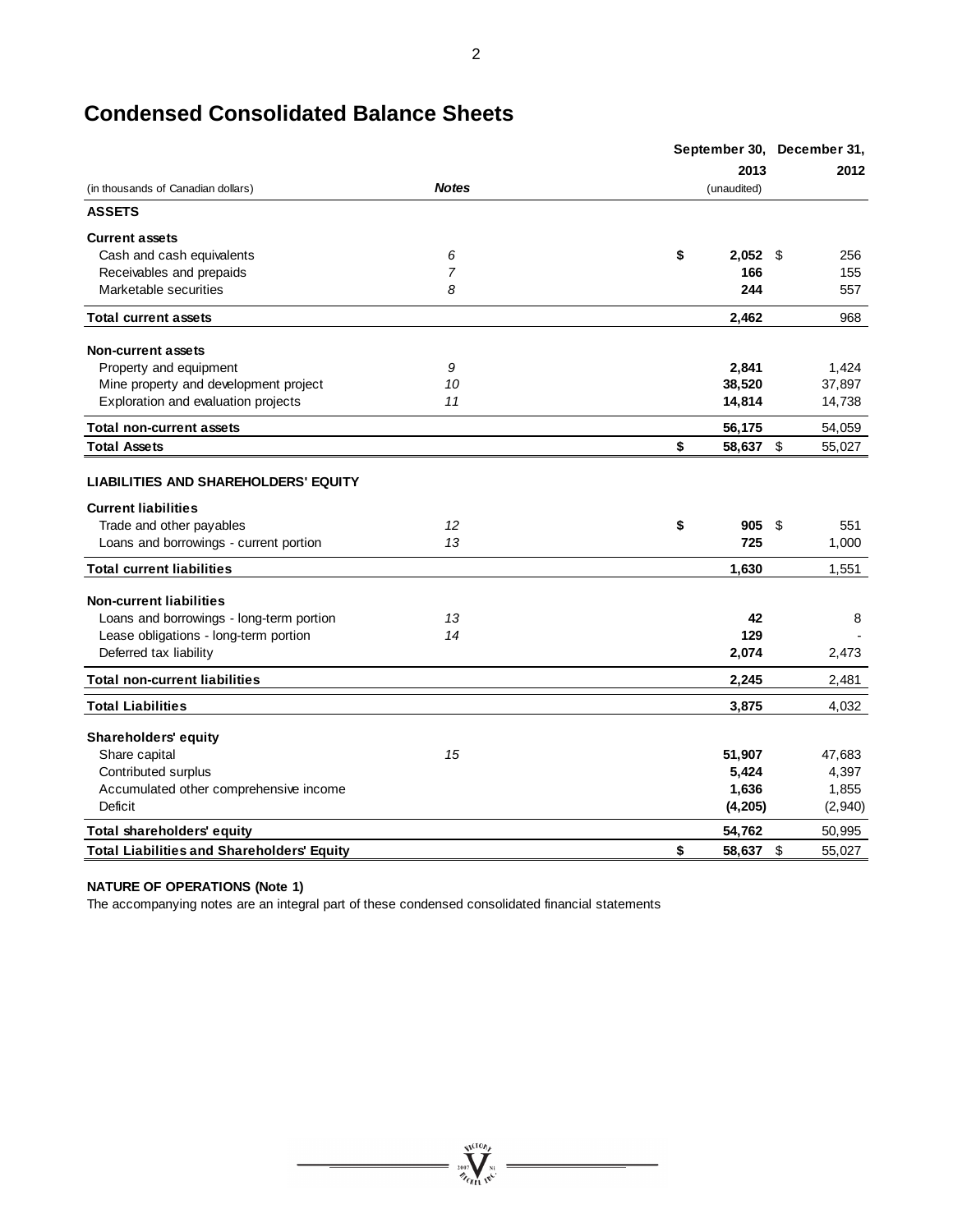# Condensed Consolidated Balance Sheets

| (in thousands of Canadian dollars) | *Notes* | September 30, 2013 (unaudited) | December 31, 2012 |
|---|---|---|---|
| **ASSETS** | | | |
| **Current assets** | | | |
| Cash and cash equivalents | *6* | **$ 2,052** | $ 256 |
| Receivables and prepaids | *7* | **166** | 155 |
| Marketable securities | *8* | **244** | 557 |
| **Total current assets** | | **2,462** | 968 |
| **Non-current assets** | | | |
| Property and equipment | *9* | **2,841** | 1,424 |
| Mine property and development project | *10* | **38,520** | 37,897 |
| Exploration and evaluation projects | *11* | **14,814** | 14,738 |
| **Total non-current assets** | | **56,175** | 54,059 |
| **Total Assets** | | **$ 58,637** | $ 55,027 |
| **LIABILITIES AND SHAREHOLDERS' EQUITY** | | | |
| **Current liabilities** | | | |
| Trade and other payables | *12* | **$ 905** | $ 551 |
| Loans and borrowings - current portion | *13* | **725** | 1,000 |
| **Total current liabilities** | | **1,630** | 1,551 |
| **Non-current liabilities** | | | |
| Loans and borrowings - long-term portion | *13* | **42** | 8 |
| Lease obligations - long-term portion | *14* | **129** | - |
| Deferred tax liability | | **2,074** | 2,473 |
| **Total non-current liabilities** | | **2,245** | 2,481 |
| **Total Liabilities** | | **3,875** | 4,032 |
| **Shareholders' equity** | | | |
| Share capital | *15* | **51,907** | 47,683 |
| Contributed surplus | | **5,424** | 4,397 |
| Accumulated other comprehensive income | | **1,636** | 1,855 |
| Deficit | | **(4,205)** | (2,940) |
| **Total shareholders' equity** | | **54,762** | 50,995 |
| **Total Liabilities and Shareholders' Equity** | | **$ 58,637** | $ 55,027 |

**NATURE OF OPERATIONS (Note 1)**

The accompanying notes are an integral part of these condensed consolidated financial statements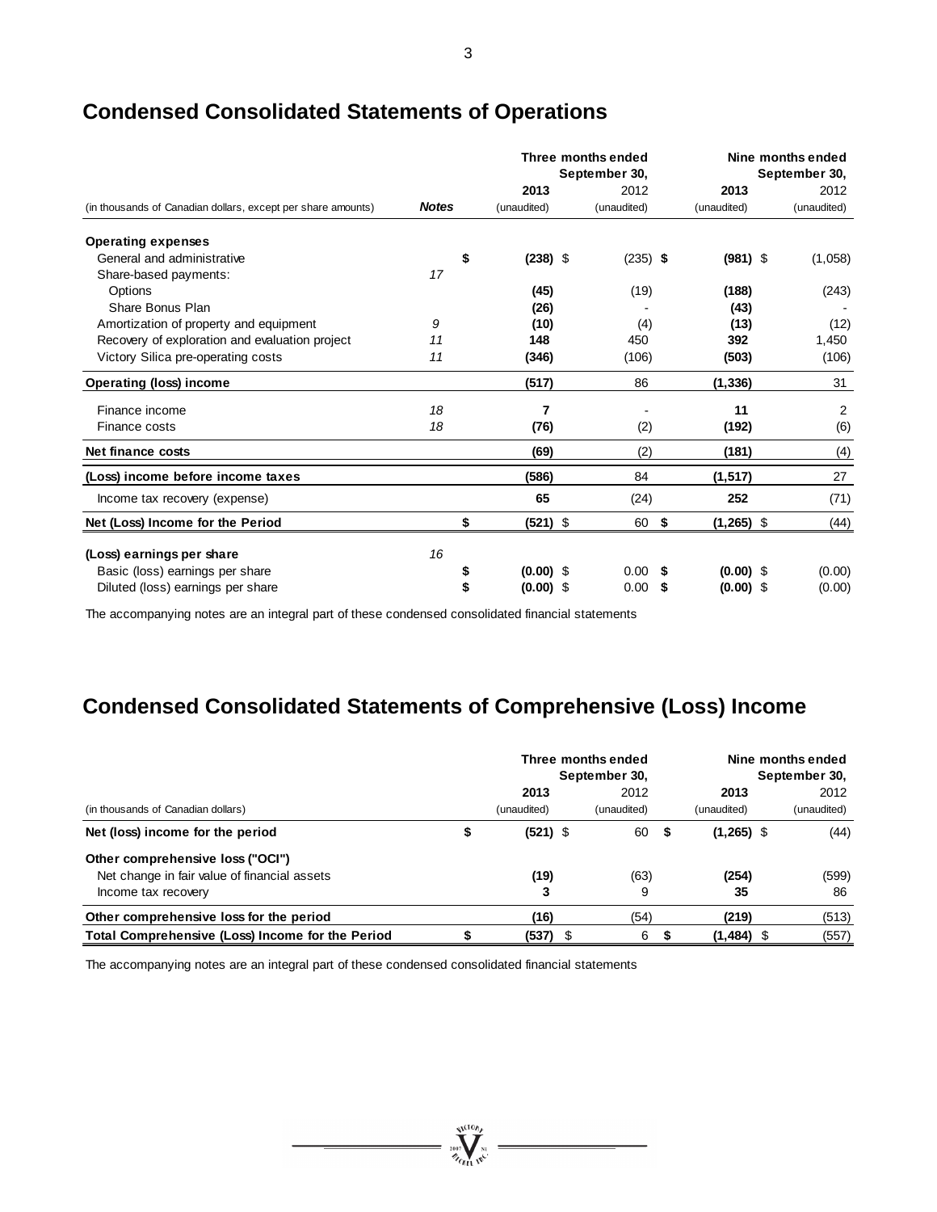# Condensed Consolidated Statements of Operations

| (in thousands of Canadian dollars, except per share amounts) | Notes | Three months ended September 30, 2013 (unaudited) | Three months ended September 30, 2012 (unaudited) | Nine months ended September 30, 2013 (unaudited) | Nine months ended September 30, 2012 (unaudited) |
|---|---|---|---|---|---|
| **Operating expenses** | | | | | |
| General and administrative | | **$ (238)** | $ (235) | **$ (981)** | $ (1,058) |
| Share-based payments: | 17 | | | | |
| Options | | **(45)** | (19) | **(188)** | (243) |
| Share Bonus Plan | | **(26)** | - | **(43)** | - |
| Amortization of property and equipment | 9 | **(10)** | (4) | **(13)** | (12) |
| Recovery of exploration and evaluation project | 11 | **148** | 450 | **392** | 1,450 |
| Victory Silica pre-operating costs | 11 | **(346)** | (106) | **(503)** | (106) |
| **Operating (loss) income** | | **(517)** | 86 | **(1,336)** | 31 |
| Finance income | 18 | **7** | - | **11** | 2 |
| Finance costs | 18 | **(76)** | (2) | **(192)** | (6) |
| **Net finance costs** | | **(69)** | (2) | **(181)** | (4) |
| **(Loss) income before income taxes** | | **(586)** | 84 | **(1,517)** | 27 |
| Income tax recovery (expense) | | **65** | (24) | **252** | (71) |
| **Net (Loss) Income for the Period** | | **$ (521)** | $ 60 | **$ (1,265)** | $ (44) |
| **(Loss) earnings per share** | 16 | | | | |
| Basic (loss) earnings per share | | **$ (0.00)** | $ 0.00 | **$ (0.00)** | $ (0.00) |
| Diluted (loss) earnings per share | | **$ (0.00)** | $ 0.00 | **$ (0.00)** | $ (0.00) |

The accompanying notes are an integral part of these condensed consolidated financial statements

# Condensed Consolidated Statements of Comprehensive (Loss) Income

| (in thousands of Canadian dollars) | Three months ended September 30, 2013 (unaudited) | Three months ended September 30, 2012 (unaudited) | Nine months ended September 30, 2013 (unaudited) | Nine months ended September 30, 2012 (unaudited) |
|---|---|---|---|---|
| **Net (loss) income for the period** | **$ (521)** | $ 60 | **$ (1,265)** | $ (44) |
| **Other comprehensive loss ("OCI")** | | | | |
| Net change in fair value of financial assets | **(19)** | (63) | **(254)** | (599) |
| Income tax recovery | **3** | 9 | **35** | 86 |
| **Other comprehensive loss for the period** | **(16)** | (54) | **(219)** | (513) |
| **Total Comprehensive (Loss) Income for the Period** | **$ (537)** | $ 6 | **$ (1,484)** | $ (557) |

The accompanying notes are an integral part of these condensed consolidated financial statements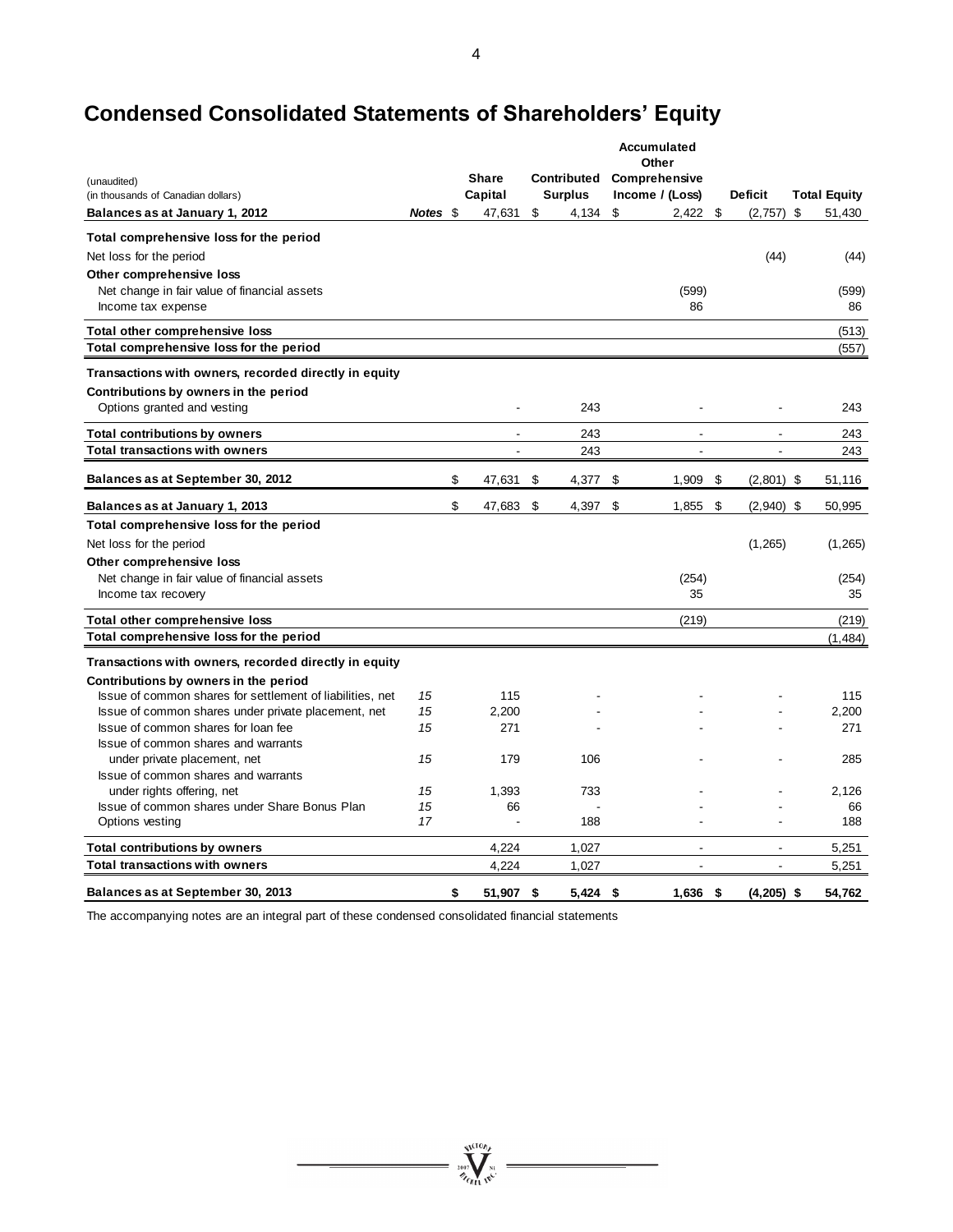# Condensed Consolidated Statements of Shareholders' Equity

(unaudited)
(in thousands of Canadian dollars)

| | Notes | Share Capital | Contributed Surplus | Accumulated Other Comprehensive Income / (Loss) | Deficit | Total Equity |
|---|---|---|---|---|---|---|
| **Balances as at January 1, 2012** | | $ 47,631 | $ 4,134 | $ 2,422 | $ (2,757) | $ 51,430 |
| **Total comprehensive loss for the period** | | | | | | |
| Net loss for the period | | | | | (44) | (44) |
| **Other comprehensive loss** | | | | | | |
| Net change in fair value of financial assets | | | | (599) | | (599) |
| Income tax expense | | | | 86 | | 86 |
| **Total other comprehensive loss** | | | | | | (513) |
| **Total comprehensive loss for the period** | | | | | | (557) |
| **Transactions with owners, recorded directly in equity** | | | | | | |
| **Contributions by owners in the period** | | | | | | |
| Options granted and vesting | | - | 243 | - | - | 243 |
| **Total contributions by owners** | | - | 243 | - | - | 243 |
| **Total transactions with owners** | | - | 243 | - | - | 243 |
| **Balances as at September 30, 2012** | | $ 47,631 | $ 4,377 | $ 1,909 | $ (2,801) | $ 51,116 |
| **Balances as at January 1, 2013** | | $ 47,683 | $ 4,397 | $ 1,855 | $ (2,940) | $ 50,995 |
| **Total comprehensive loss for the period** | | | | | | |
| Net loss for the period | | | | | (1,265) | (1,265) |
| **Other comprehensive loss** | | | | | | |
| Net change in fair value of financial assets | | | | (254) | | (254) |
| Income tax recovery | | | | 35 | | 35 |
| **Total other comprehensive loss** | | | | (219) | | (219) |
| **Total comprehensive loss for the period** | | | | | | (1,484) |
| **Transactions with owners, recorded directly in equity** | | | | | | |
| **Contributions by owners in the period** | | | | | | |
| Issue of common shares for settlement of liabilities, net | *15* | 115 | - | - | - | 115 |
| Issue of common shares under private placement, net | *15* | 2,200 | - | - | - | 2,200 |
| Issue of common shares for loan fee | *15* | 271 | - | - | - | 271 |
| Issue of common shares and warrants under private placement, net | *15* | 179 | 106 | - | - | 285 |
| Issue of common shares and warrants under rights offering, net | *15* | 1,393 | 733 | - | - | 2,126 |
| Issue of common shares under Share Bonus Plan | *15* | 66 | - | - | - | 66 |
| Options vesting | *17* | - | 188 | - | - | 188 |
| **Total contributions by owners** | | 4,224 | 1,027 | - | - | 5,251 |
| **Total transactions with owners** | | 4,224 | 1,027 | - | - | 5,251 |
| **Balances as at September 30, 2013** | | **$ 51,907** | **$ 5,424** | **$ 1,636** | **$ (4,205)** | **$ 54,762** |

The accompanying notes are an integral part of these condensed consolidated financial statements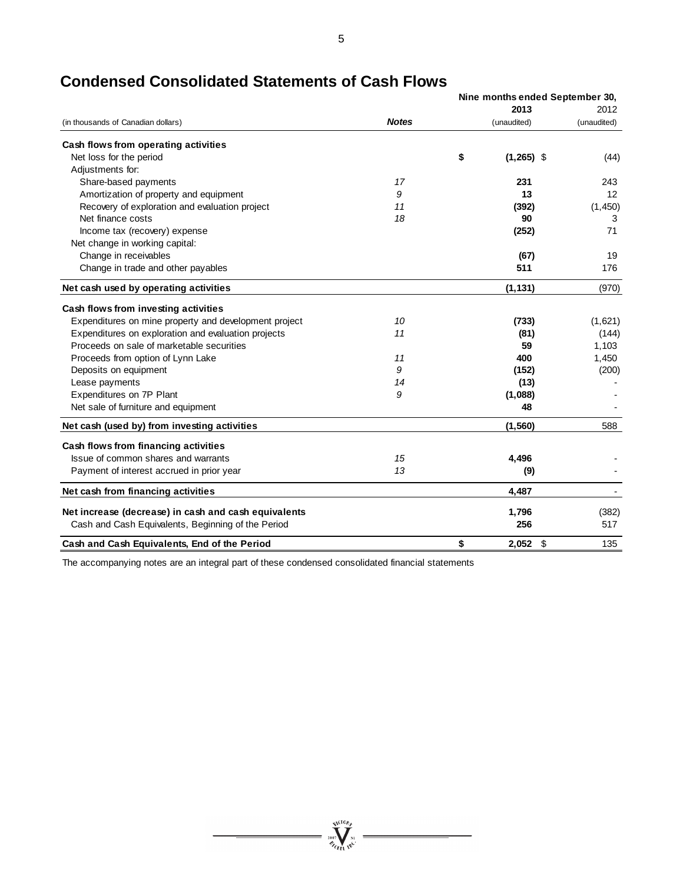# Condensed Consolidated Statements of Cash Flows

| (in thousands of Canadian dollars) | *Notes* | Nine months ended September 30, 2013 (unaudited) | 2012 (unaudited) |
|---|---|---|---|
| **Cash flows from operating activities** | | | |
| Net loss for the period | | **$ (1,265)** | $ (44) |
| Adjustments for: | | | |
| Share-based payments | *17* | **231** | 243 |
| Amortization of property and equipment | *9* | **13** | 12 |
| Recovery of exploration and evaluation project | *11* | **(392)** | (1,450) |
| Net finance costs | *18* | **90** | 3 |
| Income tax (recovery) expense | | **(252)** | 71 |
| Net change in working capital: | | | |
| Change in receivables | | **(67)** | 19 |
| Change in trade and other payables | | **511** | 176 |
| **Net cash used by operating activities** | | **(1,131)** | (970) |
| **Cash flows from investing activities** | | | |
| Expenditures on mine property and development project | *10* | **(733)** | (1,621) |
| Expenditures on exploration and evaluation projects | *11* | **(81)** | (144) |
| Proceeds on sale of marketable securities | | **59** | 1,103 |
| Proceeds from option of Lynn Lake | *11* | **400** | 1,450 |
| Deposits on equipment | *9* | **(152)** | (200) |
| Lease payments | *14* | **(13)** | - |
| Expenditures on 7P Plant | *9* | **(1,088)** | - |
| Net sale of furniture and equipment | | **48** | - |
| **Net cash (used by) from investing activities** | | **(1,560)** | 588 |
| **Cash flows from financing activities** | | | |
| Issue of common shares and warrants | *15* | **4,496** | - |
| Payment of interest accrued in prior year | *13* | **(9)** | - |
| **Net cash from financing activities** | | **4,487** | - |
| **Net increase (decrease) in cash and cash equivalents** | | **1,796** | (382) |
| Cash and Cash Equivalents, Beginning of the Period | | **256** | 517 |
| **Cash and Cash Equivalents, End of the Period** | | **$ 2,052** | $ 135 |

The accompanying notes are an integral part of these condensed consolidated financial statements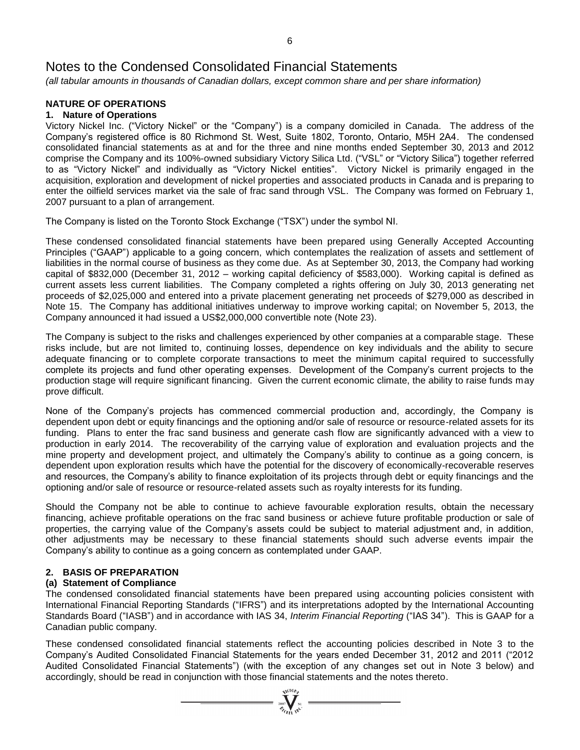# Notes to the Condensed Consolidated Financial Statements

*(all tabular amounts in thousands of Canadian dollars, except common share and per share information)*

## NATURE OF OPERATIONS

### 1. Nature of Operations

Victory Nickel Inc. ("Victory Nickel" or the "Company") is a company domiciled in Canada. The address of the Company's registered office is 80 Richmond St. West, Suite 1802, Toronto, Ontario, M5H 2A4. The condensed consolidated financial statements as at and for the three and nine months ended September 30, 2013 and 2012 comprise the Company and its 100%-owned subsidiary Victory Silica Ltd. ("VSL" or "Victory Silica") together referred to as "Victory Nickel" and individually as "Victory Nickel entities". Victory Nickel is primarily engaged in the acquisition, exploration and development of nickel properties and associated products in Canada and is preparing to enter the oilfield services market via the sale of frac sand through VSL. The Company was formed on February 1, 2007 pursuant to a plan of arrangement.

The Company is listed on the Toronto Stock Exchange ("TSX") under the symbol NI.

These condensed consolidated financial statements have been prepared using Generally Accepted Accounting Principles ("GAAP") applicable to a going concern, which contemplates the realization of assets and settlement of liabilities in the normal course of business as they come due. As at September 30, 2013, the Company had working capital of $832,000 (December 31, 2012 – working capital deficiency of $583,000). Working capital is defined as current assets less current liabilities. The Company completed a rights offering on July 30, 2013 generating net proceeds of $2,025,000 and entered into a private placement generating net proceeds of $279,000 as described in Note 15. The Company has additional initiatives underway to improve working capital; on November 5, 2013, the Company announced it had issued a US$2,000,000 convertible note (Note 23).

The Company is subject to the risks and challenges experienced by other companies at a comparable stage. These risks include, but are not limited to, continuing losses, dependence on key individuals and the ability to secure adequate financing or to complete corporate transactions to meet the minimum capital required to successfully complete its projects and fund other operating expenses. Development of the Company's current projects to the production stage will require significant financing. Given the current economic climate, the ability to raise funds may prove difficult.

None of the Company's projects has commenced commercial production and, accordingly, the Company is dependent upon debt or equity financings and the optioning and/or sale of resource or resource-related assets for its funding. Plans to enter the frac sand business and generate cash flow are significantly advanced with a view to production in early 2014. The recoverability of the carrying value of exploration and evaluation projects and the mine property and development project, and ultimately the Company's ability to continue as a going concern, is dependent upon exploration results which have the potential for the discovery of economically-recoverable reserves and resources, the Company's ability to finance exploitation of its projects through debt or equity financings and the optioning and/or sale of resource or resource-related assets such as royalty interests for its funding.

Should the Company not be able to continue to achieve favourable exploration results, obtain the necessary financing, achieve profitable operations on the frac sand business or achieve future profitable production or sale of properties, the carrying value of the Company's assets could be subject to material adjustment and, in addition, other adjustments may be necessary to these financial statements should such adverse events impair the Company's ability to continue as a going concern as contemplated under GAAP.

### 2. BASIS OF PREPARATION

#### (a) Statement of Compliance

The condensed consolidated financial statements have been prepared using accounting policies consistent with International Financial Reporting Standards ("IFRS") and its interpretations adopted by the International Accounting Standards Board ("IASB") and in accordance with IAS 34, *Interim Financial Reporting* ("IAS 34"). This is GAAP for a Canadian public company.

These condensed consolidated financial statements reflect the accounting policies described in Note 3 to the Company's Audited Consolidated Financial Statements for the years ended December 31, 2012 and 2011 ("2012 Audited Consolidated Financial Statements") (with the exception of any changes set out in Note 3 below) and accordingly, should be read in conjunction with those financial statements and the notes thereto.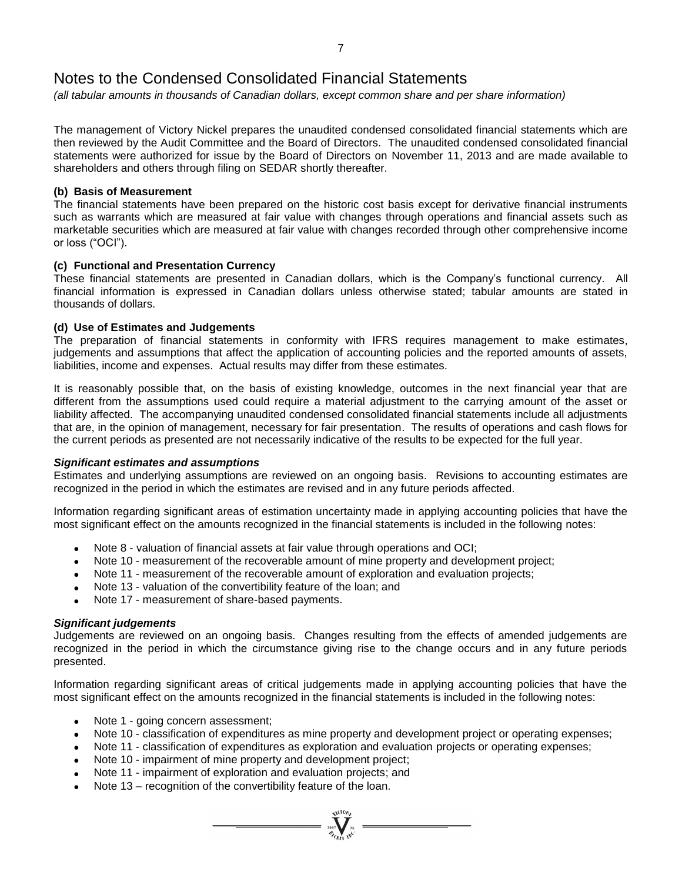# Notes to the Condensed Consolidated Financial Statements

*(all tabular amounts in thousands of Canadian dollars, except common share and per share information)*

The management of Victory Nickel prepares the unaudited condensed consolidated financial statements which are then reviewed by the Audit Committee and the Board of Directors. The unaudited condensed consolidated financial statements were authorized for issue by the Board of Directors on November 11, 2013 and are made available to shareholders and others through filing on SEDAR shortly thereafter.

### (b) Basis of Measurement

The financial statements have been prepared on the historic cost basis except for derivative financial instruments such as warrants which are measured at fair value with changes through operations and financial assets such as marketable securities which are measured at fair value with changes recorded through other comprehensive income or loss ("OCI").

### (c) Functional and Presentation Currency

These financial statements are presented in Canadian dollars, which is the Company's functional currency. All financial information is expressed in Canadian dollars unless otherwise stated; tabular amounts are stated in thousands of dollars.

### (d) Use of Estimates and Judgements

The preparation of financial statements in conformity with IFRS requires management to make estimates, judgements and assumptions that affect the application of accounting policies and the reported amounts of assets, liabilities, income and expenses. Actual results may differ from these estimates.

It is reasonably possible that, on the basis of existing knowledge, outcomes in the next financial year that are different from the assumptions used could require a material adjustment to the carrying amount of the asset or liability affected. The accompanying unaudited condensed consolidated financial statements include all adjustments that are, in the opinion of management, necessary for fair presentation. The results of operations and cash flows for the current periods as presented are not necessarily indicative of the results to be expected for the full year.

***Significant estimates and assumptions***

Estimates and underlying assumptions are reviewed on an ongoing basis. Revisions to accounting estimates are recognized in the period in which the estimates are revised and in any future periods affected.

Information regarding significant areas of estimation uncertainty made in applying accounting policies that have the most significant effect on the amounts recognized in the financial statements is included in the following notes:

- Note 8 - valuation of financial assets at fair value through operations and OCI;
- Note 10 - measurement of the recoverable amount of mine property and development project;
- Note 11 - measurement of the recoverable amount of exploration and evaluation projects;
- Note 13 - valuation of the convertibility feature of the loan; and
- Note 17 - measurement of share-based payments.

***Significant judgements***

Judgements are reviewed on an ongoing basis. Changes resulting from the effects of amended judgements are recognized in the period in which the circumstance giving rise to the change occurs and in any future periods presented.

Information regarding significant areas of critical judgements made in applying accounting policies that have the most significant effect on the amounts recognized in the financial statements is included in the following notes:

- Note 1 - going concern assessment;
- Note 10 - classification of expenditures as mine property and development project or operating expenses;
- Note 11 - classification of expenditures as exploration and evaluation projects or operating expenses;
- Note 10 - impairment of mine property and development project;
- Note 11 - impairment of exploration and evaluation projects; and
- Note 13 – recognition of the convertibility feature of the loan.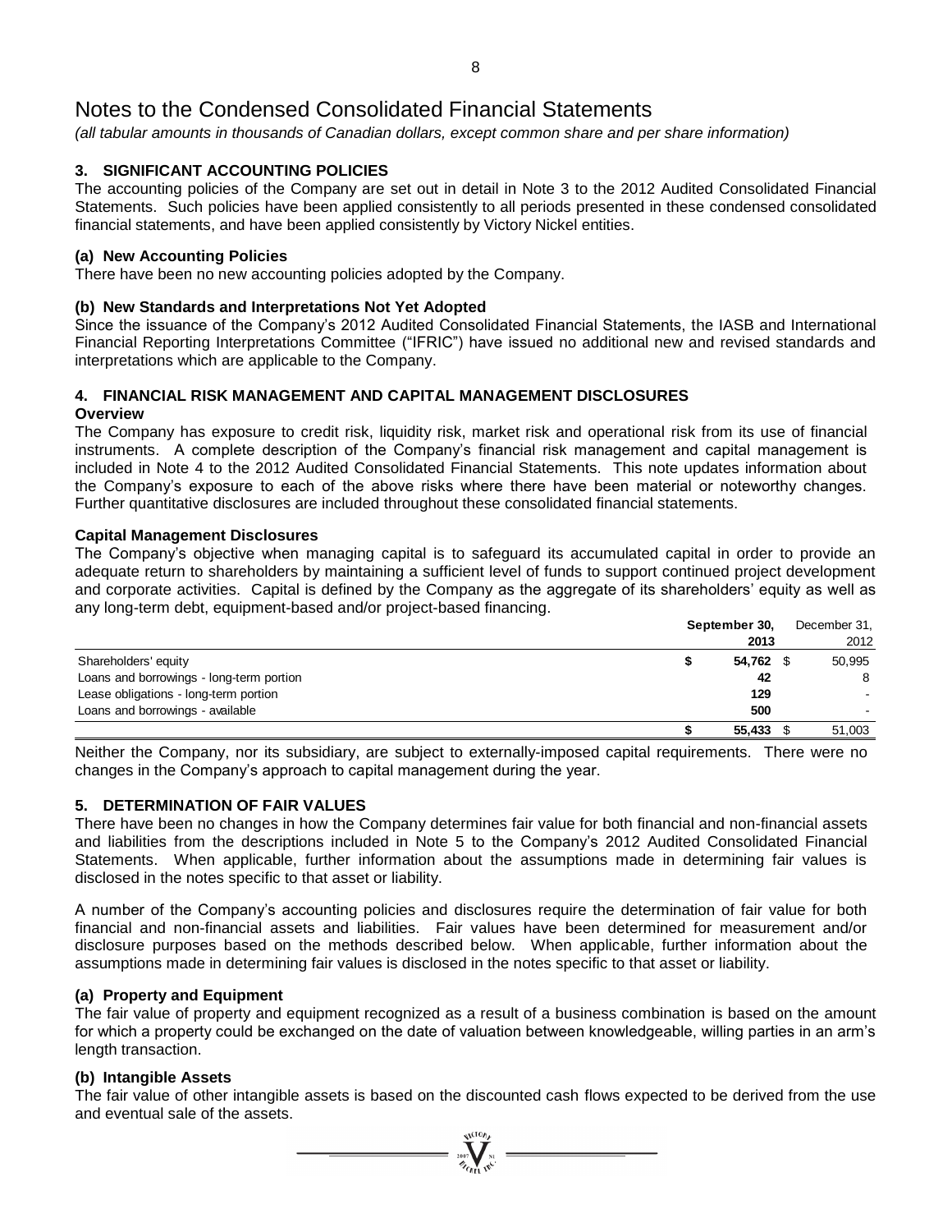# Notes to the Condensed Consolidated Financial Statements

*(all tabular amounts in thousands of Canadian dollars, except common share and per share information)*

## 3. SIGNIFICANT ACCOUNTING POLICIES

The accounting policies of the Company are set out in detail in Note 3 to the 2012 Audited Consolidated Financial Statements. Such policies have been applied consistently to all periods presented in these condensed consolidated financial statements, and have been applied consistently by Victory Nickel entities.

### (a) New Accounting Policies

There have been no new accounting policies adopted by the Company.

### (b) New Standards and Interpretations Not Yet Adopted

Since the issuance of the Company's 2012 Audited Consolidated Financial Statements, the IASB and International Financial Reporting Interpretations Committee ("IFRIC") have issued no additional new and revised standards and interpretations which are applicable to the Company.

## 4. FINANCIAL RISK MANAGEMENT AND CAPITAL MANAGEMENT DISCLOSURES

**Overview**

The Company has exposure to credit risk, liquidity risk, market risk and operational risk from its use of financial instruments. A complete description of the Company's financial risk management and capital management is included in Note 4 to the 2012 Audited Consolidated Financial Statements. This note updates information about the Company's exposure to each of the above risks where there have been material or noteworthy changes. Further quantitative disclosures are included throughout these consolidated financial statements.

**Capital Management Disclosures**

The Company's objective when managing capital is to safeguard its accumulated capital in order to provide an adequate return to shareholders by maintaining a sufficient level of funds to support continued project development and corporate activities. Capital is defined by the Company as the aggregate of its shareholders' equity as well as any long-term debt, equipment-based and/or project-based financing.

| | **September 30, 2013** | December 31, 2012 |
|---|---|---|
| Shareholders' equity | **$ 54,762** | $ 50,995 |
| Loans and borrowings - long-term portion | **42** | 8 |
| Lease obligations - long-term portion | **129** | - |
| Loans and borrowings - available | **500** | - |
| | **$ 55,433** | $ 51,003 |

Neither the Company, nor its subsidiary, are subject to externally-imposed capital requirements. There were no changes in the Company's approach to capital management during the year.

## 5. DETERMINATION OF FAIR VALUES

There have been no changes in how the Company determines fair value for both financial and non-financial assets and liabilities from the descriptions included in Note 5 to the Company's 2012 Audited Consolidated Financial Statements. When applicable, further information about the assumptions made in determining fair values is disclosed in the notes specific to that asset or liability.

A number of the Company's accounting policies and disclosures require the determination of fair value for both financial and non-financial assets and liabilities. Fair values have been determined for measurement and/or disclosure purposes based on the methods described below. When applicable, further information about the assumptions made in determining fair values is disclosed in the notes specific to that asset or liability.

### (a) Property and Equipment

The fair value of property and equipment recognized as a result of a business combination is based on the amount for which a property could be exchanged on the date of valuation between knowledgeable, willing parties in an arm's length transaction.

### (b) Intangible Assets

The fair value of other intangible assets is based on the discounted cash flows expected to be derived from the use and eventual sale of the assets.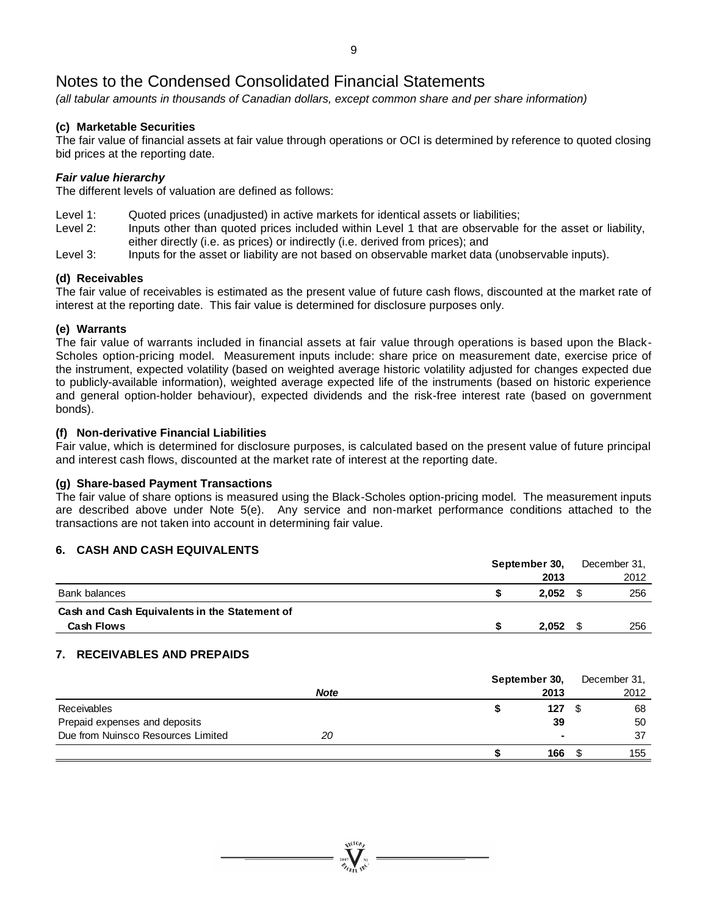# Notes to the Condensed Consolidated Financial Statements

*(all tabular amounts in thousands of Canadian dollars, except common share and per share information)*

### (c) Marketable Securities

The fair value of financial assets at fair value through operations or OCI is determined by reference to quoted closing bid prices at the reporting date.

***Fair value hierarchy***

The different levels of valuation are defined as follows:

Level 1: Quoted prices (unadjusted) in active markets for identical assets or liabilities;
Level 2: Inputs other than quoted prices included within Level 1 that are observable for the asset or liability, either directly (i.e. as prices) or indirectly (i.e. derived from prices); and
Level 3: Inputs for the asset or liability are not based on observable market data (unobservable inputs).

### (d) Receivables

The fair value of receivables is estimated as the present value of future cash flows, discounted at the market rate of interest at the reporting date. This fair value is determined for disclosure purposes only.

### (e) Warrants

The fair value of warrants included in financial assets at fair value through operations is based upon the Black-Scholes option-pricing model. Measurement inputs include: share price on measurement date, exercise price of the instrument, expected volatility (based on weighted average historic volatility adjusted for changes expected due to publicly-available information), weighted average expected life of the instruments (based on historic experience and general option-holder behaviour), expected dividends and the risk-free interest rate (based on government bonds).

### (f) Non-derivative Financial Liabilities

Fair value, which is determined for disclosure purposes, is calculated based on the present value of future principal and interest cash flows, discounted at the market rate of interest at the reporting date.

### (g) Share-based Payment Transactions

The fair value of share options is measured using the Black-Scholes option-pricing model. The measurement inputs are described above under Note 5(e). Any service and non-market performance conditions attached to the transactions are not taken into account in determining fair value.

## 6. CASH AND CASH EQUIVALENTS

| | September 30, 2013 | December 31, 2012 |
|---|---|---|
| Bank balances | $ **2,052** | $ 256 |
| **Cash and Cash Equivalents in the Statement of Cash Flows** | $ **2,052** | $ 256 |

## 7. RECEIVABLES AND PREPAIDS

| | *Note* | September 30, 2013 | December 31, 2012 |
|---|---|---|---|
| Receivables | | $ **127** | $ 68 |
| Prepaid expenses and deposits | | **39** | 50 |
| Due from Nuinsco Resources Limited | *20* | **-** | 37 |
| | | $ **166** | $ 155 |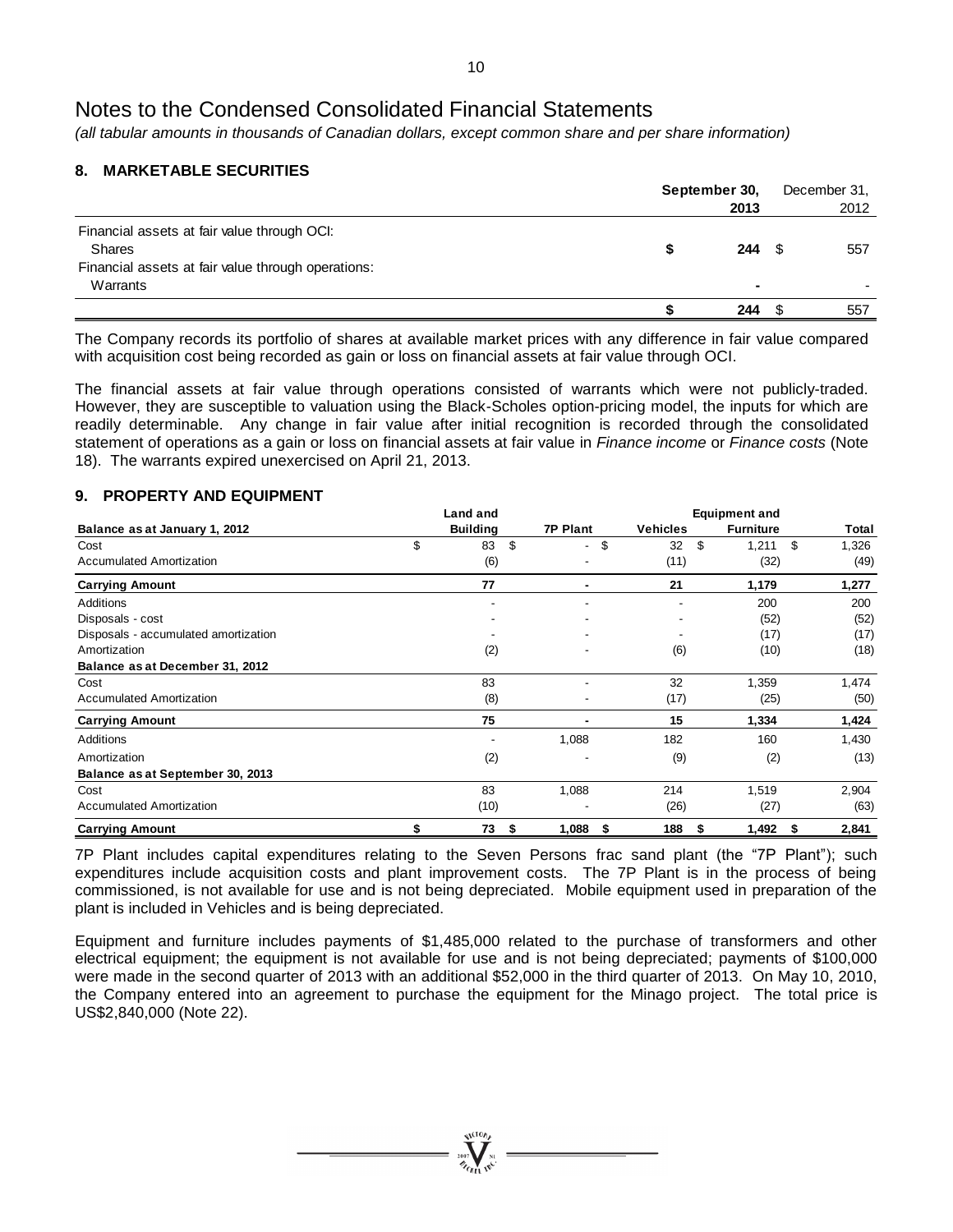# Notes to the Condensed Consolidated Financial Statements

*(all tabular amounts in thousands of Canadian dollars, except common share and per share information)*

## 8. MARKETABLE SECURITIES

| | September 30, 2013 | December 31, 2012 |
|---|---|---|
| Financial assets at fair value through OCI: | | |
| Shares | $ 244 | $ 557 |
| Financial assets at fair value through operations: | | |
| Warrants | - | - |
| | $ 244 | $ 557 |

The Company records its portfolio of shares at available market prices with any difference in fair value compared with acquisition cost being recorded as gain or loss on financial assets at fair value through OCI.

The financial assets at fair value through operations consisted of warrants which were not publicly-traded. However, they are susceptible to valuation using the Black-Scholes option-pricing model, the inputs for which are readily determinable. Any change in fair value after initial recognition is recorded through the consolidated statement of operations as a gain or loss on financial assets at fair value in *Finance income* or *Finance costs* (Note 18). The warrants expired unexercised on April 21, 2013.

## 9. PROPERTY AND EQUIPMENT

| Balance as at January 1, 2012 | Land and Building | 7P Plant | Vehicles | Equipment and Furniture | Total |
|---|---|---|---|---|---|
| Cost | $ 83 | $ - | $ 32 | $ 1,211 | $ 1,326 |
| Accumulated Amortization | (6) | - | (11) | (32) | (49) |
| **Carrying Amount** | **77** | **-** | **21** | **1,179** | **1,277** |
| Additions | - | - | - | 200 | 200 |
| Disposals - cost | - | - | - | (52) | (52) |
| Disposals - accumulated amortization | - | - | - | (17) | (17) |
| Amortization | (2) | - | (6) | (10) | (18) |
| **Balance as at December 31, 2012** | | | | | |
| Cost | 83 | - | 32 | 1,359 | 1,474 |
| Accumulated Amortization | (8) | - | (17) | (25) | (50) |
| **Carrying Amount** | **75** | **-** | **15** | **1,334** | **1,424** |
| Additions | - | 1,088 | 182 | 160 | 1,430 |
| Amortization | (2) | - | (9) | (2) | (13) |
| **Balance as at September 30, 2013** | | | | | |
| Cost | 83 | 1,088 | 214 | 1,519 | 2,904 |
| Accumulated Amortization | (10) | - | (26) | (27) | (63) |
| **Carrying Amount** | **$ 73** | **$ 1,088** | **$ 188** | **$ 1,492** | **$ 2,841** |

7P Plant includes capital expenditures relating to the Seven Persons frac sand plant (the "7P Plant"); such expenditures include acquisition costs and plant improvement costs. The 7P Plant is in the process of being commissioned, is not available for use and is not being depreciated. Mobile equipment used in preparation of the plant is included in Vehicles and is being depreciated.

Equipment and furniture includes payments of $1,485,000 related to the purchase of transformers and other electrical equipment; the equipment is not available for use and is not being depreciated; payments of $100,000 were made in the second quarter of 2013 with an additional $52,000 in the third quarter of 2013. On May 10, 2010, the Company entered into an agreement to purchase the equipment for the Minago project. The total price is US$2,840,000 (Note 22).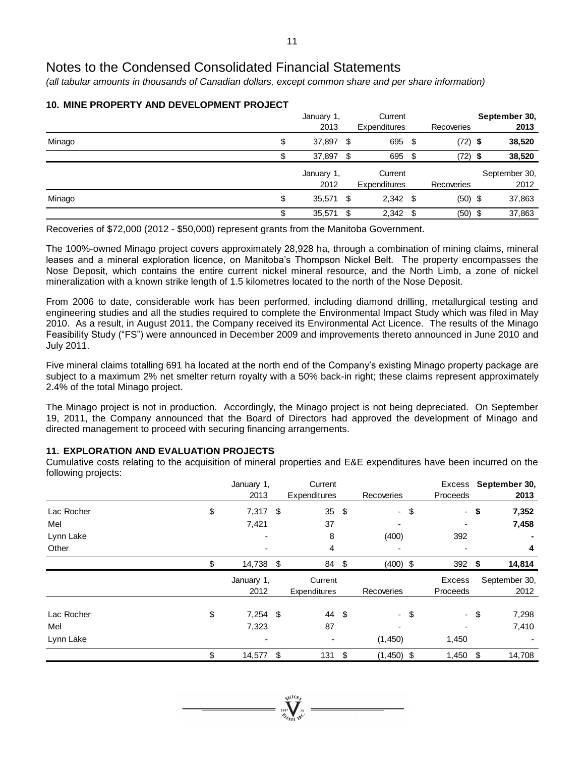# Notes to the Condensed Consolidated Financial Statements

*(all tabular amounts in thousands of Canadian dollars, except common share and per share information)*

## 10. MINE PROPERTY AND DEVELOPMENT PROJECT

| | January 1, 2013 | Current Expenditures | Recoveries | September 30, 2013 |
|---|---|---|---|---|
| Minago | $ 37,897 | $ 695 | $ (72) | **$ 38,520** |
| | $ 37,897 | $ 695 | $ (72) | **$ 38,520** |

| | January 1, 2012 | Current Expenditures | Recoveries | September 30, 2012 |
|---|---|---|---|---|
| Minago | $ 35,571 | $ 2,342 | $ (50) | $ 37,863 |
| | $ 35,571 | $ 2,342 | $ (50) | $ 37,863 |

Recoveries of $72,000 (2012 - $50,000) represent grants from the Manitoba Government.

The 100%-owned Minago project covers approximately 28,928 ha, through a combination of mining claims, mineral leases and a mineral exploration licence, on Manitoba's Thompson Nickel Belt. The property encompasses the Nose Deposit, which contains the entire current nickel mineral resource, and the North Limb, a zone of nickel mineralization with a known strike length of 1.5 kilometres located to the north of the Nose Deposit.

From 2006 to date, considerable work has been performed, including diamond drilling, metallurgical testing and engineering studies and all the studies required to complete the Environmental Impact Study which was filed in May 2010. As a result, in August 2011, the Company received its Environmental Act Licence. The results of the Minago Feasibility Study ("FS") were announced in December 2009 and improvements thereto announced in June 2010 and July 2011.

Five mineral claims totalling 691 ha located at the north end of the Company's existing Minago property package are subject to a maximum 2% net smelter return royalty with a 50% back-in right; these claims represent approximately 2.4% of the total Minago project.

The Minago project is not in production. Accordingly, the Minago project is not being depreciated. On September 19, 2011, the Company announced that the Board of Directors had approved the development of Minago and directed management to proceed with securing financing arrangements.

## 11. EXPLORATION AND EVALUATION PROJECTS

Cumulative costs relating to the acquisition of mineral properties and E&E expenditures have been incurred on the following projects:

| | January 1, 2013 | Current Expenditures | Recoveries | Excess Proceeds | September 30, 2013 |
|---|---|---|---|---|---|
| Lac Rocher | $ 7,317 | $ 35 | $ - | $ - | **$ 7,352** |
| Mel | 7,421 | 37 | - | - | **7,458** |
| Lynn Lake | - | 8 | (400) | 392 | **-** |
| Other | - | 4 | - | - | **4** |
| | $ 14,738 | $ 84 | $ (400) | $ 392 | **$ 14,814** |

| | January 1, 2012 | Current Expenditures | Recoveries | Excess Proceeds | September 30, 2012 |
|---|---|---|---|---|---|
| Lac Rocher | $ 7,254 | $ 44 | $ - | $ - | $ 7,298 |
| Mel | 7,323 | 87 | - | - | 7,410 |
| Lynn Lake | - | - | (1,450) | 1,450 | - |
| | $ 14,577 | $ 131 | $ (1,450) | $ 1,450 | $ 14,708 |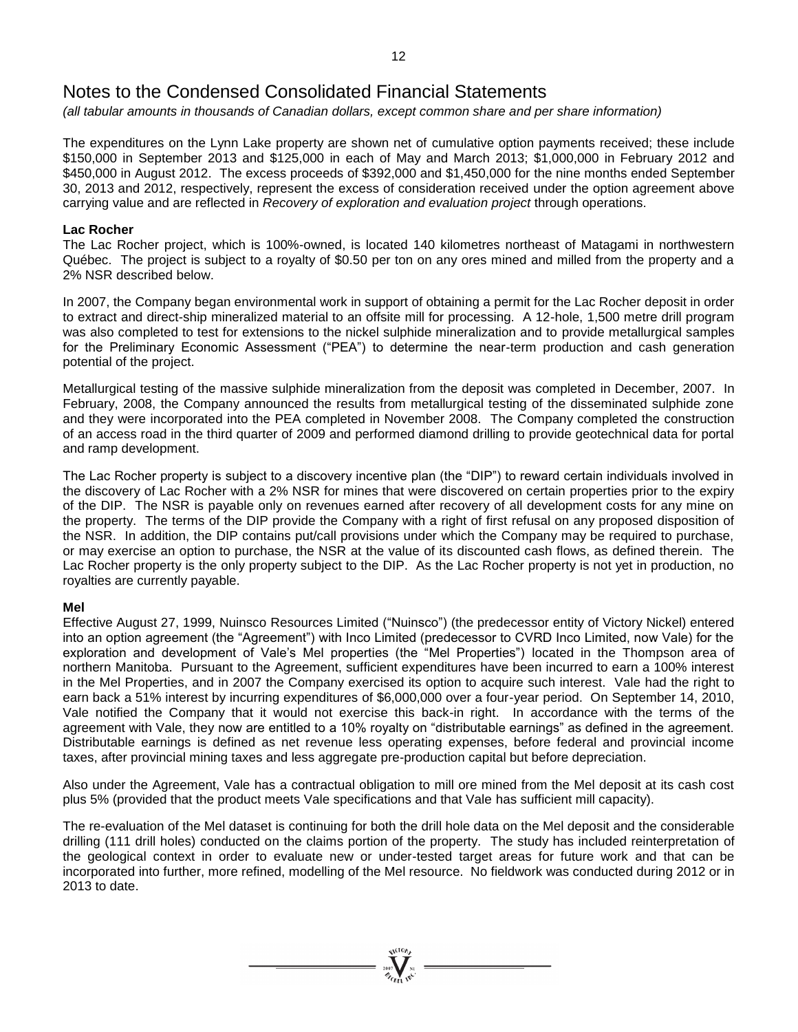# Notes to the Condensed Consolidated Financial Statements

*(all tabular amounts in thousands of Canadian dollars, except common share and per share information)*

The expenditures on the Lynn Lake property are shown net of cumulative option payments received; these include \$150,000 in September 2013 and \$125,000 in each of May and March 2013; \$1,000,000 in February 2012 and \$450,000 in August 2012. The excess proceeds of \$392,000 and \$1,450,000 for the nine months ended September 30, 2013 and 2012, respectively, represent the excess of consideration received under the option agreement above carrying value and are reflected in *Recovery of exploration and evaluation project* through operations.

**Lac Rocher**

The Lac Rocher project, which is 100%-owned, is located 140 kilometres northeast of Matagami in northwestern Québec. The project is subject to a royalty of \$0.50 per ton on any ores mined and milled from the property and a 2% NSR described below.

In 2007, the Company began environmental work in support of obtaining a permit for the Lac Rocher deposit in order to extract and direct-ship mineralized material to an offsite mill for processing. A 12-hole, 1,500 metre drill program was also completed to test for extensions to the nickel sulphide mineralization and to provide metallurgical samples for the Preliminary Economic Assessment ("PEA") to determine the near-term production and cash generation potential of the project.

Metallurgical testing of the massive sulphide mineralization from the deposit was completed in December, 2007. In February, 2008, the Company announced the results from metallurgical testing of the disseminated sulphide zone and they were incorporated into the PEA completed in November 2008. The Company completed the construction of an access road in the third quarter of 2009 and performed diamond drilling to provide geotechnical data for portal and ramp development.

The Lac Rocher property is subject to a discovery incentive plan (the "DIP") to reward certain individuals involved in the discovery of Lac Rocher with a 2% NSR for mines that were discovered on certain properties prior to the expiry of the DIP. The NSR is payable only on revenues earned after recovery of all development costs for any mine on the property. The terms of the DIP provide the Company with a right of first refusal on any proposed disposition of the NSR. In addition, the DIP contains put/call provisions under which the Company may be required to purchase, or may exercise an option to purchase, the NSR at the value of its discounted cash flows, as defined therein. The Lac Rocher property is the only property subject to the DIP. As the Lac Rocher property is not yet in production, no royalties are currently payable.

**Mel**

Effective August 27, 1999, Nuinsco Resources Limited ("Nuinsco") (the predecessor entity of Victory Nickel) entered into an option agreement (the "Agreement") with Inco Limited (predecessor to CVRD Inco Limited, now Vale) for the exploration and development of Vale's Mel properties (the "Mel Properties") located in the Thompson area of northern Manitoba. Pursuant to the Agreement, sufficient expenditures have been incurred to earn a 100% interest in the Mel Properties, and in 2007 the Company exercised its option to acquire such interest. Vale had the right to earn back a 51% interest by incurring expenditures of \$6,000,000 over a four-year period. On September 14, 2010, Vale notified the Company that it would not exercise this back-in right. In accordance with the terms of the agreement with Vale, they now are entitled to a 10% royalty on "distributable earnings" as defined in the agreement. Distributable earnings is defined as net revenue less operating expenses, before federal and provincial income taxes, after provincial mining taxes and less aggregate pre-production capital but before depreciation.

Also under the Agreement, Vale has a contractual obligation to mill ore mined from the Mel deposit at its cash cost plus 5% (provided that the product meets Vale specifications and that Vale has sufficient mill capacity).

The re-evaluation of the Mel dataset is continuing for both the drill hole data on the Mel deposit and the considerable drilling (111 drill holes) conducted on the claims portion of the property. The study has included reinterpretation of the geological context in order to evaluate new or under-tested target areas for future work and that can be incorporated into further, more refined, modelling of the Mel resource. No fieldwork was conducted during 2012 or in 2013 to date.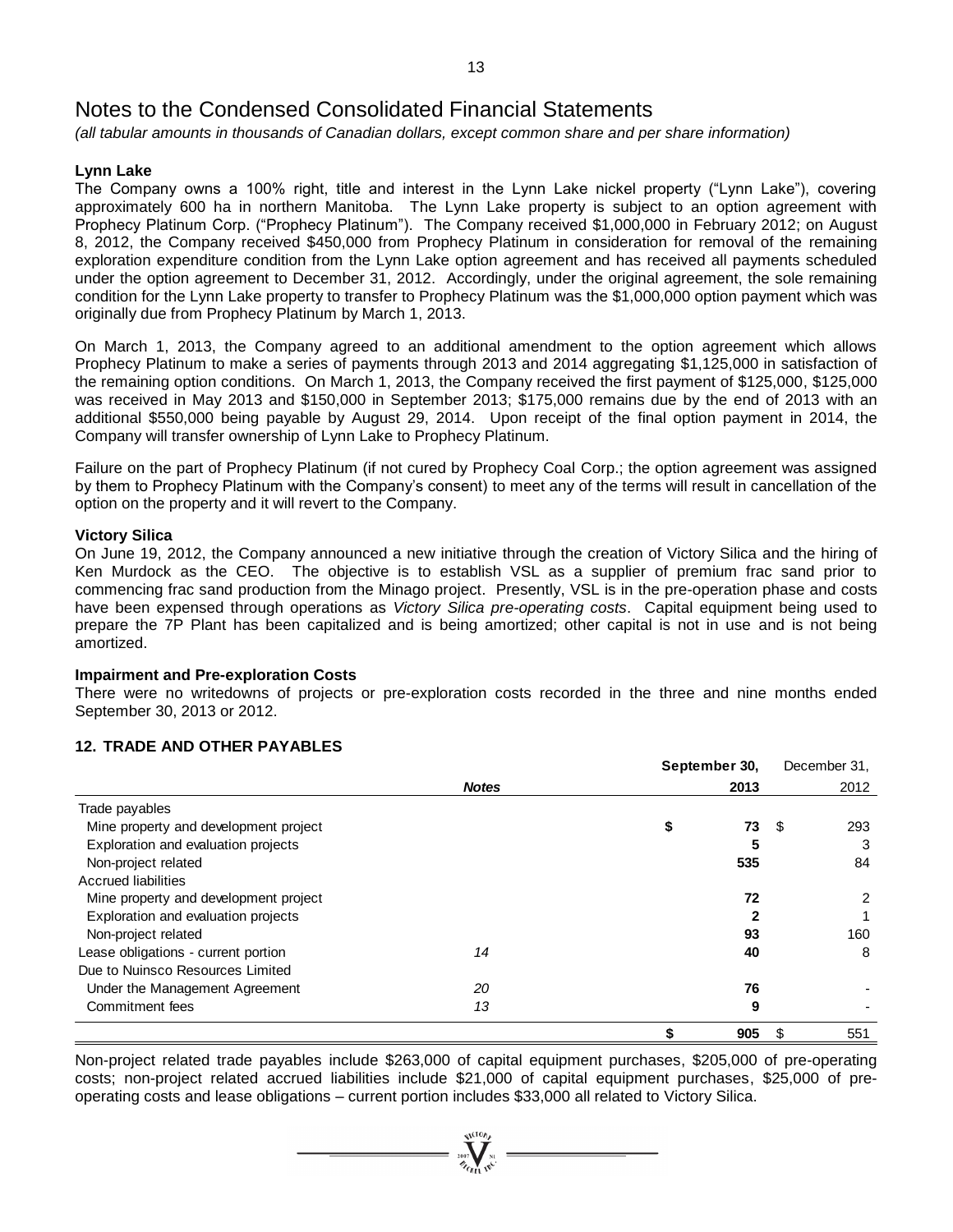# Notes to the Condensed Consolidated Financial Statements

*(all tabular amounts in thousands of Canadian dollars, except common share and per share information)*

**Lynn Lake**

The Company owns a 100% right, title and interest in the Lynn Lake nickel property ("Lynn Lake"), covering approximately 600 ha in northern Manitoba. The Lynn Lake property is subject to an option agreement with Prophecy Platinum Corp. ("Prophecy Platinum"). The Company received $1,000,000 in February 2012; on August 8, 2012, the Company received $450,000 from Prophecy Platinum in consideration for removal of the remaining exploration expenditure condition from the Lynn Lake option agreement and has received all payments scheduled under the option agreement to December 31, 2012. Accordingly, under the original agreement, the sole remaining condition for the Lynn Lake property to transfer to Prophecy Platinum was the $1,000,000 option payment which was originally due from Prophecy Platinum by March 1, 2013.

On March 1, 2013, the Company agreed to an additional amendment to the option agreement which allows Prophecy Platinum to make a series of payments through 2013 and 2014 aggregating $1,125,000 in satisfaction of the remaining option conditions. On March 1, 2013, the Company received the first payment of $125,000, $125,000 was received in May 2013 and $150,000 in September 2013; $175,000 remains due by the end of 2013 with an additional $550,000 being payable by August 29, 2014. Upon receipt of the final option payment in 2014, the Company will transfer ownership of Lynn Lake to Prophecy Platinum.

Failure on the part of Prophecy Platinum (if not cured by Prophecy Coal Corp.; the option agreement was assigned by them to Prophecy Platinum with the Company's consent) to meet any of the terms will result in cancellation of the option on the property and it will revert to the Company.

**Victory Silica**

On June 19, 2012, the Company announced a new initiative through the creation of Victory Silica and the hiring of Ken Murdock as the CEO. The objective is to establish VSL as a supplier of premium frac sand prior to commencing frac sand production from the Minago project. Presently, VSL is in the pre-operation phase and costs have been expensed through operations as *Victory Silica pre-operating costs*. Capital equipment being used to prepare the 7P Plant has been capitalized and is being amortized; other capital is not in use and is not being amortized.

**Impairment and Pre-exploration Costs**

There were no writedowns of projects or pre-exploration costs recorded in the three and nine months ended September 30, 2013 or 2012.

## 12. TRADE AND OTHER PAYABLES

| | *Notes* | **September 30, 2013** | December 31, 2012 |
|---|---|---|---|
| Trade payables | | | |
| Mine property and development project | | **$ 73** | $ 293 |
| Exploration and evaluation projects | | **5** | 3 |
| Non-project related | | **535** | 84 |
| Accrued liabilities | | | |
| Mine property and development project | | **72** | 2 |
| Exploration and evaluation projects | | **2** | 1 |
| Non-project related | | **93** | 160 |
| Lease obligations - current portion | *14* | **40** | 8 |
| Due to Nuinsco Resources Limited | | | |
| Under the Management Agreement | *20* | **76** | - |
| Commitment fees | *13* | **9** | - |
| | | **$ 905** | $ 551 |

Non-project related trade payables include $263,000 of capital equipment purchases, $205,000 of pre-operating costs; non-project related accrued liabilities include $21,000 of capital equipment purchases, $25,000 of pre-operating costs and lease obligations – current portion includes $33,000 all related to Victory Silica.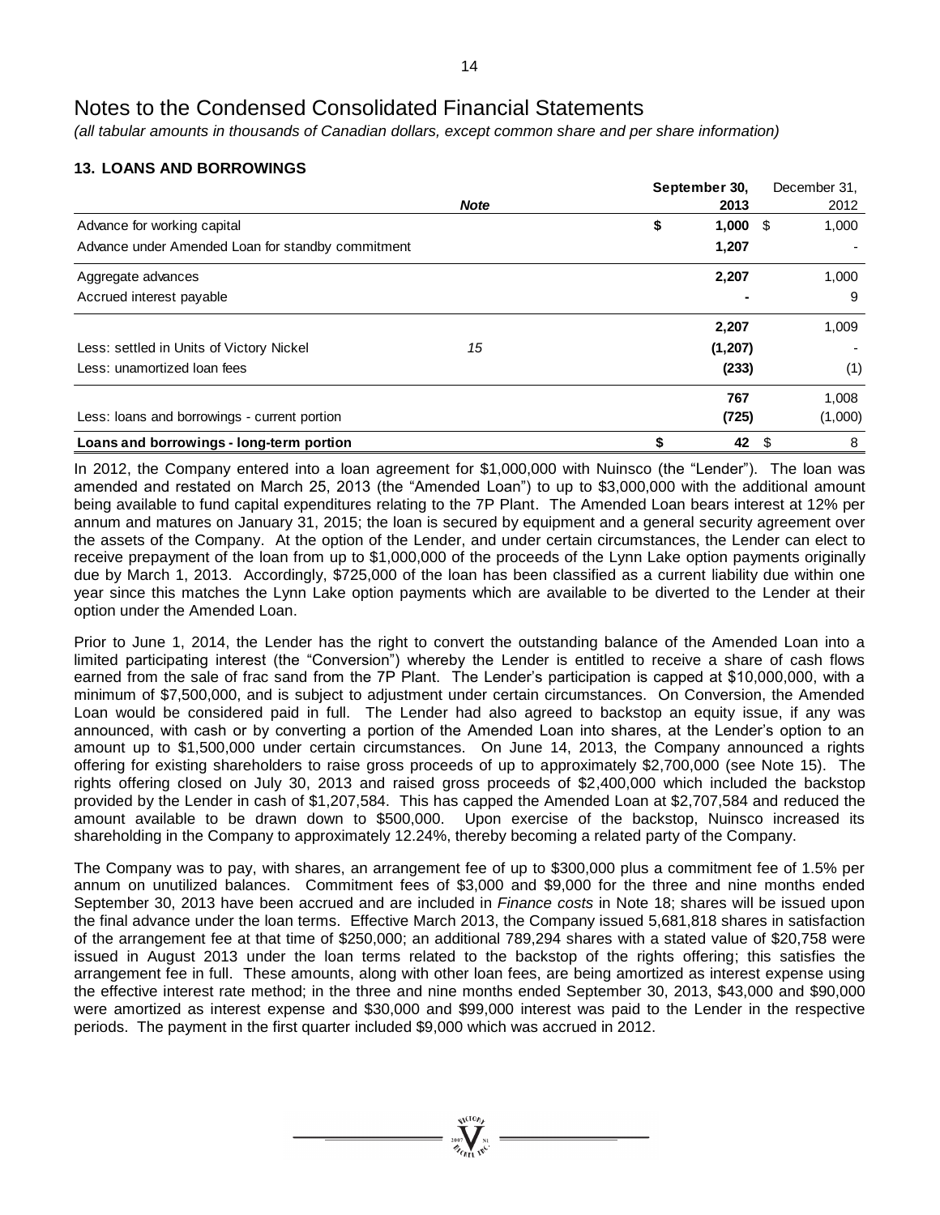# Notes to the Condensed Consolidated Financial Statements

*(all tabular amounts in thousands of Canadian dollars, except common share and per share information)*

## 13. LOANS AND BORROWINGS

| | Note | September 30, 2013 | December 31, 2012 |
|---|---|---|---|
| Advance for working capital | | **$ 1,000** | $ 1,000 |
| Advance under Amended Loan for standby commitment | | **1,207** | - |
| Aggregate advances | | **2,207** | 1,000 |
| Accrued interest payable | | **-** | 9 |
| | | **2,207** | 1,009 |
| Less: settled in Units of Victory Nickel | 15 | **(1,207)** | - |
| Less: unamortized loan fees | | **(233)** | (1) |
| | | **767** | 1,008 |
| Less: loans and borrowings - current portion | | **(725)** | (1,000) |
| **Loans and borrowings - long-term portion** | | **$ 42** | $ 8 |

In 2012, the Company entered into a loan agreement for $1,000,000 with Nuinsco (the "Lender"). The loan was amended and restated on March 25, 2013 (the "Amended Loan") to up to $3,000,000 with the additional amount being available to fund capital expenditures relating to the 7P Plant. The Amended Loan bears interest at 12% per annum and matures on January 31, 2015; the loan is secured by equipment and a general security agreement over the assets of the Company. At the option of the Lender, and under certain circumstances, the Lender can elect to receive prepayment of the loan from up to $1,000,000 of the proceeds of the Lynn Lake option payments originally due by March 1, 2013. Accordingly, $725,000 of the loan has been classified as a current liability due within one year since this matches the Lynn Lake option payments which are available to be diverted to the Lender at their option under the Amended Loan.

Prior to June 1, 2014, the Lender has the right to convert the outstanding balance of the Amended Loan into a limited participating interest (the "Conversion") whereby the Lender is entitled to receive a share of cash flows earned from the sale of frac sand from the 7P Plant. The Lender's participation is capped at $10,000,000, with a minimum of $7,500,000, and is subject to adjustment under certain circumstances. On Conversion, the Amended Loan would be considered paid in full. The Lender had also agreed to backstop an equity issue, if any was announced, with cash or by converting a portion of the Amended Loan into shares, at the Lender's option to an amount up to $1,500,000 under certain circumstances. On June 14, 2013, the Company announced a rights offering for existing shareholders to raise gross proceeds of up to approximately $2,700,000 (see Note 15). The rights offering closed on July 30, 2013 and raised gross proceeds of $2,400,000 which included the backstop provided by the Lender in cash of $1,207,584. This has capped the Amended Loan at $2,707,584 and reduced the amount available to be drawn down to $500,000. Upon exercise of the backstop, Nuinsco increased its shareholding in the Company to approximately 12.24%, thereby becoming a related party of the Company.

The Company was to pay, with shares, an arrangement fee of up to $300,000 plus a commitment fee of 1.5% per annum on unutilized balances. Commitment fees of $3,000 and $9,000 for the three and nine months ended September 30, 2013 have been accrued and are included in *Finance costs* in Note 18; shares will be issued upon the final advance under the loan terms. Effective March 2013, the Company issued 5,681,818 shares in satisfaction of the arrangement fee at that time of $250,000; an additional 789,294 shares with a stated value of $20,758 were issued in August 2013 under the loan terms related to the backstop of the rights offering; this satisfies the arrangement fee in full. These amounts, along with other loan fees, are being amortized as interest expense using the effective interest rate method; in the three and nine months ended September 30, 2013, $43,000 and $90,000 were amortized as interest expense and $30,000 and $99,000 interest was paid to the Lender in the respective periods. The payment in the first quarter included $9,000 which was accrued in 2012.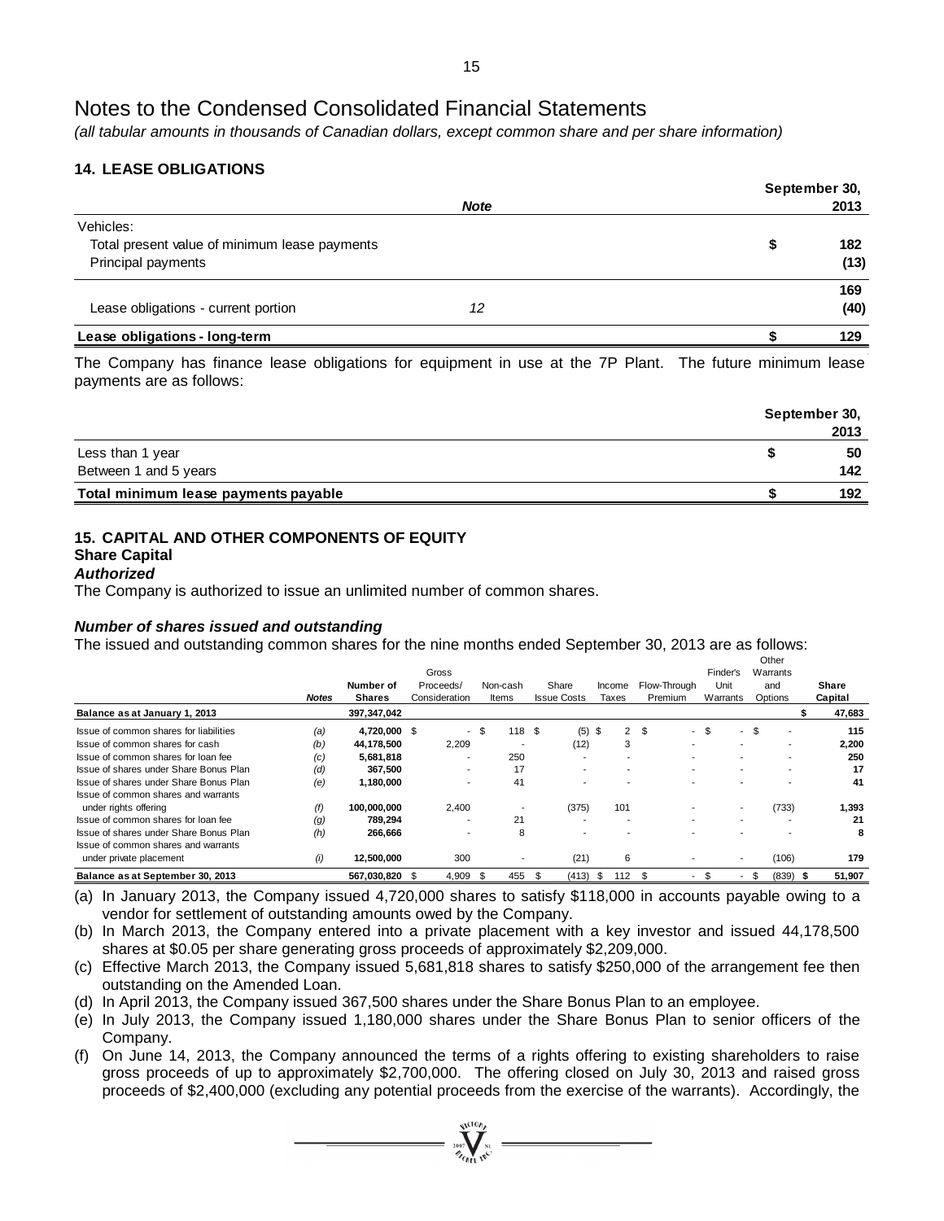# Notes to the Condensed Consolidated Financial Statements

*(all tabular amounts in thousands of Canadian dollars, except common share and per share information)*

## 14. LEASE OBLIGATIONS

| | Note | September 30, 2013 |
|---|---|---|
| Vehicles: | | |
| Total present value of minimum lease payments | | $ 182 |
| Principal payments | | (13) |
| | | 169 |
| Lease obligations - current portion | 12 | (40) |
| **Lease obligations - long-term** | | **$ 129** |

The Company has finance lease obligations for equipment in use at the 7P Plant. The future minimum lease payments are as follows:

| | September 30, 2013 |
|---|---|
| Less than 1 year | $ 50 |
| Between 1 and 5 years | 142 |
| **Total minimum lease payments payable** | **$ 192** |

## 15. CAPITAL AND OTHER COMPONENTS OF EQUITY

### Share Capital

***Authorized***

The Company is authorized to issue an unlimited number of common shares.

***Number of shares issued and outstanding***

The issued and outstanding common shares for the nine months ended September 30, 2013 are as follows:

| | Notes | Number of Shares | Gross Proceeds/ Consideration | Non-cash Items | Share Issue Costs | Income Taxes | Flow-Through Premium | Finder's Unit Warrants | Other Warrants and Options | Share Capital |
|---|---|---|---|---|---|---|---|---|---|---|
| **Balance as at January 1, 2013** | | 397,347,042 | | | | | | | | $ 47,683 |
| Issue of common shares for liabilities | (a) | 4,720,000 | $ - | $ 118 | $ (5) | $ 2 | $ - | $ - | $ - | 115 |
| Issue of common shares for cash | (b) | 44,178,500 | 2,209 | - | (12) | 3 | - | - | - | 2,200 |
| Issue of common shares for loan fee | (c) | 5,681,818 | - | 250 | - | - | - | - | - | 250 |
| Issue of shares under Share Bonus Plan | (d) | 367,500 | - | 17 | - | - | - | - | - | 17 |
| Issue of shares under Share Bonus Plan | (e) | 1,180,000 | - | 41 | - | - | - | - | - | 41 |
| Issue of common shares and warrants under rights offering | (f) | 100,000,000 | 2,400 | - | (375) | 101 | - | - | (733) | 1,393 |
| Issue of common shares for loan fee | (g) | 789,294 | - | 21 | - | - | - | - | - | 21 |
| Issue of shares under Share Bonus Plan | (h) | 266,666 | - | 8 | - | - | - | - | - | 8 |
| Issue of common shares and warrants under private placement | (i) | 12,500,000 | 300 | - | (21) | 6 | - | - | (106) | 179 |
| **Balance as at September 30, 2013** | | 567,030,820 | $ 4,909 | $ 455 | $ (413) | $ 112 | $ - | $ - | $ (839) | $ 51,907 |

(a) In January 2013, the Company issued 4,720,000 shares to satisfy $118,000 in accounts payable owing to a vendor for settlement of outstanding amounts owed by the Company.

(b) In March 2013, the Company entered into a private placement with a key investor and issued 44,178,500 shares at $0.05 per share generating gross proceeds of approximately $2,209,000.

(c) Effective March 2013, the Company issued 5,681,818 shares to satisfy $250,000 of the arrangement fee then outstanding on the Amended Loan.

(d) In April 2013, the Company issued 367,500 shares under the Share Bonus Plan to an employee.

(e) In July 2013, the Company issued 1,180,000 shares under the Share Bonus Plan to senior officers of the Company.

(f) On June 14, 2013, the Company announced the terms of a rights offering to existing shareholders to raise gross proceeds of up to approximately $2,700,000. The offering closed on July 30, 2013 and raised gross proceeds of $2,400,000 (excluding any potential proceeds from the exercise of the warrants). Accordingly, the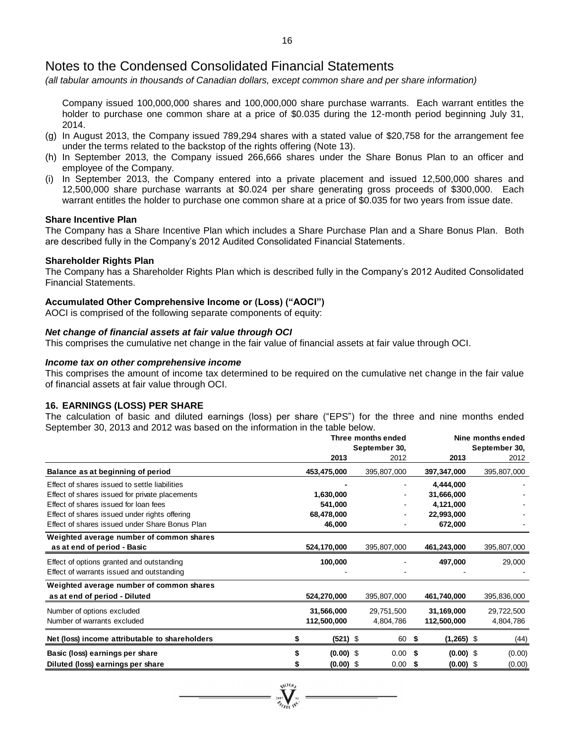# Notes to the Condensed Consolidated Financial Statements

*(all tabular amounts in thousands of Canadian dollars, except common share and per share information)*

Company issued 100,000,000 shares and 100,000,000 share purchase warrants. Each warrant entitles the holder to purchase one common share at a price of $0.035 during the 12-month period beginning July 31, 2014.

(g) In August 2013, the Company issued 789,294 shares with a stated value of $20,758 for the arrangement fee under the terms related to the backstop of the rights offering (Note 13).

(h) In September 2013, the Company issued 266,666 shares under the Share Bonus Plan to an officer and employee of the Company.

(i) In September 2013, the Company entered into a private placement and issued 12,500,000 shares and 12,500,000 share purchase warrants at $0.024 per share generating gross proceeds of $300,000. Each warrant entitles the holder to purchase one common share at a price of $0.035 for two years from issue date.

**Share Incentive Plan**

The Company has a Share Incentive Plan which includes a Share Purchase Plan and a Share Bonus Plan. Both are described fully in the Company's 2012 Audited Consolidated Financial Statements.

**Shareholder Rights Plan**

The Company has a Shareholder Rights Plan which is described fully in the Company's 2012 Audited Consolidated Financial Statements.

**Accumulated Other Comprehensive Income or (Loss) ("AOCI")**

AOCI is comprised of the following separate components of equity:

***Net change of financial assets at fair value through OCI***

This comprises the cumulative net change in the fair value of financial assets at fair value through OCI.

***Income tax on other comprehensive income***

This comprises the amount of income tax determined to be required on the cumulative net change in the fair value of financial assets at fair value through OCI.

## 16. EARNINGS (LOSS) PER SHARE

The calculation of basic and diluted earnings (loss) per share ("EPS") for the three and nine months ended September 30, 2013 and 2012 was based on the information in the table below.

| | Three months ended September 30, | | Nine months ended September 30, | |
|---|---|---|---|---|
| | **2013** | 2012 | **2013** | 2012 |
| **Balance as at beginning of period** | **453,475,000** | 395,807,000 | **397,347,000** | 395,807,000 |
| Effect of shares issued to settle liabilities | **-** | - | **4,444,000** | - |
| Effect of shares issued for private placements | **1,630,000** | - | **31,666,000** | - |
| Effect of shares issued for loan fees | **541,000** | - | **4,121,000** | - |
| Effect of shares issued under rights offering | **68,478,000** | - | **22,993,000** | - |
| Effect of shares issued under Share Bonus Plan | **46,000** | - | **672,000** | - |
| **Weighted average number of common shares as at end of period - Basic** | **524,170,000** | 395,807,000 | **461,243,000** | 395,807,000 |
| Effect of options granted and outstanding | **100,000** | - | **497,000** | 29,000 |
| Effect of warrants issued and outstanding | - | - | - | - |
| **Weighted average number of common shares as at end of period - Diluted** | **524,270,000** | 395,807,000 | **461,740,000** | 395,836,000 |
| Number of options excluded | **31,566,000** | 29,751,500 | **31,169,000** | 29,722,500 |
| Number of warrants excluded | **112,500,000** | 4,804,786 | **112,500,000** | 4,804,786 |
| **Net (loss) income attributable to shareholders** | **$ (521)** | $ 60 | **$ (1,265)** | $ (44) |
| **Basic (loss) earnings per share** | **$ (0.00)** | $ 0.00 | **$ (0.00)** | $ (0.00) |
| **Diluted (loss) earnings per share** | **$ (0.00)** | $ 0.00 | **$ (0.00)** | $ (0.00) |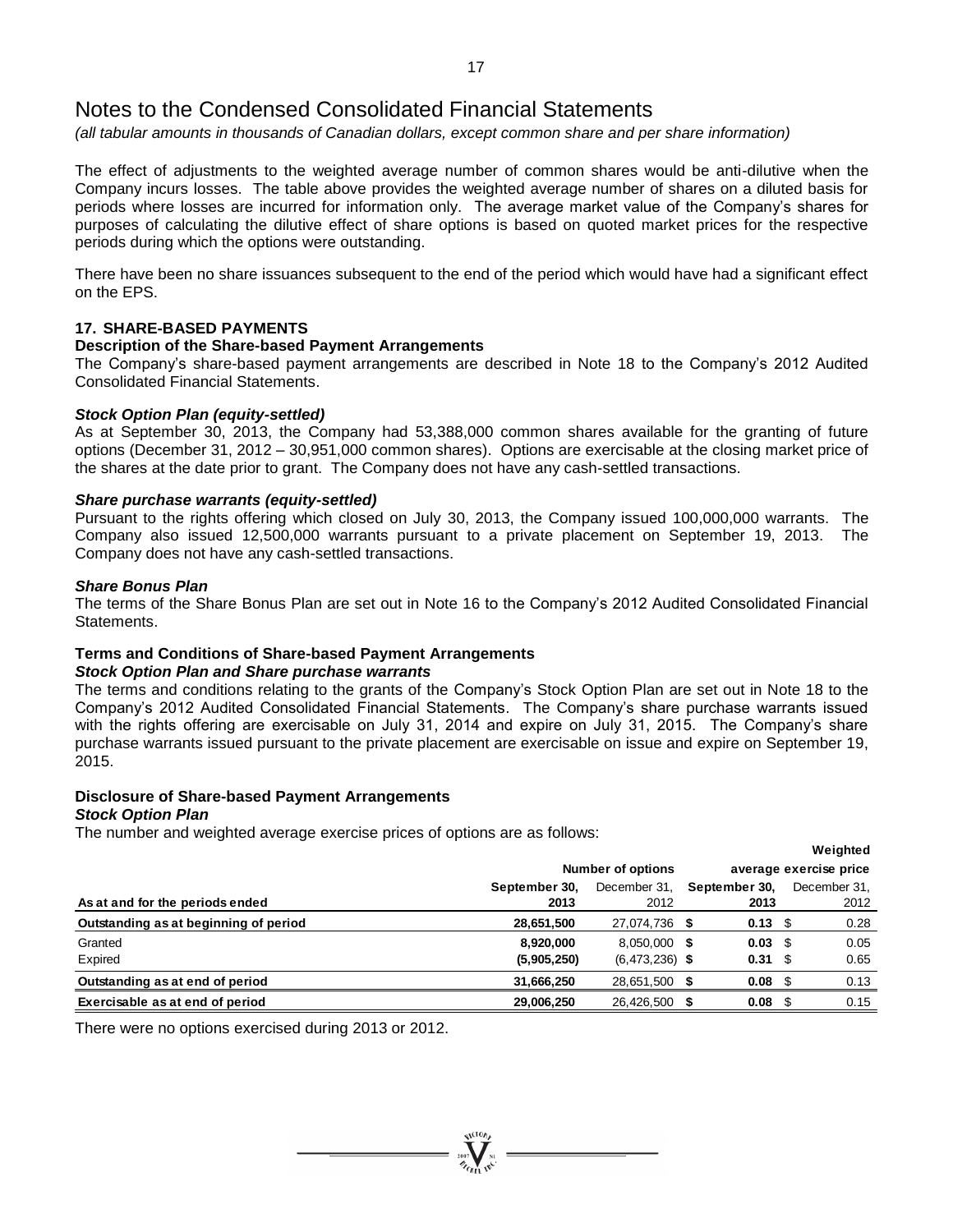# Notes to the Condensed Consolidated Financial Statements

*(all tabular amounts in thousands of Canadian dollars, except common share and per share information)*

The effect of adjustments to the weighted average number of common shares would be anti-dilutive when the Company incurs losses. The table above provides the weighted average number of shares on a diluted basis for periods where losses are incurred for information only. The average market value of the Company's shares for purposes of calculating the dilutive effect of share options is based on quoted market prices for the respective periods during which the options were outstanding.

There have been no share issuances subsequent to the end of the period which would have had a significant effect on the EPS.

## 17. SHARE-BASED PAYMENTS

### Description of the Share-based Payment Arrangements

The Company's share-based payment arrangements are described in Note 18 to the Company's 2012 Audited Consolidated Financial Statements.

***Stock Option Plan (equity-settled)***

As at September 30, 2013, the Company had 53,388,000 common shares available for the granting of future options (December 31, 2012 – 30,951,000 common shares). Options are exercisable at the closing market price of the shares at the date prior to grant. The Company does not have any cash-settled transactions.

***Share purchase warrants (equity-settled)***

Pursuant to the rights offering which closed on July 30, 2013, the Company issued 100,000,000 warrants. The Company also issued 12,500,000 warrants pursuant to a private placement on September 19, 2013. The Company does not have any cash-settled transactions.

***Share Bonus Plan***

The terms of the Share Bonus Plan are set out in Note 16 to the Company's 2012 Audited Consolidated Financial Statements.

### Terms and Conditions of Share-based Payment Arrangements

***Stock Option Plan and Share purchase warrants***

The terms and conditions relating to the grants of the Company's Stock Option Plan are set out in Note 18 to the Company's 2012 Audited Consolidated Financial Statements. The Company's share purchase warrants issued with the rights offering are exercisable on July 31, 2014 and expire on July 31, 2015. The Company's share purchase warrants issued pursuant to the private placement are exercisable on issue and expire on September 19, 2015.

### Disclosure of Share-based Payment Arrangements

***Stock Option Plan***

The number and weighted average exercise prices of options are as follows:

| | Number of options | | Weighted average exercise price | |
|---|---|---|---|---|
| **As at and for the periods ended** | **September 30, 2013** | December 31, 2012 | **September 30, 2013** | December 31, 2012 |
| **Outstanding as at beginning of period** | **28,651,500** | 27,074,736 | **$ 0.13** | $ 0.28 |
| Granted | **8,920,000** | 8,050,000 | **$ 0.03** | $ 0.05 |
| Expired | **(5,905,250)** | (6,473,236) | **$ 0.31** | $ 0.65 |
| **Outstanding as at end of period** | **31,666,250** | 28,651,500 | **$ 0.08** | $ 0.13 |
| **Exercisable as at end of period** | **29,006,250** | 26,426,500 | **$ 0.08** | $ 0.15 |

There were no options exercised during 2013 or 2012.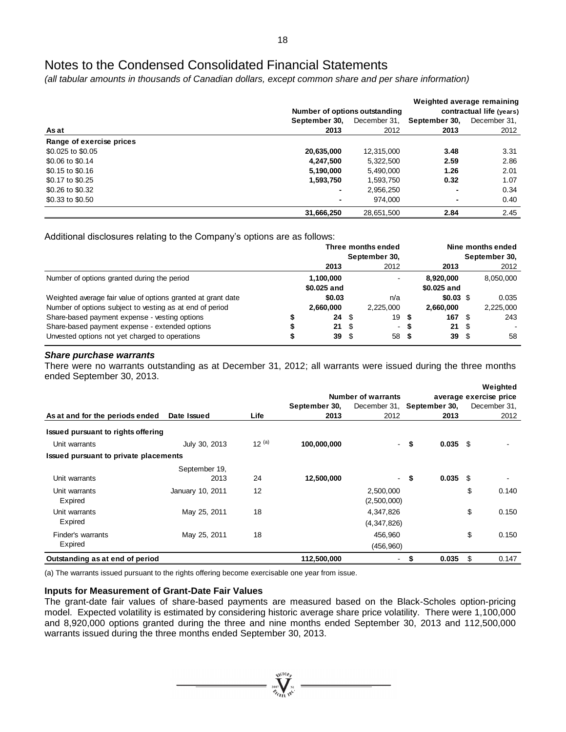# Notes to the Condensed Consolidated Financial Statements

*(all tabular amounts in thousands of Canadian dollars, except common share and per share information)*

| As at | Number of options outstanding | | Weighted average remaining contractual life (years) | |
|---|---|---|---|---|
| | **September 30, 2013** | December 31, 2012 | **September 30, 2013** | December 31, 2012 |
| **Range of exercise prices** | | | | |
| \$0.025 to \$0.05 | **20,635,000** | 12,315,000 | **3.48** | 3.31 |
| \$0.06 to \$0.14 | **4,247,500** | 5,322,500 | **2.59** | 2.86 |
| \$0.15 to \$0.16 | **5,190,000** | 5,490,000 | **1.26** | 2.01 |
| \$0.17 to \$0.25 | **1,593,750** | 1,593,750 | **0.32** | 1.07 |
| \$0.26 to \$0.32 | **-** | 2,956,250 | **-** | 0.34 |
| \$0.33 to \$0.50 | **-** | 974,000 | **-** | 0.40 |
| | **31,666,250** | 28,651,500 | **2.84** | 2.45 |

Additional disclosures relating to the Company's options are as follows:

| | Three months ended September 30, | | Nine months ended September 30, | |
|---|---|---|---|---|
| | **2013** | 2012 | **2013** | 2012 |
| Number of options granted during the period | **1,100,000** | - | **8,920,000** | 8,050,000 |
| Weighted average fair value of options granted at grant date | **\$0.025 and \$0.03** | n/a | **\$0.025 and \$0.03** | \$ 0.035 |
| Number of options subject to vesting as at end of period | **2,660,000** | 2,225,000 | **2,660,000** | 2,225,000 |
| Share-based payment expense - vesting options | **\$ 24** | \$ 19 | **\$ 167** | \$ 243 |
| Share-based payment expense - extended options | **\$ 21** | \$ - | **\$ 21** | \$ - |
| Unvested options not yet charged to operations | **\$ 39** | \$ 58 | **\$ 39** | \$ 58 |

### *Share purchase warrants*

There were no warrants outstanding as at December 31, 2012; all warrants were issued during the three months ended September 30, 2013.

| As at and for the periods ended | Date Issued | Life | Number of warrants | | Weighted average exercise price | |
|---|---|---|---|---|---|---|
| | | | **September 30, 2013** | December 31, 2012 | **September 30, 2013** | December 31, 2012 |
| **Issued pursuant to rights offering** | | | | | | |
| Unit warrants | July 30, 2013 | 12 [(a)] | **100,000,000** | - | **\$ 0.035** | \$ - |
| **Issued pursuant to private placements** | | | | | | |
| Unit warrants | September 19, 2013 | 24 | **12,500,000** | - | **\$ 0.035** | \$ - |
| Unit warrants | January 10, 2011 | 12 | | 2,500,000 | | \$ 0.140 |
| Expired | | | | (2,500,000) | | |
| Unit warrants | May 25, 2011 | 18 | | 4,347,826 | | \$ 0.150 |
| Expired | | | | (4,347,826) | | |
| Finder's warrants | May 25, 2011 | 18 | | 456,960 | | \$ 0.150 |
| Expired | | | | (456,960) | | |
| **Outstanding as at end of period** | | | **112,500,000** | - | **\$ 0.035** | \$ 0.147 |

(a) The warrants issued pursuant to the rights offering become exercisable one year from issue.

### Inputs for Measurement of Grant-Date Fair Values

The grant-date fair values of share-based payments are measured based on the Black-Scholes option-pricing model. Expected volatility is estimated by considering historic average share price volatility. There were 1,100,000 and 8,920,000 options granted during the three and nine months ended September 30, 2013 and 112,500,000 warrants issued during the three months ended September 30, 2013.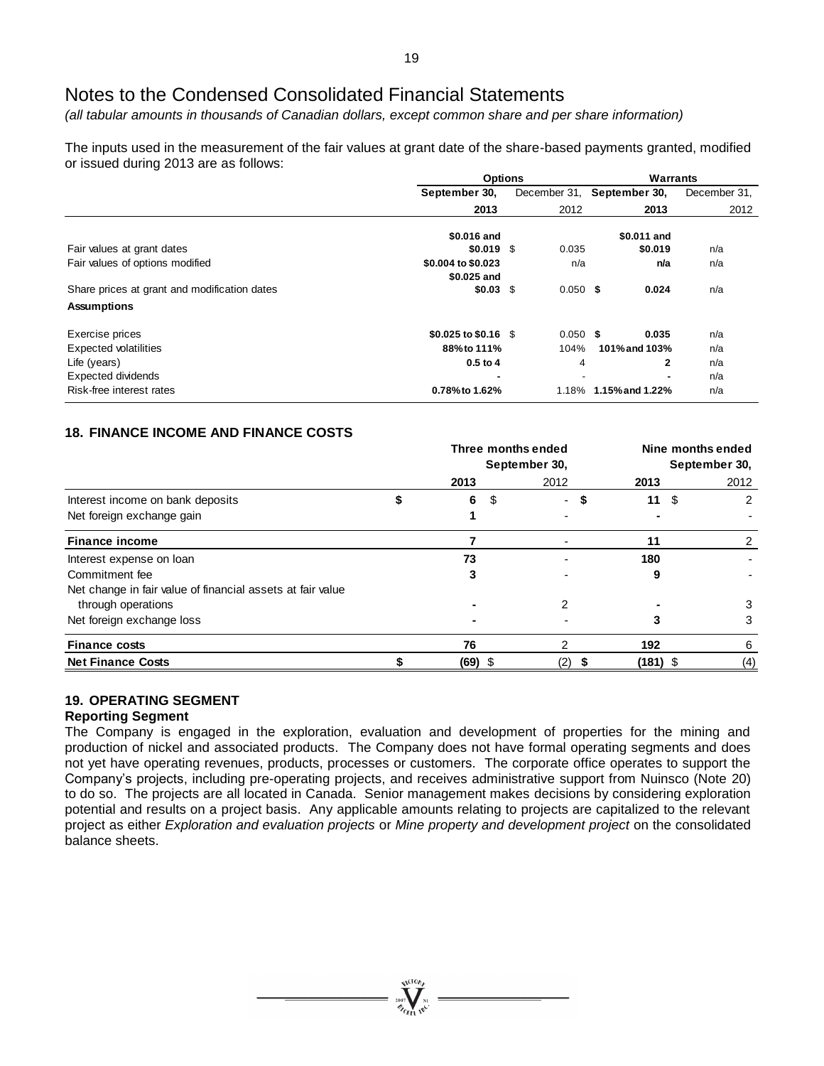# Notes to the Condensed Consolidated Financial Statements

*(all tabular amounts in thousands of Canadian dollars, except common share and per share information)*

The inputs used in the measurement of the fair values at grant date of the share-based payments granted, modified or issued during 2013 are as follows:

| | Options | | Warrants | |
|---|---|---|---|---|
| | **September 30, 2013** | December 31, 2012 | **September 30, 2013** | December 31, 2012 |
| Fair values at grant dates | **$0.016 and $0.019** | $ 0.035 | **$0.011 and $0.019** | n/a |
| Fair values of options modified | **$0.004 to $0.023** | n/a | **n/a** | n/a |
| Share prices at grant and modification dates | **$0.025 and $0.03** | $ 0.050 | **$ 0.024** | n/a |
| **Assumptions** | | | | |
| Exercise prices | **$0.025 to $0.16** | $ 0.050 | **$ 0.035** | n/a |
| Expected volatilities | **88% to 111%** | 104% | **101% and 103%** | n/a |
| Life (years) | **0.5 to 4** | 4 | **2** | n/a |
| Expected dividends | **-** | - | **-** | n/a |
| Risk-free interest rates | **0.78% to 1.62%** | 1.18% | **1.15% and 1.22%** | n/a |

## 18. FINANCE INCOME AND FINANCE COSTS

| | Three months ended September 30, | | Nine months ended September 30, | |
|---|---|---|---|---|
| | **2013** | 2012 | **2013** | 2012 |
| Interest income on bank deposits | **$ 6** | $ - | **$ 11** | $ 2 |
| Net foreign exchange gain | **1** | - | **-** | - |
| **Finance income** | **7** | - | **11** | 2 |
| Interest expense on loan | **73** | - | **180** | - |
| Commitment fee | **3** | - | **9** | - |
| Net change in fair value of financial assets at fair value through operations | **-** | 2 | **-** | 3 |
| Net foreign exchange loss | **-** | - | **3** | 3 |
| **Finance costs** | **76** | 2 | **192** | 6 |
| **Net Finance Costs** | **$ (69)** | $ (2) | **$ (181)** | $ (4) |

## 19. OPERATING SEGMENT

### Reporting Segment

The Company is engaged in the exploration, evaluation and development of properties for the mining and production of nickel and associated products. The Company does not have formal operating segments and does not yet have operating revenues, products, processes or customers. The corporate office operates to support the Company's projects, including pre-operating projects, and receives administrative support from Nuinsco (Note 20) to do so. The projects are all located in Canada. Senior management makes decisions by considering exploration potential and results on a project basis. Any applicable amounts relating to projects are capitalized to the relevant project as either *Exploration and evaluation projects* or *Mine property and development project* on the consolidated balance sheets.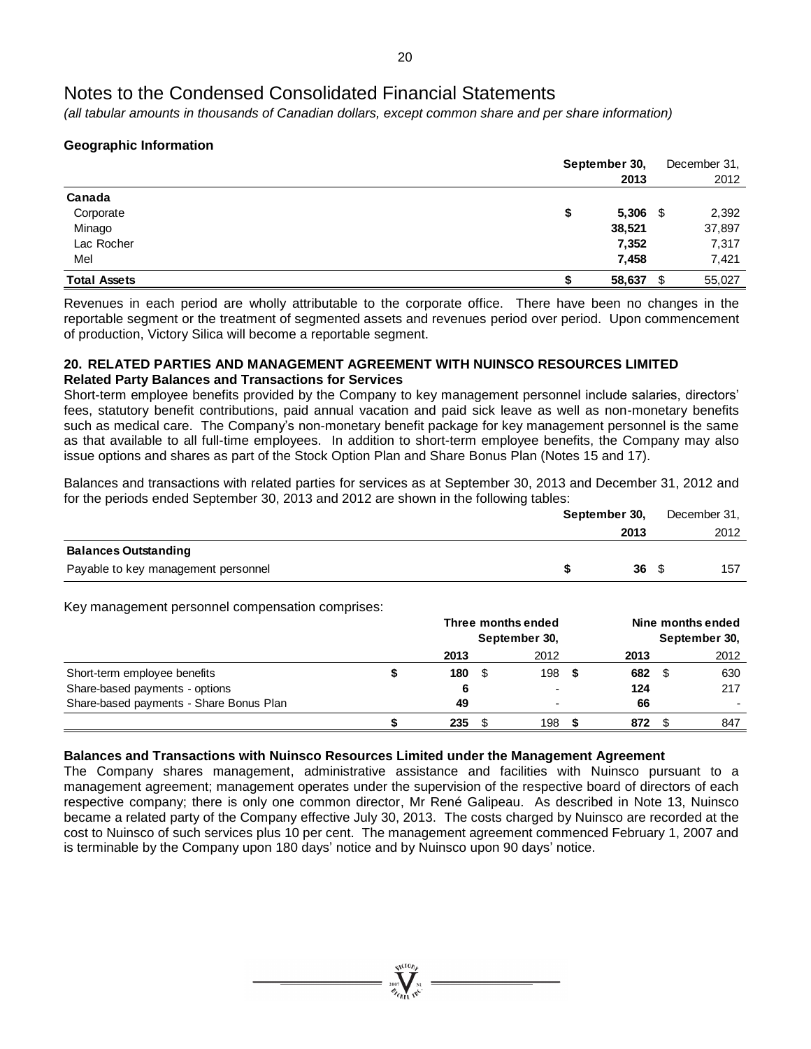# Notes to the Condensed Consolidated Financial Statements

*(all tabular amounts in thousands of Canadian dollars, except common share and per share information)*

### Geographic Information

| | September 30, 2013 | December 31, 2012 |
|---|---|---|
| **Canada** | | |
| Corporate | **$ 5,306** | $ 2,392 |
| Minago | **38,521** | 37,897 |
| Lac Rocher | **7,352** | 7,317 |
| Mel | **7,458** | 7,421 |
| **Total Assets** | **$ 58,637** | $ 55,027 |

Revenues in each period are wholly attributable to the corporate office. There have been no changes in the reportable segment or the treatment of segmented assets and revenues period over period. Upon commencement of production, Victory Silica will become a reportable segment.

## 20. RELATED PARTIES AND MANAGEMENT AGREEMENT WITH NUINSCO RESOURCES LIMITED

### Related Party Balances and Transactions for Services

Short-term employee benefits provided by the Company to key management personnel include salaries, directors' fees, statutory benefit contributions, paid annual vacation and paid sick leave as well as non-monetary benefits such as medical care. The Company's non-monetary benefit package for key management personnel is the same as that available to all full-time employees. In addition to short-term employee benefits, the Company may also issue options and shares as part of the Stock Option Plan and Share Bonus Plan (Notes 15 and 17).

Balances and transactions with related parties for services as at September 30, 2013 and December 31, 2012 and for the periods ended September 30, 2013 and 2012 are shown in the following tables:

| | September 30, 2013 | December 31, 2012 |
|---|---|---|
| **Balances Outstanding** | | |
| Payable to key management personnel | **$ 36** | $ 157 |

Key management personnel compensation comprises:

| | Three months ended September 30, | | Nine months ended September 30, | |
|---|---|---|---|---|
| | 2013 | 2012 | 2013 | 2012 |
| Short-term employee benefits | **$ 180** | $ 198 | **$ 682** | $ 630 |
| Share-based payments - options | **6** | - | **124** | 217 |
| Share-based payments - Share Bonus Plan | **49** | - | **66** | - |
| | **$ 235** | $ 198 | **$ 872** | $ 847 |

### Balances and Transactions with Nuinsco Resources Limited under the Management Agreement

The Company shares management, administrative assistance and facilities with Nuinsco pursuant to a management agreement; management operates under the supervision of the respective board of directors of each respective company; there is only one common director, Mr René Galipeau. As described in Note 13, Nuinsco became a related party of the Company effective July 30, 2013. The costs charged by Nuinsco are recorded at the cost to Nuinsco of such services plus 10 per cent. The management agreement commenced February 1, 2007 and is terminable by the Company upon 180 days' notice and by Nuinsco upon 90 days' notice.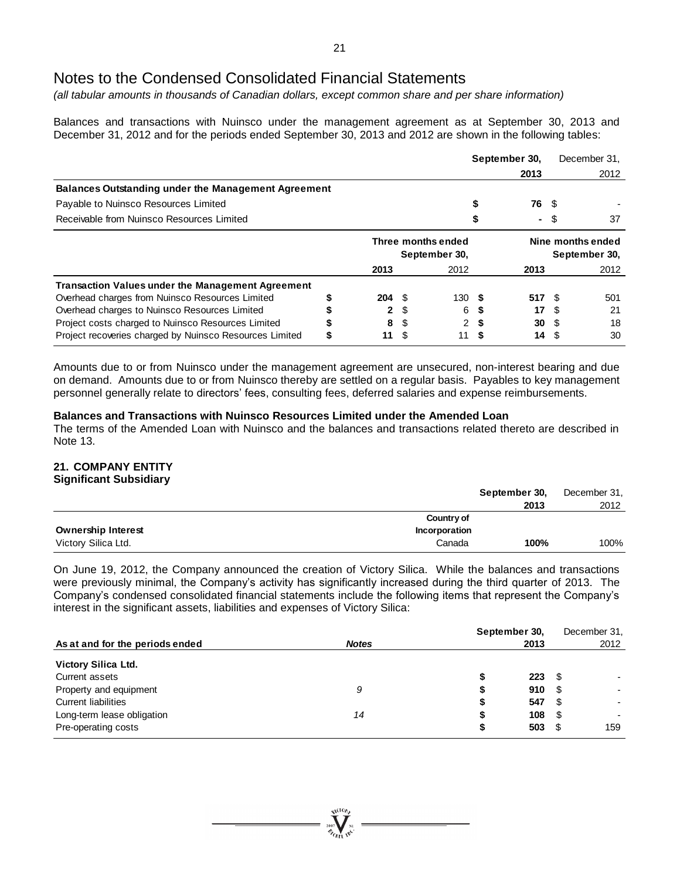# Notes to the Condensed Consolidated Financial Statements

*(all tabular amounts in thousands of Canadian dollars, except common share and per share information)*

Balances and transactions with Nuinsco under the management agreement as at September 30, 2013 and December 31, 2012 and for the periods ended September 30, 2013 and 2012 are shown in the following tables:

| | September 30, 2013 | December 31, 2012 |
|---|---|---|
| **Balances Outstanding under the Management Agreement** | | |
| Payable to Nuinsco Resources Limited | $ **76** | $ - |
| Receivable from Nuinsco Resources Limited | $ **-** | $ 37 |

| | Three months ended September 30, | | Nine months ended September 30, | |
|---|---|---|---|---|
| | **2013** | 2012 | **2013** | 2012 |
| **Transaction Values under the Management Agreement** | | | | |
| Overhead charges from Nuinsco Resources Limited | $ **204** | $ 130 | $ **517** | $ 501 |
| Overhead charges to Nuinsco Resources Limited | $ **2** | $ 6 | $ **17** | $ 21 |
| Project costs charged to Nuinsco Resources Limited | $ **8** | $ 2 | $ **30** | $ 18 |
| Project recoveries charged by Nuinsco Resources Limited | $ **11** | $ 11 | $ **14** | $ 30 |

Amounts due to or from Nuinsco under the management agreement are unsecured, non-interest bearing and due on demand. Amounts due to or from Nuinsco thereby are settled on a regular basis. Payables to key management personnel generally relate to directors' fees, consulting fees, deferred salaries and expense reimbursements.

**Balances and Transactions with Nuinsco Resources Limited under the Amended Loan**

The terms of the Amended Loan with Nuinsco and the balances and transactions related thereto are described in Note 13.

## 21. COMPANY ENTITY

**Significant Subsidiary**

| Ownership Interest | Country of Incorporation | September 30, 2013 | December 31, 2012 |
|---|---|---|---|
| Victory Silica Ltd. | Canada | **100%** | 100% |

On June 19, 2012, the Company announced the creation of Victory Silica. While the balances and transactions were previously minimal, the Company's activity has significantly increased during the third quarter of 2013. The Company's condensed consolidated financial statements include the following items that represent the Company's interest in the significant assets, liabilities and expenses of Victory Silica:

| As at and for the periods ended | Notes | September 30, 2013 | December 31, 2012 |
|---|---|---|---|
| **Victory Silica Ltd.** | | | |
| Current assets | | $ **223** | $ - |
| Property and equipment | 9 | $ **910** | $ - |
| Current liabilities | | $ **547** | $ - |
| Long-term lease obligation | 14 | $ **108** | $ - |
| Pre-operating costs | | $ **503** | $ 159 |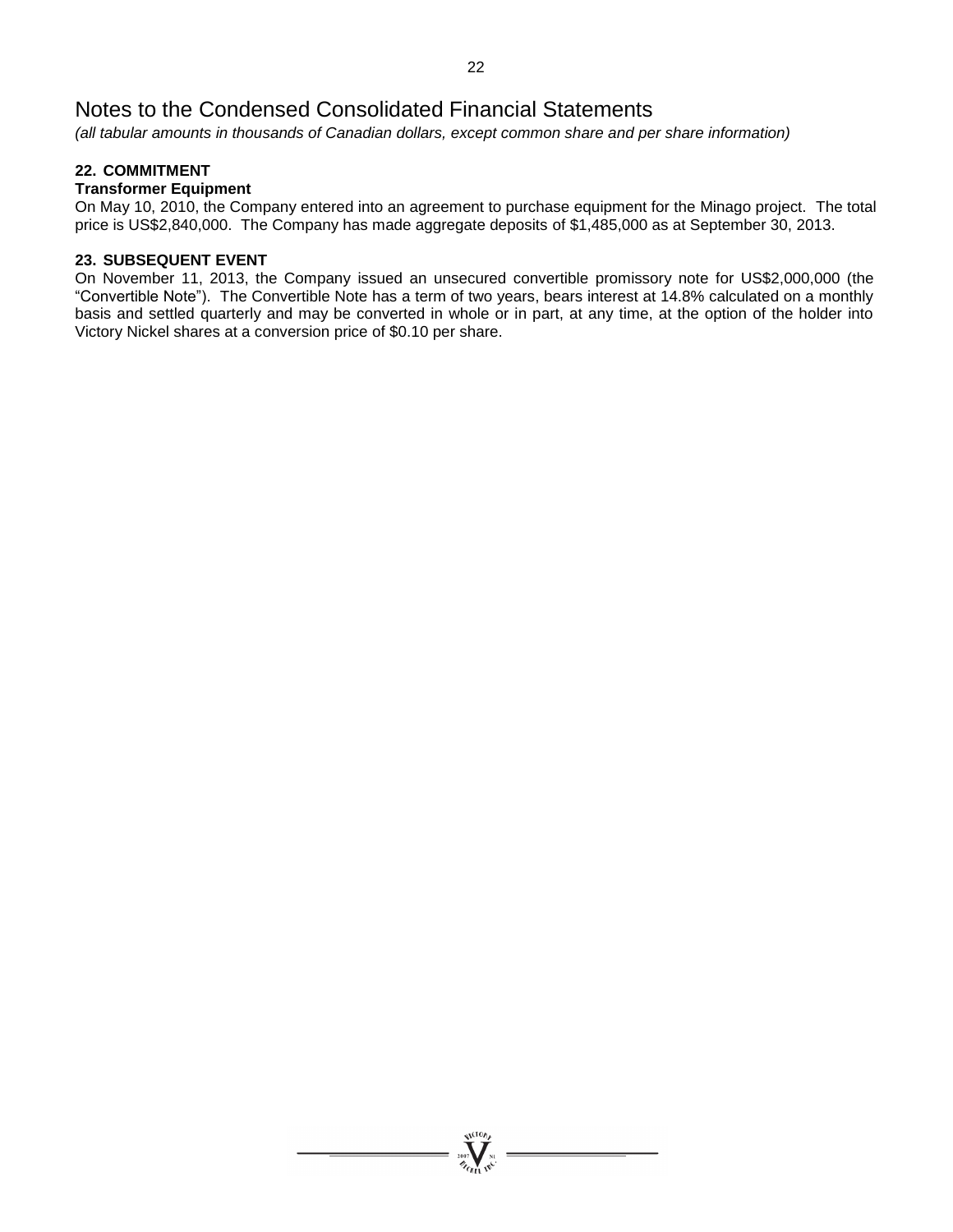# Notes to the Condensed Consolidated Financial Statements

*(all tabular amounts in thousands of Canadian dollars, except common share and per share information)*

## 22. COMMITMENT

**Transformer Equipment**

On May 10, 2010, the Company entered into an agreement to purchase equipment for the Minago project. The total price is US$2,840,000. The Company has made aggregate deposits of $1,485,000 as at September 30, 2013.

## 23. SUBSEQUENT EVENT

On November 11, 2013, the Company issued an unsecured convertible promissory note for US$2,000,000 (the "Convertible Note"). The Convertible Note has a term of two years, bears interest at 14.8% calculated on a monthly basis and settled quarterly and may be converted in whole or in part, at any time, at the option of the holder into Victory Nickel shares at a conversion price of $0.10 per share.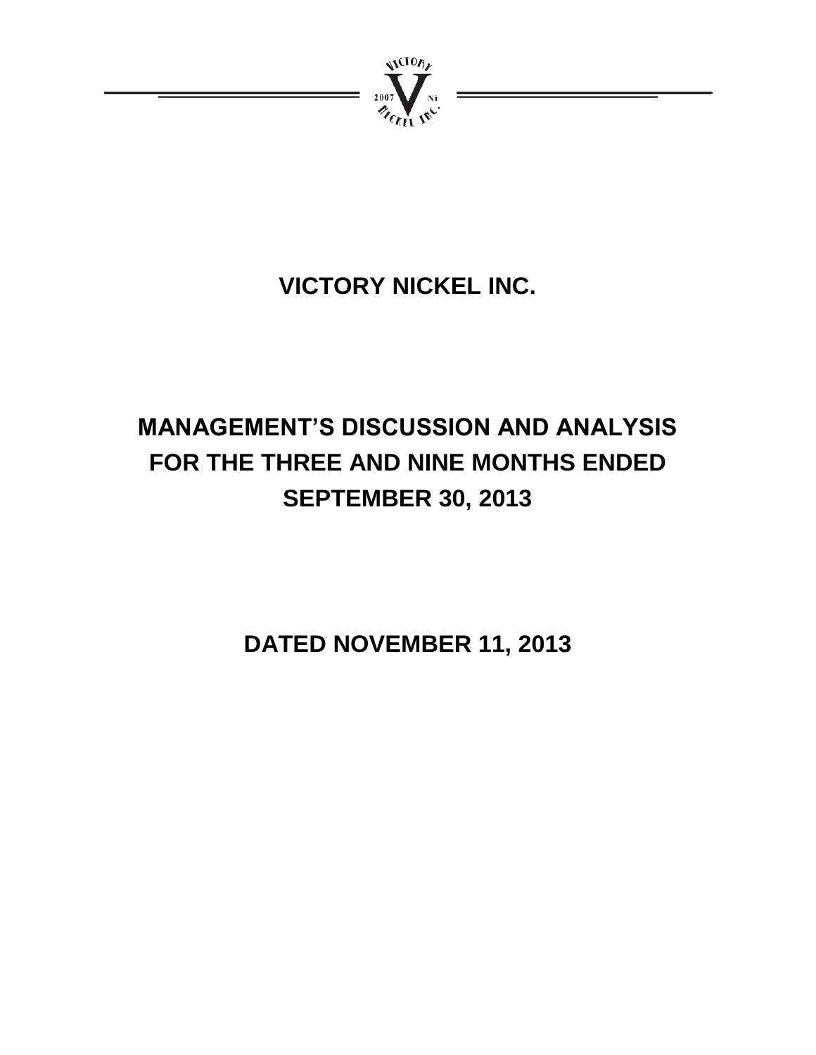# VICTORY NICKEL INC.

# MANAGEMENT'S DISCUSSION AND ANALYSIS FOR THE THREE AND NINE MONTHS ENDED SEPTEMBER 30, 2013

## DATED NOVEMBER 11, 2013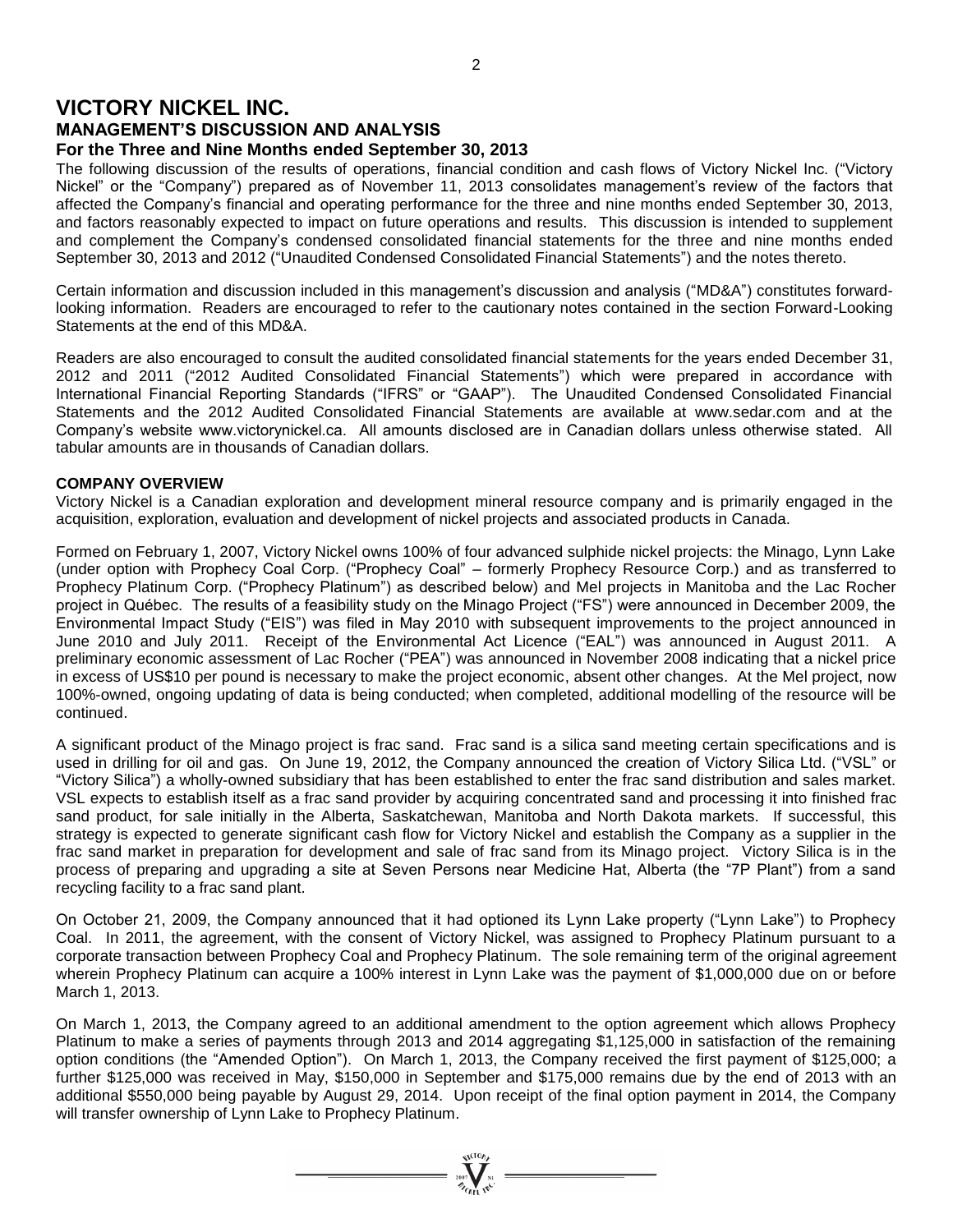# VICTORY NICKEL INC.

## MANAGEMENT'S DISCUSSION AND ANALYSIS

### For the Three and Nine Months ended September 30, 2013

The following discussion of the results of operations, financial condition and cash flows of Victory Nickel Inc. ("Victory Nickel" or the "Company") prepared as of November 11, 2013 consolidates management's review of the factors that affected the Company's financial and operating performance for the three and nine months ended September 30, 2013, and factors reasonably expected to impact on future operations and results. This discussion is intended to supplement and complement the Company's condensed consolidated financial statements for the three and nine months ended September 30, 2013 and 2012 ("Unaudited Condensed Consolidated Financial Statements") and the notes thereto.

Certain information and discussion included in this management's discussion and analysis ("MD&A") constitutes forward-looking information. Readers are encouraged to refer to the cautionary notes contained in the section Forward-Looking Statements at the end of this MD&A.

Readers are also encouraged to consult the audited consolidated financial statements for the years ended December 31, 2012 and 2011 ("2012 Audited Consolidated Financial Statements") which were prepared in accordance with International Financial Reporting Standards ("IFRS" or "GAAP"). The Unaudited Condensed Consolidated Financial Statements and the 2012 Audited Consolidated Financial Statements are available at www.sedar.com and at the Company's website www.victorynickel.ca. All amounts disclosed are in Canadian dollars unless otherwise stated. All tabular amounts are in thousands of Canadian dollars.

**COMPANY OVERVIEW**

Victory Nickel is a Canadian exploration and development mineral resource company and is primarily engaged in the acquisition, exploration, evaluation and development of nickel projects and associated products in Canada.

Formed on February 1, 2007, Victory Nickel owns 100% of four advanced sulphide nickel projects: the Minago, Lynn Lake (under option with Prophecy Coal Corp. ("Prophecy Coal" – formerly Prophecy Resource Corp.) and as transferred to Prophecy Platinum Corp. ("Prophecy Platinum") as described below) and Mel projects in Manitoba and the Lac Rocher project in Québec. The results of a feasibility study on the Minago Project ("FS") were announced in December 2009, the Environmental Impact Study ("EIS") was filed in May 2010 with subsequent improvements to the project announced in June 2010 and July 2011. Receipt of the Environmental Act Licence ("EAL") was announced in August 2011. A preliminary economic assessment of Lac Rocher ("PEA") was announced in November 2008 indicating that a nickel price in excess of US$10 per pound is necessary to make the project economic, absent other changes. At the Mel project, now 100%-owned, ongoing updating of data is being conducted; when completed, additional modelling of the resource will be continued.

A significant product of the Minago project is frac sand. Frac sand is a silica sand meeting certain specifications and is used in drilling for oil and gas. On June 19, 2012, the Company announced the creation of Victory Silica Ltd. ("VSL" or "Victory Silica") a wholly-owned subsidiary that has been established to enter the frac sand distribution and sales market. VSL expects to establish itself as a frac sand provider by acquiring concentrated sand and processing it into finished frac sand product, for sale initially in the Alberta, Saskatchewan, Manitoba and North Dakota markets. If successful, this strategy is expected to generate significant cash flow for Victory Nickel and establish the Company as a supplier in the frac sand market in preparation for development and sale of frac sand from its Minago project. Victory Silica is in the process of preparing and upgrading a site at Seven Persons near Medicine Hat, Alberta (the "7P Plant") from a sand recycling facility to a frac sand plant.

On October 21, 2009, the Company announced that it had optioned its Lynn Lake property ("Lynn Lake") to Prophecy Coal. In 2011, the agreement, with the consent of Victory Nickel, was assigned to Prophecy Platinum pursuant to a corporate transaction between Prophecy Coal and Prophecy Platinum. The sole remaining term of the original agreement wherein Prophecy Platinum can acquire a 100% interest in Lynn Lake was the payment of $1,000,000 due on or before March 1, 2013.

On March 1, 2013, the Company agreed to an additional amendment to the option agreement which allows Prophecy Platinum to make a series of payments through 2013 and 2014 aggregating $1,125,000 in satisfaction of the remaining option conditions (the "Amended Option"). On March 1, 2013, the Company received the first payment of $125,000; a further $125,000 was received in May, $150,000 in September and $175,000 remains due by the end of 2013 with an additional $550,000 being payable by August 29, 2014. Upon receipt of the final option payment in 2014, the Company will transfer ownership of Lynn Lake to Prophecy Platinum.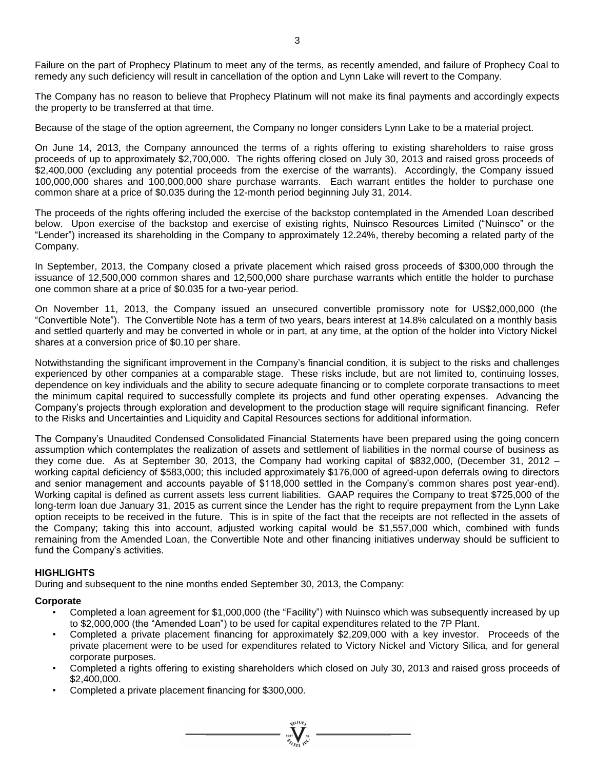Failure on the part of Prophecy Platinum to meet any of the terms, as recently amended, and failure of Prophecy Coal to remedy any such deficiency will result in cancellation of the option and Lynn Lake will revert to the Company.

The Company has no reason to believe that Prophecy Platinum will not make its final payments and accordingly expects the property to be transferred at that time.

Because of the stage of the option agreement, the Company no longer considers Lynn Lake to be a material project.

On June 14, 2013, the Company announced the terms of a rights offering to existing shareholders to raise gross proceeds of up to approximately $2,700,000. The rights offering closed on July 30, 2013 and raised gross proceeds of $2,400,000 (excluding any potential proceeds from the exercise of the warrants). Accordingly, the Company issued 100,000,000 shares and 100,000,000 share purchase warrants. Each warrant entitles the holder to purchase one common share at a price of $0.035 during the 12-month period beginning July 31, 2014.

The proceeds of the rights offering included the exercise of the backstop contemplated in the Amended Loan described below. Upon exercise of the backstop and exercise of existing rights, Nuinsco Resources Limited ("Nuinsco" or the "Lender") increased its shareholding in the Company to approximately 12.24%, thereby becoming a related party of the Company.

In September, 2013, the Company closed a private placement which raised gross proceeds of $300,000 through the issuance of 12,500,000 common shares and 12,500,000 share purchase warrants which entitle the holder to purchase one common share at a price of $0.035 for a two-year period.

On November 11, 2013, the Company issued an unsecured convertible promissory note for US$2,000,000 (the "Convertible Note"). The Convertible Note has a term of two years, bears interest at 14.8% calculated on a monthly basis and settled quarterly and may be converted in whole or in part, at any time, at the option of the holder into Victory Nickel shares at a conversion price of $0.10 per share.

Notwithstanding the significant improvement in the Company's financial condition, it is subject to the risks and challenges experienced by other companies at a comparable stage. These risks include, but are not limited to, continuing losses, dependence on key individuals and the ability to secure adequate financing or to complete corporate transactions to meet the minimum capital required to successfully complete its projects and fund other operating expenses. Advancing the Company's projects through exploration and development to the production stage will require significant financing. Refer to the Risks and Uncertainties and Liquidity and Capital Resources sections for additional information.

The Company's Unaudited Condensed Consolidated Financial Statements have been prepared using the going concern assumption which contemplates the realization of assets and settlement of liabilities in the normal course of business as they come due. As at September 30, 2013, the Company had working capital of $832,000, (December 31, 2012 – working capital deficiency of $583,000; this included approximately $176,000 of agreed-upon deferrals owing to directors and senior management and accounts payable of $118,000 settled in the Company's common shares post year-end). Working capital is defined as current assets less current liabilities. GAAP requires the Company to treat $725,000 of the long-term loan due January 31, 2015 as current since the Lender has the right to require prepayment from the Lynn Lake option receipts to be received in the future. This is in spite of the fact that the receipts are not reflected in the assets of the Company; taking this into account, adjusted working capital would be $1,557,000 which, combined with funds remaining from the Amended Loan, the Convertible Note and other financing initiatives underway should be sufficient to fund the Company's activities.

## HIGHLIGHTS

During and subsequent to the nine months ended September 30, 2013, the Company:

### Corporate

- Completed a loan agreement for $1,000,000 (the "Facility") with Nuinsco which was subsequently increased by up to $2,000,000 (the "Amended Loan") to be used for capital expenditures related to the 7P Plant.
- Completed a private placement financing for approximately $2,209,000 with a key investor. Proceeds of the private placement were to be used for expenditures related to Victory Nickel and Victory Silica, and for general corporate purposes.
- Completed a rights offering to existing shareholders which closed on July 30, 2013 and raised gross proceeds of $2,400,000.
- Completed a private placement financing for $300,000.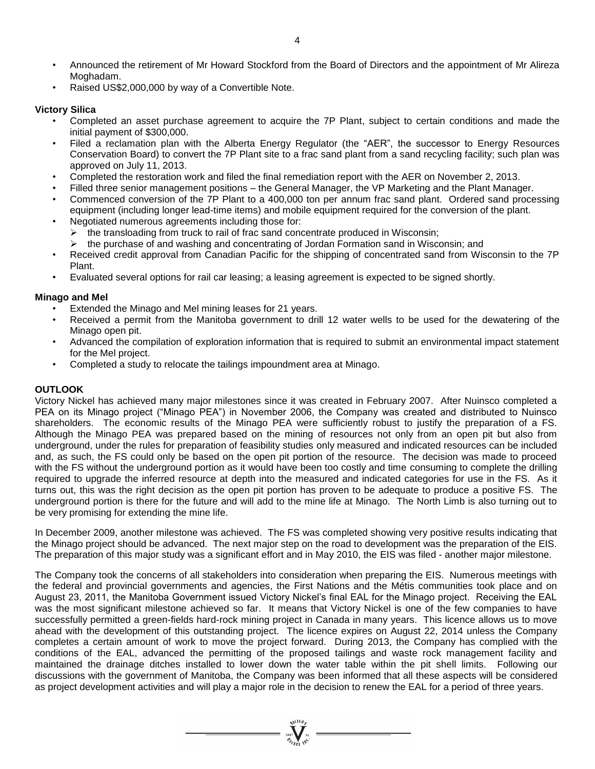- Announced the retirement of Mr Howard Stockford from the Board of Directors and the appointment of Mr Alireza Moghadam.
- Raised US$2,000,000 by way of a Convertible Note.

**Victory Silica**

- Completed an asset purchase agreement to acquire the 7P Plant, subject to certain conditions and made the initial payment of $300,000.
- Filed a reclamation plan with the Alberta Energy Regulator (the "AER", the successor to Energy Resources Conservation Board) to convert the 7P Plant site to a frac sand plant from a sand recycling facility; such plan was approved on July 11, 2013.
- Completed the restoration work and filed the final remediation report with the AER on November 2, 2013.
- Filled three senior management positions – the General Manager, the VP Marketing and the Plant Manager.
- Commenced conversion of the 7P Plant to a 400,000 ton per annum frac sand plant. Ordered sand processing equipment (including longer lead-time items) and mobile equipment required for the conversion of the plant.
- Negotiated numerous agreements including those for:
  - the transloading from truck to rail of frac sand concentrate produced in Wisconsin;
  - the purchase of and washing and concentrating of Jordan Formation sand in Wisconsin; and
- Received credit approval from Canadian Pacific for the shipping of concentrated sand from Wisconsin to the 7P Plant.
- Evaluated several options for rail car leasing; a leasing agreement is expected to be signed shortly.

**Minago and Mel**

- Extended the Minago and Mel mining leases for 21 years.
- Received a permit from the Manitoba government to drill 12 water wells to be used for the dewatering of the Minago open pit.
- Advanced the compilation of exploration information that is required to submit an environmental impact statement for the Mel project.
- Completed a study to relocate the tailings impoundment area at Minago.

## OUTLOOK

Victory Nickel has achieved many major milestones since it was created in February 2007. After Nuinsco completed a PEA on its Minago project ("Minago PEA") in November 2006, the Company was created and distributed to Nuinsco shareholders. The economic results of the Minago PEA were sufficiently robust to justify the preparation of a FS. Although the Minago PEA was prepared based on the mining of resources not only from an open pit but also from underground, under the rules for preparation of feasibility studies only measured and indicated resources can be included and, as such, the FS could only be based on the open pit portion of the resource. The decision was made to proceed with the FS without the underground portion as it would have been too costly and time consuming to complete the drilling required to upgrade the inferred resource at depth into the measured and indicated categories for use in the FS. As it turns out, this was the right decision as the open pit portion has proven to be adequate to produce a positive FS. The underground portion is there for the future and will add to the mine life at Minago. The North Limb is also turning out to be very promising for extending the mine life.

In December 2009, another milestone was achieved. The FS was completed showing very positive results indicating that the Minago project should be advanced. The next major step on the road to development was the preparation of the EIS. The preparation of this major study was a significant effort and in May 2010, the EIS was filed - another major milestone.

The Company took the concerns of all stakeholders into consideration when preparing the EIS. Numerous meetings with the federal and provincial governments and agencies, the First Nations and the Métis communities took place and on August 23, 2011, the Manitoba Government issued Victory Nickel's final EAL for the Minago project. Receiving the EAL was the most significant milestone achieved so far. It means that Victory Nickel is one of the few companies to have successfully permitted a green-fields hard-rock mining project in Canada in many years. This licence allows us to move ahead with the development of this outstanding project. The licence expires on August 22, 2014 unless the Company completes a certain amount of work to move the project forward. During 2013, the Company has complied with the conditions of the EAL, advanced the permitting of the proposed tailings and waste rock management facility and maintained the drainage ditches installed to lower down the water table within the pit shell limits. Following our discussions with the government of Manitoba, the Company was been informed that all these aspects will be considered as project development activities and will play a major role in the decision to renew the EAL for a period of three years.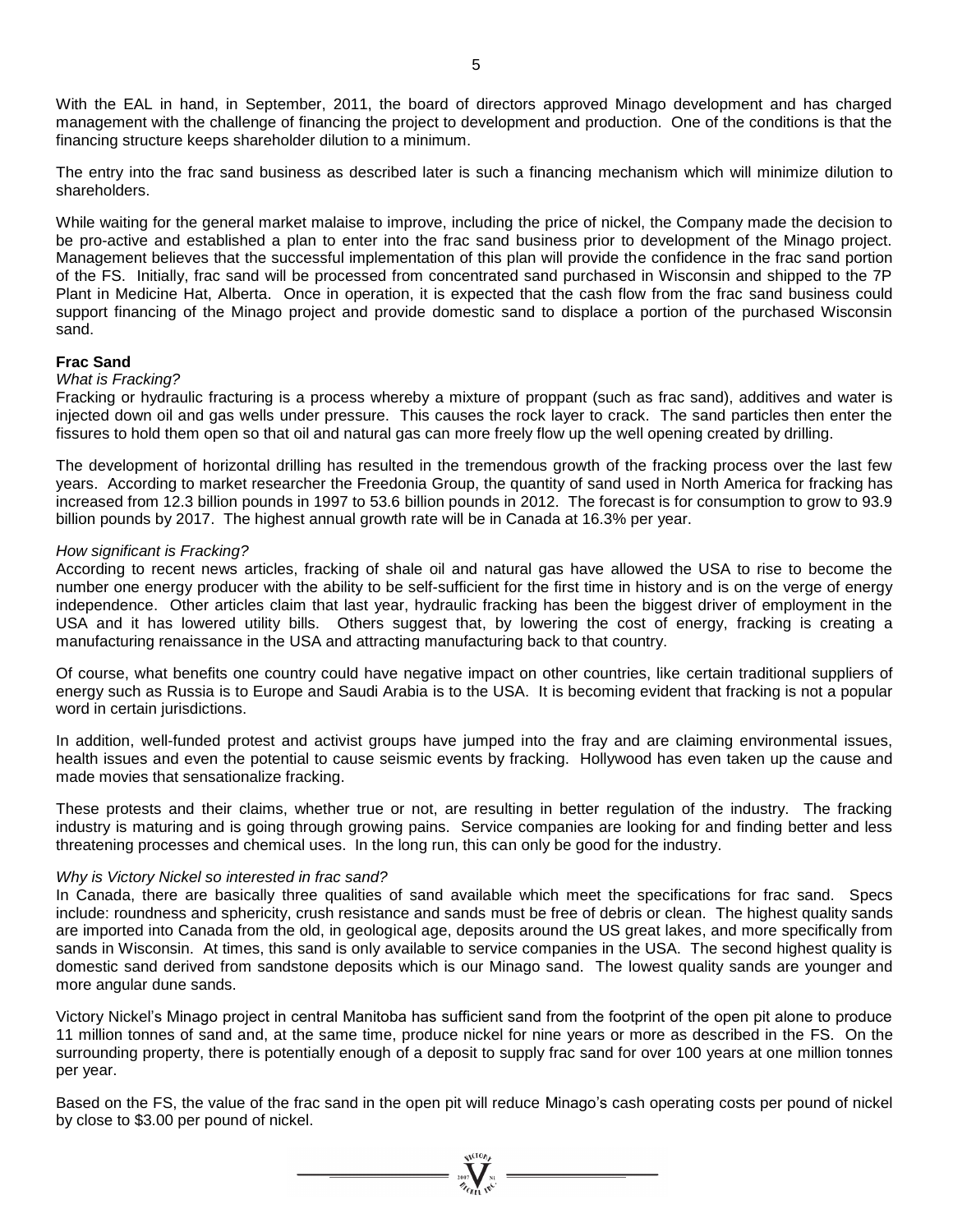With the EAL in hand, in September, 2011, the board of directors approved Minago development and has charged management with the challenge of financing the project to development and production. One of the conditions is that the financing structure keeps shareholder dilution to a minimum.

The entry into the frac sand business as described later is such a financing mechanism which will minimize dilution to shareholders.

While waiting for the general market malaise to improve, including the price of nickel, the Company made the decision to be pro-active and established a plan to enter into the frac sand business prior to development of the Minago project. Management believes that the successful implementation of this plan will provide the confidence in the frac sand portion of the FS. Initially, frac sand will be processed from concentrated sand purchased in Wisconsin and shipped to the 7P Plant in Medicine Hat, Alberta. Once in operation, it is expected that the cash flow from the frac sand business could support financing of the Minago project and provide domestic sand to displace a portion of the purchased Wisconsin sand.

**Frac Sand**

*What is Fracking?*

Fracking or hydraulic fracturing is a process whereby a mixture of proppant (such as frac sand), additives and water is injected down oil and gas wells under pressure. This causes the rock layer to crack. The sand particles then enter the fissures to hold them open so that oil and natural gas can more freely flow up the well opening created by drilling.

The development of horizontal drilling has resulted in the tremendous growth of the fracking process over the last few years. According to market researcher the Freedonia Group, the quantity of sand used in North America for fracking has increased from 12.3 billion pounds in 1997 to 53.6 billion pounds in 2012. The forecast is for consumption to grow to 93.9 billion pounds by 2017. The highest annual growth rate will be in Canada at 16.3% per year.

*How significant is Fracking?*

According to recent news articles, fracking of shale oil and natural gas have allowed the USA to rise to become the number one energy producer with the ability to be self-sufficient for the first time in history and is on the verge of energy independence. Other articles claim that last year, hydraulic fracking has been the biggest driver of employment in the USA and it has lowered utility bills. Others suggest that, by lowering the cost of energy, fracking is creating a manufacturing renaissance in the USA and attracting manufacturing back to that country.

Of course, what benefits one country could have negative impact on other countries, like certain traditional suppliers of energy such as Russia is to Europe and Saudi Arabia is to the USA. It is becoming evident that fracking is not a popular word in certain jurisdictions.

In addition, well-funded protest and activist groups have jumped into the fray and are claiming environmental issues, health issues and even the potential to cause seismic events by fracking. Hollywood has even taken up the cause and made movies that sensationalize fracking.

These protests and their claims, whether true or not, are resulting in better regulation of the industry. The fracking industry is maturing and is going through growing pains. Service companies are looking for and finding better and less threatening processes and chemical uses. In the long run, this can only be good for the industry.

*Why is Victory Nickel so interested in frac sand?*

In Canada, there are basically three qualities of sand available which meet the specifications for frac sand. Specs include: roundness and sphericity, crush resistance and sands must be free of debris or clean. The highest quality sands are imported into Canada from the old, in geological age, deposits around the US great lakes, and more specifically from sands in Wisconsin. At times, this sand is only available to service companies in the USA. The second highest quality is domestic sand derived from sandstone deposits which is our Minago sand. The lowest quality sands are younger and more angular dune sands.

Victory Nickel's Minago project in central Manitoba has sufficient sand from the footprint of the open pit alone to produce 11 million tonnes of sand and, at the same time, produce nickel for nine years or more as described in the FS. On the surrounding property, there is potentially enough of a deposit to supply frac sand for over 100 years at one million tonnes per year.

Based on the FS, the value of the frac sand in the open pit will reduce Minago's cash operating costs per pound of nickel by close to $3.00 per pound of nickel.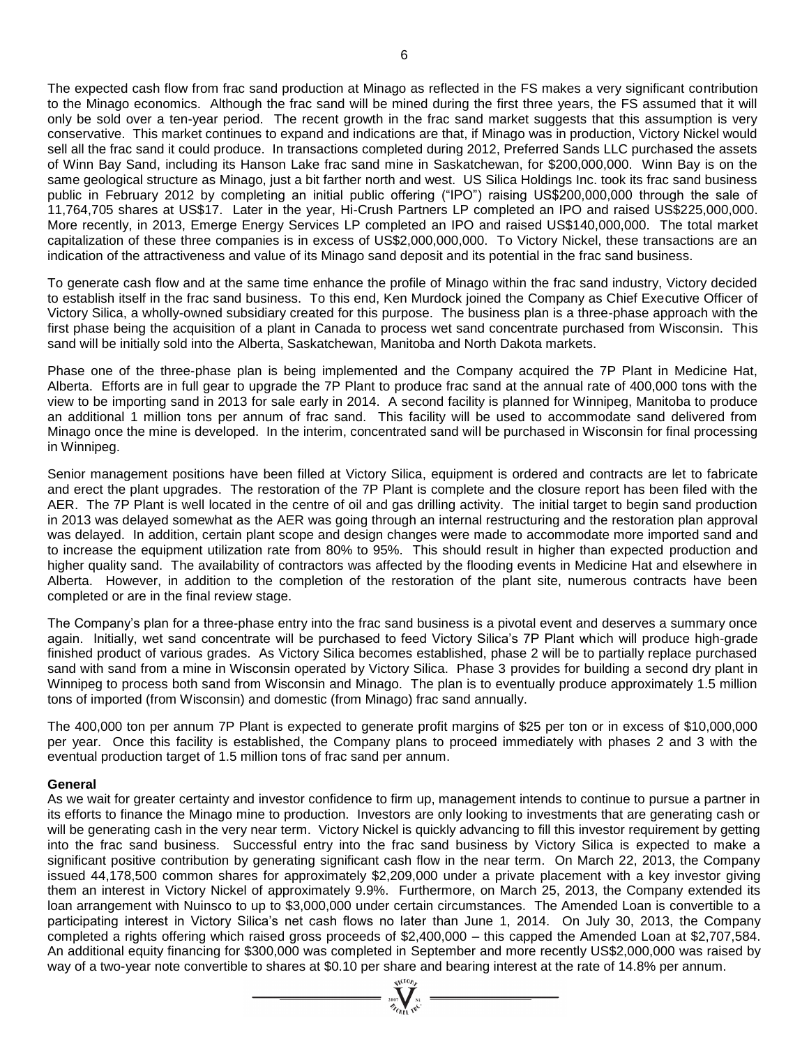The expected cash flow from frac sand production at Minago as reflected in the FS makes a very significant contribution to the Minago economics. Although the frac sand will be mined during the first three years, the FS assumed that it will only be sold over a ten-year period. The recent growth in the frac sand market suggests that this assumption is very conservative. This market continues to expand and indications are that, if Minago was in production, Victory Nickel would sell all the frac sand it could produce. In transactions completed during 2012, Preferred Sands LLC purchased the assets of Winn Bay Sand, including its Hanson Lake frac sand mine in Saskatchewan, for $200,000,000. Winn Bay is on the same geological structure as Minago, just a bit farther north and west. US Silica Holdings Inc. took its frac sand business public in February 2012 by completing an initial public offering ("IPO") raising US$200,000,000 through the sale of 11,764,705 shares at US$17. Later in the year, Hi-Crush Partners LP completed an IPO and raised US$225,000,000. More recently, in 2013, Emerge Energy Services LP completed an IPO and raised US$140,000,000. The total market capitalization of these three companies is in excess of US$2,000,000,000. To Victory Nickel, these transactions are an indication of the attractiveness and value of its Minago sand deposit and its potential in the frac sand business.

To generate cash flow and at the same time enhance the profile of Minago within the frac sand industry, Victory decided to establish itself in the frac sand business. To this end, Ken Murdock joined the Company as Chief Executive Officer of Victory Silica, a wholly-owned subsidiary created for this purpose. The business plan is a three-phase approach with the first phase being the acquisition of a plant in Canada to process wet sand concentrate purchased from Wisconsin. This sand will be initially sold into the Alberta, Saskatchewan, Manitoba and North Dakota markets.

Phase one of the three-phase plan is being implemented and the Company acquired the 7P Plant in Medicine Hat, Alberta. Efforts are in full gear to upgrade the 7P Plant to produce frac sand at the annual rate of 400,000 tons with the view to be importing sand in 2013 for sale early in 2014. A second facility is planned for Winnipeg, Manitoba to produce an additional 1 million tons per annum of frac sand. This facility will be used to accommodate sand delivered from Minago once the mine is developed. In the interim, concentrated sand will be purchased in Wisconsin for final processing in Winnipeg.

Senior management positions have been filled at Victory Silica, equipment is ordered and contracts are let to fabricate and erect the plant upgrades. The restoration of the 7P Plant is complete and the closure report has been filed with the AER. The 7P Plant is well located in the centre of oil and gas drilling activity. The initial target to begin sand production in 2013 was delayed somewhat as the AER was going through an internal restructuring and the restoration plan approval was delayed. In addition, certain plant scope and design changes were made to accommodate more imported sand and to increase the equipment utilization rate from 80% to 95%. This should result in higher than expected production and higher quality sand. The availability of contractors was affected by the flooding events in Medicine Hat and elsewhere in Alberta. However, in addition to the completion of the restoration of the plant site, numerous contracts have been completed or are in the final review stage.

The Company's plan for a three-phase entry into the frac sand business is a pivotal event and deserves a summary once again. Initially, wet sand concentrate will be purchased to feed Victory Silica's 7P Plant which will produce high-grade finished product of various grades. As Victory Silica becomes established, phase 2 will be to partially replace purchased sand with sand from a mine in Wisconsin operated by Victory Silica. Phase 3 provides for building a second dry plant in Winnipeg to process both sand from Wisconsin and Minago. The plan is to eventually produce approximately 1.5 million tons of imported (from Wisconsin) and domestic (from Minago) frac sand annually.

The 400,000 ton per annum 7P Plant is expected to generate profit margins of $25 per ton or in excess of $10,000,000 per year. Once this facility is established, the Company plans to proceed immediately with phases 2 and 3 with the eventual production target of 1.5 million tons of frac sand per annum.

**General**

As we wait for greater certainty and investor confidence to firm up, management intends to continue to pursue a partner in its efforts to finance the Minago mine to production. Investors are only looking to investments that are generating cash or will be generating cash in the very near term. Victory Nickel is quickly advancing to fill this investor requirement by getting into the frac sand business. Successful entry into the frac sand business by Victory Silica is expected to make a significant positive contribution by generating significant cash flow in the near term. On March 22, 2013, the Company issued 44,178,500 common shares for approximately $2,209,000 under a private placement with a key investor giving them an interest in Victory Nickel of approximately 9.9%. Furthermore, on March 25, 2013, the Company extended its loan arrangement with Nuinsco to up to $3,000,000 under certain circumstances. The Amended Loan is convertible to a participating interest in Victory Silica's net cash flows no later than June 1, 2014. On July 30, 2013, the Company completed a rights offering which raised gross proceeds of $2,400,000 – this capped the Amended Loan at $2,707,584. An additional equity financing for $300,000 was completed in September and more recently US$2,000,000 was raised by way of a two-year note convertible to shares at $0.10 per share and bearing interest at the rate of 14.8% per annum.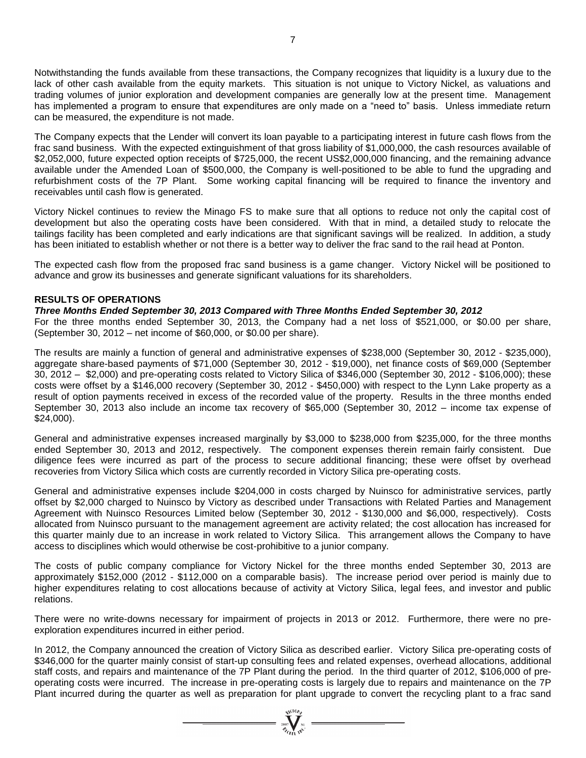Notwithstanding the funds available from these transactions, the Company recognizes that liquidity is a luxury due to the lack of other cash available from the equity markets. This situation is not unique to Victory Nickel, as valuations and trading volumes of junior exploration and development companies are generally low at the present time. Management has implemented a program to ensure that expenditures are only made on a "need to" basis. Unless immediate return can be measured, the expenditure is not made.

The Company expects that the Lender will convert its loan payable to a participating interest in future cash flows from the frac sand business. With the expected extinguishment of that gross liability of $1,000,000, the cash resources available of $2,052,000, future expected option receipts of $725,000, the recent US$2,000,000 financing, and the remaining advance available under the Amended Loan of $500,000, the Company is well-positioned to be able to fund the upgrading and refurbishment costs of the 7P Plant. Some working capital financing will be required to finance the inventory and receivables until cash flow is generated.

Victory Nickel continues to review the Minago FS to make sure that all options to reduce not only the capital cost of development but also the operating costs have been considered. With that in mind, a detailed study to relocate the tailings facility has been completed and early indications are that significant savings will be realized. In addition, a study has been initiated to establish whether or not there is a better way to deliver the frac sand to the rail head at Ponton.

The expected cash flow from the proposed frac sand business is a game changer. Victory Nickel will be positioned to advance and grow its businesses and generate significant valuations for its shareholders.

## RESULTS OF OPERATIONS

***Three Months Ended September 30, 2013 Compared with Three Months Ended September 30, 2012***

For the three months ended September 30, 2013, the Company had a net loss of $521,000, or $0.00 per share, (September 30, 2012 – net income of $60,000, or $0.00 per share).

The results are mainly a function of general and administrative expenses of $238,000 (September 30, 2012 - $235,000), aggregate share-based payments of $71,000 (September 30, 2012 - $19,000), net finance costs of $69,000 (September 30, 2012 – $2,000) and pre-operating costs related to Victory Silica of $346,000 (September 30, 2012 - $106,000); these costs were offset by a $146,000 recovery (September 30, 2012 - $450,000) with respect to the Lynn Lake property as a result of option payments received in excess of the recorded value of the property. Results in the three months ended September 30, 2013 also include an income tax recovery of $65,000 (September 30, 2012 – income tax expense of $24,000).

General and administrative expenses increased marginally by $3,000 to $238,000 from $235,000, for the three months ended September 30, 2013 and 2012, respectively. The component expenses therein remain fairly consistent. Due diligence fees were incurred as part of the process to secure additional financing; these were offset by overhead recoveries from Victory Silica which costs are currently recorded in Victory Silica pre-operating costs.

General and administrative expenses include $204,000 in costs charged by Nuinsco for administrative services, partly offset by $2,000 charged to Nuinsco by Victory as described under Transactions with Related Parties and Management Agreement with Nuinsco Resources Limited below (September 30, 2012 - $130,000 and $6,000, respectively). Costs allocated from Nuinsco pursuant to the management agreement are activity related; the cost allocation has increased for this quarter mainly due to an increase in work related to Victory Silica. This arrangement allows the Company to have access to disciplines which would otherwise be cost-prohibitive to a junior company.

The costs of public company compliance for Victory Nickel for the three months ended September 30, 2013 are approximately $152,000 (2012 - $112,000 on a comparable basis). The increase period over period is mainly due to higher expenditures relating to cost allocations because of activity at Victory Silica, legal fees, and investor and public relations.

There were no write-downs necessary for impairment of projects in 2013 or 2012. Furthermore, there were no pre-exploration expenditures incurred in either period.

In 2012, the Company announced the creation of Victory Silica as described earlier. Victory Silica pre-operating costs of $346,000 for the quarter mainly consist of start-up consulting fees and related expenses, overhead allocations, additional staff costs, and repairs and maintenance of the 7P Plant during the period. In the third quarter of 2012, $106,000 of pre-operating costs were incurred. The increase in pre-operating costs is largely due to repairs and maintenance on the 7P Plant incurred during the quarter as well as preparation for plant upgrade to convert the recycling plant to a frac sand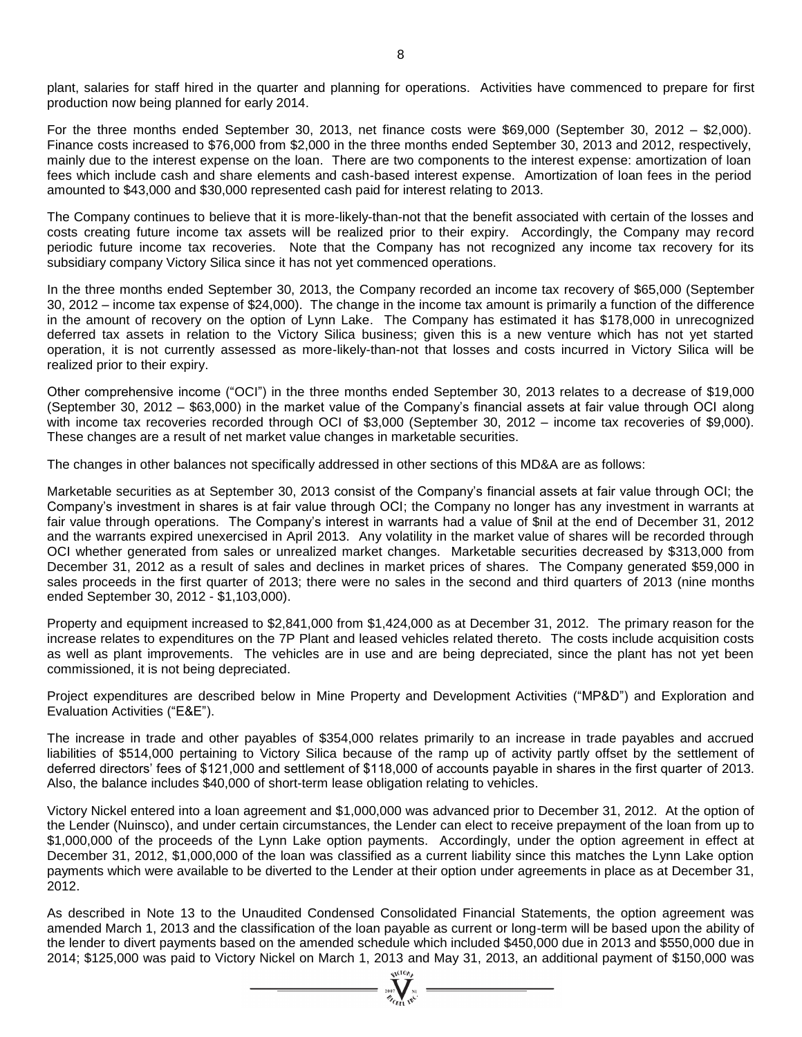plant, salaries for staff hired in the quarter and planning for operations. Activities have commenced to prepare for first production now being planned for early 2014.

For the three months ended September 30, 2013, net finance costs were $69,000 (September 30, 2012 – $2,000). Finance costs increased to $76,000 from $2,000 in the three months ended September 30, 2013 and 2012, respectively, mainly due to the interest expense on the loan. There are two components to the interest expense: amortization of loan fees which include cash and share elements and cash-based interest expense. Amortization of loan fees in the period amounted to $43,000 and $30,000 represented cash paid for interest relating to 2013.

The Company continues to believe that it is more-likely-than-not that the benefit associated with certain of the losses and costs creating future income tax assets will be realized prior to their expiry. Accordingly, the Company may record periodic future income tax recoveries. Note that the Company has not recognized any income tax recovery for its subsidiary company Victory Silica since it has not yet commenced operations.

In the three months ended September 30, 2013, the Company recorded an income tax recovery of $65,000 (September 30, 2012 – income tax expense of $24,000). The change in the income tax amount is primarily a function of the difference in the amount of recovery on the option of Lynn Lake. The Company has estimated it has $178,000 in unrecognized deferred tax assets in relation to the Victory Silica business; given this is a new venture which has not yet started operation, it is not currently assessed as more-likely-than-not that losses and costs incurred in Victory Silica will be realized prior to their expiry.

Other comprehensive income ("OCI") in the three months ended September 30, 2013 relates to a decrease of $19,000 (September 30, 2012 – $63,000) in the market value of the Company's financial assets at fair value through OCI along with income tax recoveries recorded through OCI of $3,000 (September 30, 2012 – income tax recoveries of $9,000). These changes are a result of net market value changes in marketable securities.

The changes in other balances not specifically addressed in other sections of this MD&A are as follows:

Marketable securities as at September 30, 2013 consist of the Company's financial assets at fair value through OCI; the Company's investment in shares is at fair value through OCI; the Company no longer has any investment in warrants at fair value through operations. The Company's interest in warrants had a value of $nil at the end of December 31, 2012 and the warrants expired unexercised in April 2013. Any volatility in the market value of shares will be recorded through OCI whether generated from sales or unrealized market changes. Marketable securities decreased by $313,000 from December 31, 2012 as a result of sales and declines in market prices of shares. The Company generated $59,000 in sales proceeds in the first quarter of 2013; there were no sales in the second and third quarters of 2013 (nine months ended September 30, 2012 - $1,103,000).

Property and equipment increased to $2,841,000 from $1,424,000 as at December 31, 2012. The primary reason for the increase relates to expenditures on the 7P Plant and leased vehicles related thereto. The costs include acquisition costs as well as plant improvements. The vehicles are in use and are being depreciated, since the plant has not yet been commissioned, it is not being depreciated.

Project expenditures are described below in Mine Property and Development Activities ("MP&D") and Exploration and Evaluation Activities ("E&E").

The increase in trade and other payables of $354,000 relates primarily to an increase in trade payables and accrued liabilities of $514,000 pertaining to Victory Silica because of the ramp up of activity partly offset by the settlement of deferred directors' fees of $121,000 and settlement of $118,000 of accounts payable in shares in the first quarter of 2013. Also, the balance includes $40,000 of short-term lease obligation relating to vehicles.

Victory Nickel entered into a loan agreement and $1,000,000 was advanced prior to December 31, 2012. At the option of the Lender (Nuinsco), and under certain circumstances, the Lender can elect to receive prepayment of the loan from up to $1,000,000 of the proceeds of the Lynn Lake option payments. Accordingly, under the option agreement in effect at December 31, 2012, $1,000,000 of the loan was classified as a current liability since this matches the Lynn Lake option payments which were available to be diverted to the Lender at their option under agreements in place as at December 31, 2012.

As described in Note 13 to the Unaudited Condensed Consolidated Financial Statements, the option agreement was amended March 1, 2013 and the classification of the loan payable as current or long-term will be based upon the ability of the lender to divert payments based on the amended schedule which included $450,000 due in 2013 and $550,000 due in 2014; $125,000 was paid to Victory Nickel on March 1, 2013 and May 31, 2013, an additional payment of $150,000 was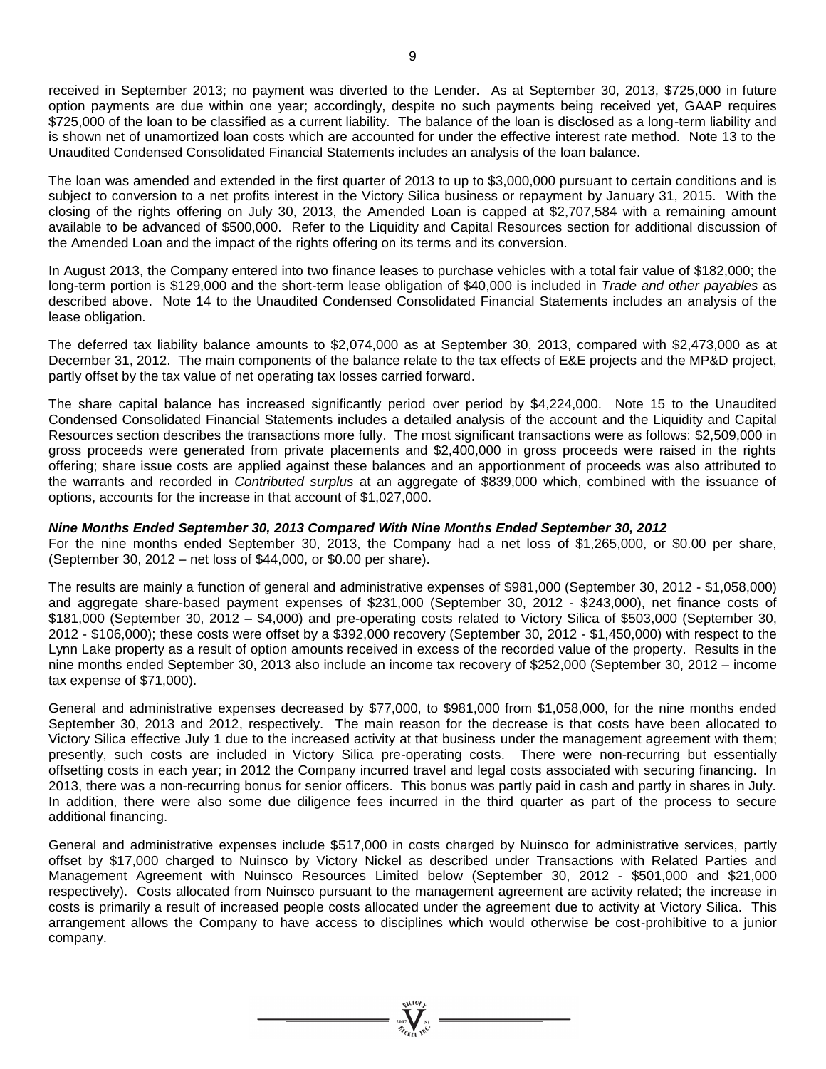received in September 2013; no payment was diverted to the Lender. As at September 30, 2013, $725,000 in future option payments are due within one year; accordingly, despite no such payments being received yet, GAAP requires $725,000 of the loan to be classified as a current liability. The balance of the loan is disclosed as a long-term liability and is shown net of unamortized loan costs which are accounted for under the effective interest rate method. Note 13 to the Unaudited Condensed Consolidated Financial Statements includes an analysis of the loan balance.

The loan was amended and extended in the first quarter of 2013 to up to $3,000,000 pursuant to certain conditions and is subject to conversion to a net profits interest in the Victory Silica business or repayment by January 31, 2015. With the closing of the rights offering on July 30, 2013, the Amended Loan is capped at $2,707,584 with a remaining amount available to be advanced of $500,000. Refer to the Liquidity and Capital Resources section for additional discussion of the Amended Loan and the impact of the rights offering on its terms and its conversion.

In August 2013, the Company entered into two finance leases to purchase vehicles with a total fair value of $182,000; the long-term portion is $129,000 and the short-term lease obligation of $40,000 is included in *Trade and other payables* as described above. Note 14 to the Unaudited Condensed Consolidated Financial Statements includes an analysis of the lease obligation.

The deferred tax liability balance amounts to $2,074,000 as at September 30, 2013, compared with $2,473,000 as at December 31, 2012. The main components of the balance relate to the tax effects of E&E projects and the MP&D project, partly offset by the tax value of net operating tax losses carried forward.

The share capital balance has increased significantly period over period by $4,224,000. Note 15 to the Unaudited Condensed Consolidated Financial Statements includes a detailed analysis of the account and the Liquidity and Capital Resources section describes the transactions more fully. The most significant transactions were as follows: $2,509,000 in gross proceeds were generated from private placements and $2,400,000 in gross proceeds were raised in the rights offering; share issue costs are applied against these balances and an apportionment of proceeds was also attributed to the warrants and recorded in *Contributed surplus* at an aggregate of $839,000 which, combined with the issuance of options, accounts for the increase in that account of $1,027,000.

***Nine Months Ended September 30, 2013 Compared With Nine Months Ended September 30, 2012***

For the nine months ended September 30, 2013, the Company had a net loss of $1,265,000, or $0.00 per share, (September 30, 2012 – net loss of $44,000, or $0.00 per share).

The results are mainly a function of general and administrative expenses of $981,000 (September 30, 2012 - $1,058,000) and aggregate share-based payment expenses of $231,000 (September 30, 2012 - $243,000), net finance costs of $181,000 (September 30, 2012 – $4,000) and pre-operating costs related to Victory Silica of $503,000 (September 30, 2012 - $106,000); these costs were offset by a $392,000 recovery (September 30, 2012 - $1,450,000) with respect to the Lynn Lake property as a result of option amounts received in excess of the recorded value of the property. Results in the nine months ended September 30, 2013 also include an income tax recovery of $252,000 (September 30, 2012 – income tax expense of $71,000).

General and administrative expenses decreased by $77,000, to $981,000 from $1,058,000, for the nine months ended September 30, 2013 and 2012, respectively. The main reason for the decrease is that costs have been allocated to Victory Silica effective July 1 due to the increased activity at that business under the management agreement with them; presently, such costs are included in Victory Silica pre-operating costs. There were non-recurring but essentially offsetting costs in each year; in 2012 the Company incurred travel and legal costs associated with securing financing. In 2013, there was a non-recurring bonus for senior officers. This bonus was partly paid in cash and partly in shares in July. In addition, there were also some due diligence fees incurred in the third quarter as part of the process to secure additional financing.

General and administrative expenses include $517,000 in costs charged by Nuinsco for administrative services, partly offset by $17,000 charged to Nuinsco by Victory Nickel as described under Transactions with Related Parties and Management Agreement with Nuinsco Resources Limited below (September 30, 2012 - $501,000 and $21,000 respectively). Costs allocated from Nuinsco pursuant to the management agreement are activity related; the increase in costs is primarily a result of increased people costs allocated under the agreement due to activity at Victory Silica. This arrangement allows the Company to have access to disciplines which would otherwise be cost-prohibitive to a junior company.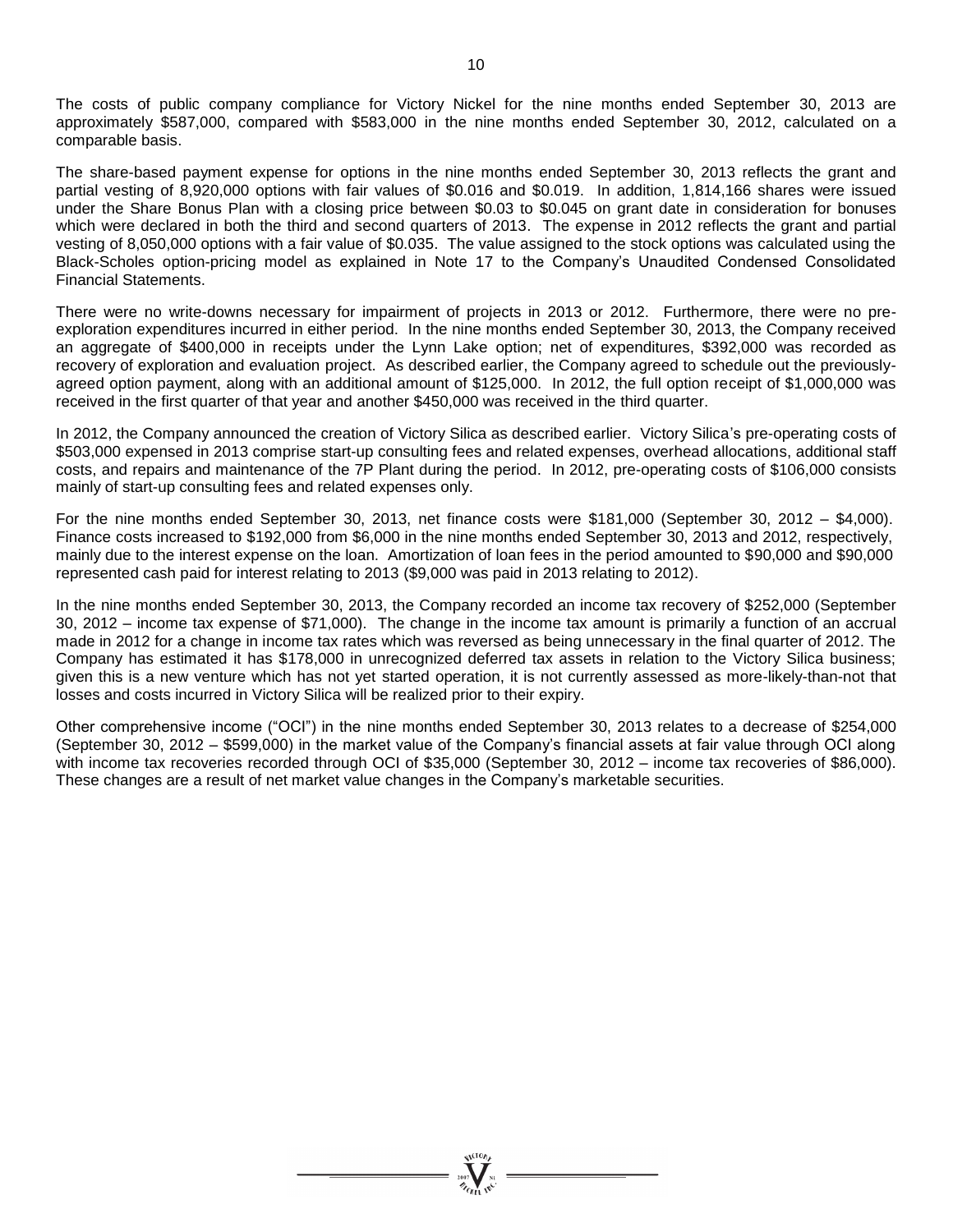The costs of public company compliance for Victory Nickel for the nine months ended September 30, 2013 are approximately $587,000, compared with $583,000 in the nine months ended September 30, 2012, calculated on a comparable basis.

The share-based payment expense for options in the nine months ended September 30, 2013 reflects the grant and partial vesting of 8,920,000 options with fair values of $0.016 and $0.019. In addition, 1,814,166 shares were issued under the Share Bonus Plan with a closing price between $0.03 to $0.045 on grant date in consideration for bonuses which were declared in both the third and second quarters of 2013. The expense in 2012 reflects the grant and partial vesting of 8,050,000 options with a fair value of $0.035. The value assigned to the stock options was calculated using the Black-Scholes option-pricing model as explained in Note 17 to the Company's Unaudited Condensed Consolidated Financial Statements.

There were no write-downs necessary for impairment of projects in 2013 or 2012. Furthermore, there were no pre-exploration expenditures incurred in either period. In the nine months ended September 30, 2013, the Company received an aggregate of $400,000 in receipts under the Lynn Lake option; net of expenditures, $392,000 was recorded as recovery of exploration and evaluation project. As described earlier, the Company agreed to schedule out the previously-agreed option payment, along with an additional amount of $125,000. In 2012, the full option receipt of $1,000,000 was received in the first quarter of that year and another $450,000 was received in the third quarter.

In 2012, the Company announced the creation of Victory Silica as described earlier. Victory Silica's pre-operating costs of $503,000 expensed in 2013 comprise start-up consulting fees and related expenses, overhead allocations, additional staff costs, and repairs and maintenance of the 7P Plant during the period. In 2012, pre-operating costs of $106,000 consists mainly of start-up consulting fees and related expenses only.

For the nine months ended September 30, 2013, net finance costs were $181,000 (September 30, 2012 – $4,000). Finance costs increased to $192,000 from $6,000 in the nine months ended September 30, 2013 and 2012, respectively, mainly due to the interest expense on the loan. Amortization of loan fees in the period amounted to $90,000 and $90,000 represented cash paid for interest relating to 2013 ($9,000 was paid in 2013 relating to 2012).

In the nine months ended September 30, 2013, the Company recorded an income tax recovery of $252,000 (September 30, 2012 – income tax expense of $71,000). The change in the income tax amount is primarily a function of an accrual made in 2012 for a change in income tax rates which was reversed as being unnecessary in the final quarter of 2012. The Company has estimated it has $178,000 in unrecognized deferred tax assets in relation to the Victory Silica business; given this is a new venture which has not yet started operation, it is not currently assessed as more-likely-than-not that losses and costs incurred in Victory Silica will be realized prior to their expiry.

Other comprehensive income ("OCI") in the nine months ended September 30, 2013 relates to a decrease of $254,000 (September 30, 2012 – $599,000) in the market value of the Company's financial assets at fair value through OCI along with income tax recoveries recorded through OCI of $35,000 (September 30, 2012 – income tax recoveries of $86,000). These changes are a result of net market value changes in the Company's marketable securities.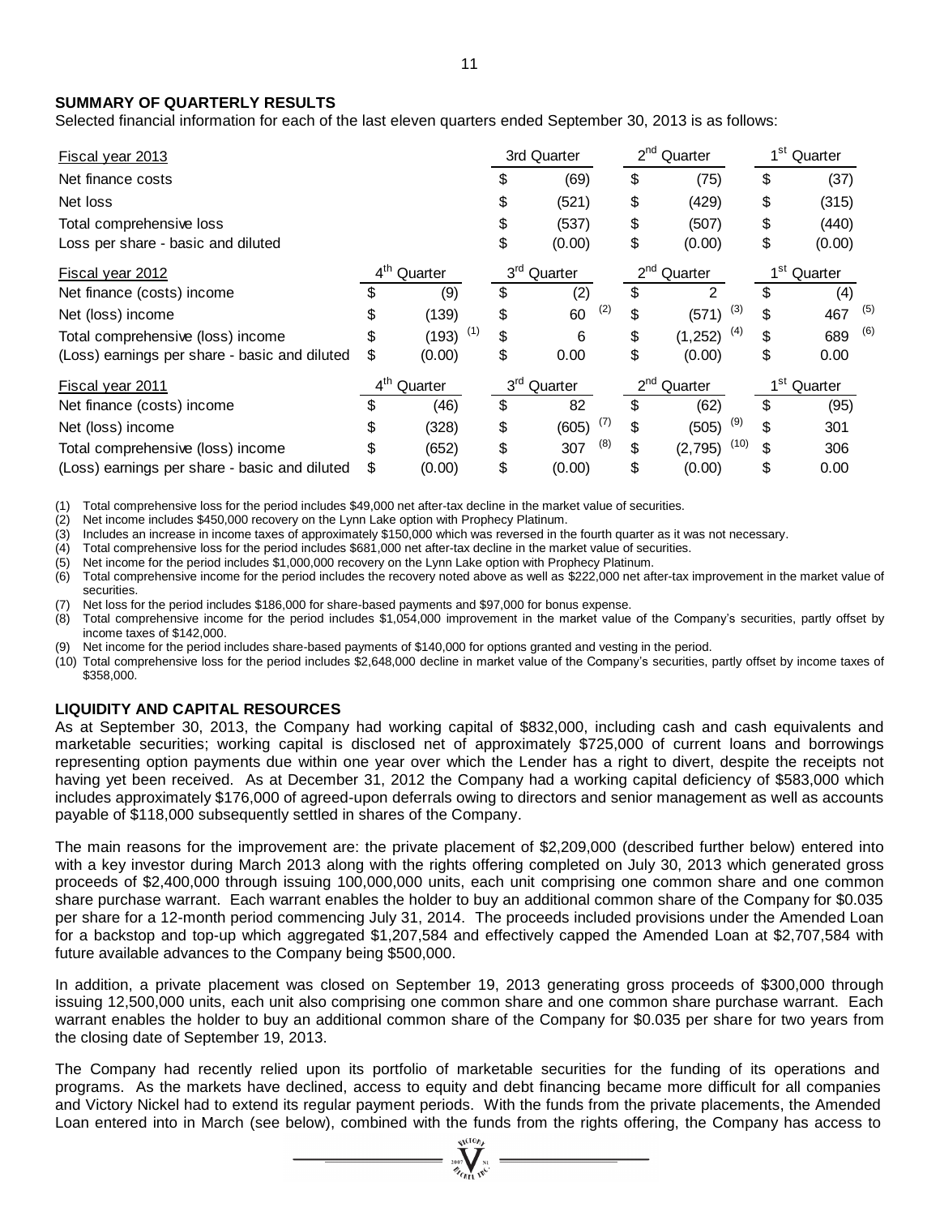## SUMMARY OF QUARTERLY RESULTS

Selected financial information for each of the last eleven quarters ended September 30, 2013 is as follows:

| Fiscal year 2013 | | 3rd Quarter | 2nd Quarter | 1st Quarter |
|---|---|---|---|---|
| Net finance costs | | $ (69) | $ (75) | $ (37) |
| Net loss | | $ (521) | $ (429) | $ (315) |
| Total comprehensive loss | | $ (537) | $ (507) | $ (440) |
| Loss per share - basic and diluted | | $ (0.00) | $ (0.00) | $ (0.00) |
| **Fiscal year 2012** | **4th Quarter** | **3rd Quarter** | **2nd Quarter** | **1st Quarter** |
| Net finance (costs) income | $ (9) | $ (2) | $ 2 | $ (4) |
| Net (loss) income | $ (139) | $ 60 (2) | $ (571) (3) | $ 467 (5) |
| Total comprehensive (loss) income | $ (193) (1) | $ 6 | $ (1,252) (4) | $ 689 (6) |
| (Loss) earnings per share - basic and diluted | $ (0.00) | $ 0.00 | $ (0.00) | $ 0.00 |
| **Fiscal year 2011** | **4th Quarter** | **3rd Quarter** | **2nd Quarter** | **1st Quarter** |
| Net finance (costs) income | $ (46) | $ 82 | $ (62) | $ (95) |
| Net (loss) income | $ (328) | $ (605) (7) | $ (505) (9) | $ 301 |
| Total comprehensive (loss) income | $ (652) | $ 307 (8) | $ (2,795) (10) | $ 306 |
| (Loss) earnings per share - basic and diluted | $ (0.00) | $ (0.00) | $ (0.00) | $ 0.00 |

(1) Total comprehensive loss for the period includes $49,000 net after-tax decline in the market value of securities.
(2) Net income includes $450,000 recovery on the Lynn Lake option with Prophecy Platinum.
(3) Includes an increase in income taxes of approximately $150,000 which was reversed in the fourth quarter as it was not necessary.
(4) Total comprehensive loss for the period includes $681,000 net after-tax decline in the market value of securities.
(5) Net income for the period includes $1,000,000 recovery on the Lynn Lake option with Prophecy Platinum.
(6) Total comprehensive income for the period includes the recovery noted above as well as $222,000 net after-tax improvement in the market value of securities.
(7) Net loss for the period includes $186,000 for share-based payments and $97,000 for bonus expense.
(8) Total comprehensive income for the period includes $1,054,000 improvement in the market value of the Company's securities, partly offset by income taxes of $142,000.
(9) Net income for the period includes share-based payments of $140,000 for options granted and vesting in the period.
(10) Total comprehensive loss for the period includes $2,648,000 decline in market value of the Company's securities, partly offset by income taxes of $358,000.

## LIQUIDITY AND CAPITAL RESOURCES

As at September 30, 2013, the Company had working capital of $832,000, including cash and cash equivalents and marketable securities; working capital is disclosed net of approximately $725,000 of current loans and borrowings representing option payments due within one year over which the Lender has a right to divert, despite the receipts not having yet been received. As at December 31, 2012 the Company had a working capital deficiency of $583,000 which includes approximately $176,000 of agreed-upon deferrals owing to directors and senior management as well as accounts payable of $118,000 subsequently settled in shares of the Company.

The main reasons for the improvement are: the private placement of $2,209,000 (described further below) entered into with a key investor during March 2013 along with the rights offering completed on July 30, 2013 which generated gross proceeds of $2,400,000 through issuing 100,000,000 units, each unit comprising one common share and one common share purchase warrant. Each warrant enables the holder to buy an additional common share of the Company for $0.035 per share for a 12-month period commencing July 31, 2014. The proceeds included provisions under the Amended Loan for a backstop and top-up which aggregated $1,207,584 and effectively capped the Amended Loan at $2,707,584 with future available advances to the Company being $500,000.

In addition, a private placement was closed on September 19, 2013 generating gross proceeds of $300,000 through issuing 12,500,000 units, each unit also comprising one common share and one common share purchase warrant. Each warrant enables the holder to buy an additional common share of the Company for $0.035 per share for two years from the closing date of September 19, 2013.

The Company had recently relied upon its portfolio of marketable securities for the funding of its operations and programs. As the markets have declined, access to equity and debt financing became more difficult for all companies and Victory Nickel had to extend its regular payment periods. With the funds from the private placements, the Amended Loan entered into in March (see below), combined with the funds from the rights offering, the Company has access to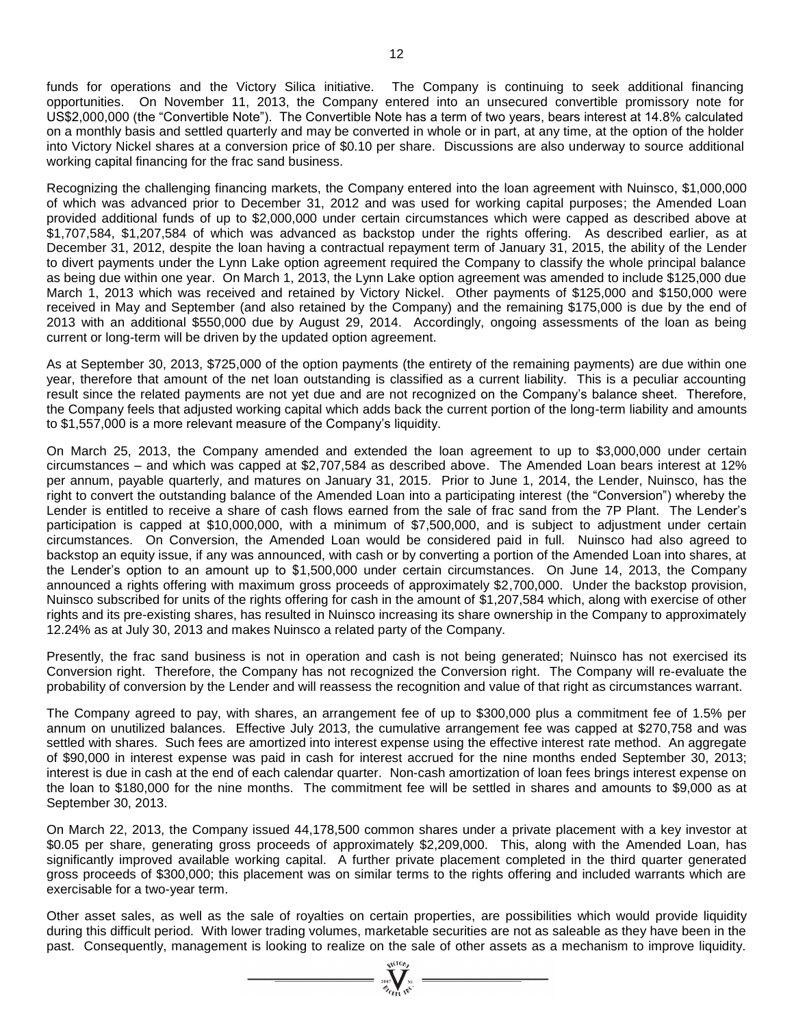funds for operations and the Victory Silica initiative. The Company is continuing to seek additional financing opportunities. On November 11, 2013, the Company entered into an unsecured convertible promissory note for US$2,000,000 (the "Convertible Note"). The Convertible Note has a term of two years, bears interest at 14.8% calculated on a monthly basis and settled quarterly and may be converted in whole or in part, at any time, at the option of the holder into Victory Nickel shares at a conversion price of $0.10 per share. Discussions are also underway to source additional working capital financing for the frac sand business.

Recognizing the challenging financing markets, the Company entered into the loan agreement with Nuinsco, $1,000,000 of which was advanced prior to December 31, 2012 and was used for working capital purposes; the Amended Loan provided additional funds of up to $2,000,000 under certain circumstances which were capped as described above at $1,707,584, $1,207,584 of which was advanced as backstop under the rights offering. As described earlier, as at December 31, 2012, despite the loan having a contractual repayment term of January 31, 2015, the ability of the Lender to divert payments under the Lynn Lake option agreement required the Company to classify the whole principal balance as being due within one year. On March 1, 2013, the Lynn Lake option agreement was amended to include $125,000 due March 1, 2013 which was received and retained by Victory Nickel. Other payments of $125,000 and $150,000 were received in May and September (and also retained by the Company) and the remaining $175,000 is due by the end of 2013 with an additional $550,000 due by August 29, 2014. Accordingly, ongoing assessments of the loan as being current or long-term will be driven by the updated option agreement.

As at September 30, 2013, $725,000 of the option payments (the entirety of the remaining payments) are due within one year, therefore that amount of the net loan outstanding is classified as a current liability. This is a peculiar accounting result since the related payments are not yet due and are not recognized on the Company's balance sheet. Therefore, the Company feels that adjusted working capital which adds back the current portion of the long-term liability and amounts to $1,557,000 is a more relevant measure of the Company's liquidity.

On March 25, 2013, the Company amended and extended the loan agreement to up to $3,000,000 under certain circumstances – and which was capped at $2,707,584 as described above. The Amended Loan bears interest at 12% per annum, payable quarterly, and matures on January 31, 2015. Prior to June 1, 2014, the Lender, Nuinsco, has the right to convert the outstanding balance of the Amended Loan into a participating interest (the "Conversion") whereby the Lender is entitled to receive a share of cash flows earned from the sale of frac sand from the 7P Plant. The Lender's participation is capped at $10,000,000, with a minimum of $7,500,000, and is subject to adjustment under certain circumstances. On Conversion, the Amended Loan would be considered paid in full. Nuinsco had also agreed to backstop an equity issue, if any was announced, with cash or by converting a portion of the Amended Loan into shares, at the Lender's option to an amount up to $1,500,000 under certain circumstances. On June 14, 2013, the Company announced a rights offering with maximum gross proceeds of approximately $2,700,000. Under the backstop provision, Nuinsco subscribed for units of the rights offering for cash in the amount of $1,207,584 which, along with exercise of other rights and its pre-existing shares, has resulted in Nuinsco increasing its share ownership in the Company to approximately 12.24% as at July 30, 2013 and makes Nuinsco a related party of the Company.

Presently, the frac sand business is not in operation and cash is not being generated; Nuinsco has not exercised its Conversion right. Therefore, the Company has not recognized the Conversion right. The Company will re-evaluate the probability of conversion by the Lender and will reassess the recognition and value of that right as circumstances warrant.

The Company agreed to pay, with shares, an arrangement fee of up to $300,000 plus a commitment fee of 1.5% per annum on unutilized balances. Effective July 2013, the cumulative arrangement fee was capped at $270,758 and was settled with shares. Such fees are amortized into interest expense using the effective interest rate method. An aggregate of $90,000 in interest expense was paid in cash for interest accrued for the nine months ended September 30, 2013; interest is due in cash at the end of each calendar quarter. Non-cash amortization of loan fees brings interest expense on the loan to $180,000 for the nine months. The commitment fee will be settled in shares and amounts to $9,000 as at September 30, 2013.

On March 22, 2013, the Company issued 44,178,500 common shares under a private placement with a key investor at $0.05 per share, generating gross proceeds of approximately $2,209,000. This, along with the Amended Loan, has significantly improved available working capital. A further private placement completed in the third quarter generated gross proceeds of $300,000; this placement was on similar terms to the rights offering and included warrants which are exercisable for a two-year term.

Other asset sales, as well as the sale of royalties on certain properties, are possibilities which would provide liquidity during this difficult period. With lower trading volumes, marketable securities are not as saleable as they have been in the past. Consequently, management is looking to realize on the sale of other assets as a mechanism to improve liquidity.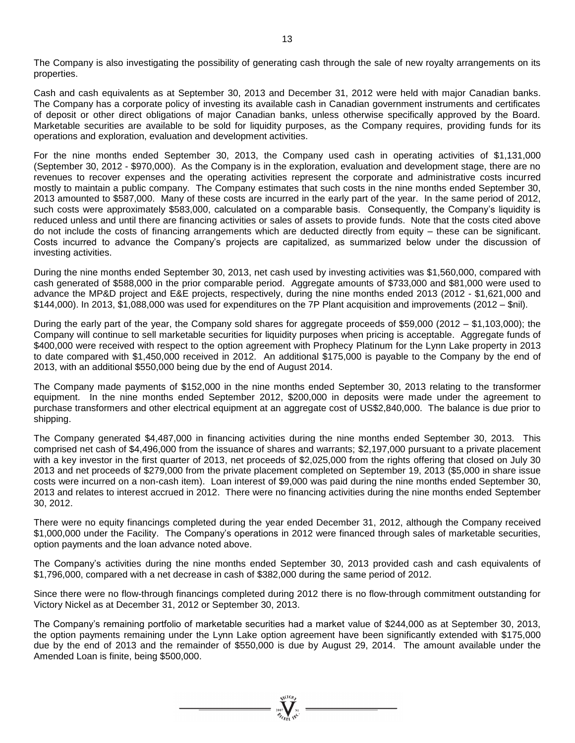The Company is also investigating the possibility of generating cash through the sale of new royalty arrangements on its properties.

Cash and cash equivalents as at September 30, 2013 and December 31, 2012 were held with major Canadian banks. The Company has a corporate policy of investing its available cash in Canadian government instruments and certificates of deposit or other direct obligations of major Canadian banks, unless otherwise specifically approved by the Board. Marketable securities are available to be sold for liquidity purposes, as the Company requires, providing funds for its operations and exploration, evaluation and development activities.

For the nine months ended September 30, 2013, the Company used cash in operating activities of $1,131,000 (September 30, 2012 - $970,000). As the Company is in the exploration, evaluation and development stage, there are no revenues to recover expenses and the operating activities represent the corporate and administrative costs incurred mostly to maintain a public company. The Company estimates that such costs in the nine months ended September 30, 2013 amounted to $587,000. Many of these costs are incurred in the early part of the year. In the same period of 2012, such costs were approximately $583,000, calculated on a comparable basis. Consequently, the Company's liquidity is reduced unless and until there are financing activities or sales of assets to provide funds. Note that the costs cited above do not include the costs of financing arrangements which are deducted directly from equity – these can be significant. Costs incurred to advance the Company's projects are capitalized, as summarized below under the discussion of investing activities.

During the nine months ended September 30, 2013, net cash used by investing activities was $1,560,000, compared with cash generated of $588,000 in the prior comparable period. Aggregate amounts of $733,000 and $81,000 were used to advance the MP&D project and E&E projects, respectively, during the nine months ended 2013 (2012 - $1,621,000 and $144,000). In 2013, $1,088,000 was used for expenditures on the 7P Plant acquisition and improvements (2012 – $nil).

During the early part of the year, the Company sold shares for aggregate proceeds of $59,000 (2012 – $1,103,000); the Company will continue to sell marketable securities for liquidity purposes when pricing is acceptable. Aggregate funds of $400,000 were received with respect to the option agreement with Prophecy Platinum for the Lynn Lake property in 2013 to date compared with $1,450,000 received in 2012. An additional $175,000 is payable to the Company by the end of 2013, with an additional $550,000 being due by the end of August 2014.

The Company made payments of $152,000 in the nine months ended September 30, 2013 relating to the transformer equipment. In the nine months ended September 2012, $200,000 in deposits were made under the agreement to purchase transformers and other electrical equipment at an aggregate cost of US$2,840,000. The balance is due prior to shipping.

The Company generated $4,487,000 in financing activities during the nine months ended September 30, 2013. This comprised net cash of $4,496,000 from the issuance of shares and warrants; $2,197,000 pursuant to a private placement with a key investor in the first quarter of 2013, net proceeds of $2,025,000 from the rights offering that closed on July 30 2013 and net proceeds of $279,000 from the private placement completed on September 19, 2013 ($5,000 in share issue costs were incurred on a non-cash item). Loan interest of $9,000 was paid during the nine months ended September 30, 2013 and relates to interest accrued in 2012. There were no financing activities during the nine months ended September 30, 2012.

There were no equity financings completed during the year ended December 31, 2012, although the Company received $1,000,000 under the Facility. The Company's operations in 2012 were financed through sales of marketable securities, option payments and the loan advance noted above.

The Company's activities during the nine months ended September 30, 2013 provided cash and cash equivalents of $1,796,000, compared with a net decrease in cash of $382,000 during the same period of 2012.

Since there were no flow-through financings completed during 2012 there is no flow-through commitment outstanding for Victory Nickel as at December 31, 2012 or September 30, 2013.

The Company's remaining portfolio of marketable securities had a market value of $244,000 as at September 30, 2013, the option payments remaining under the Lynn Lake option agreement have been significantly extended with $175,000 due by the end of 2013 and the remainder of $550,000 is due by August 29, 2014. The amount available under the Amended Loan is finite, being $500,000.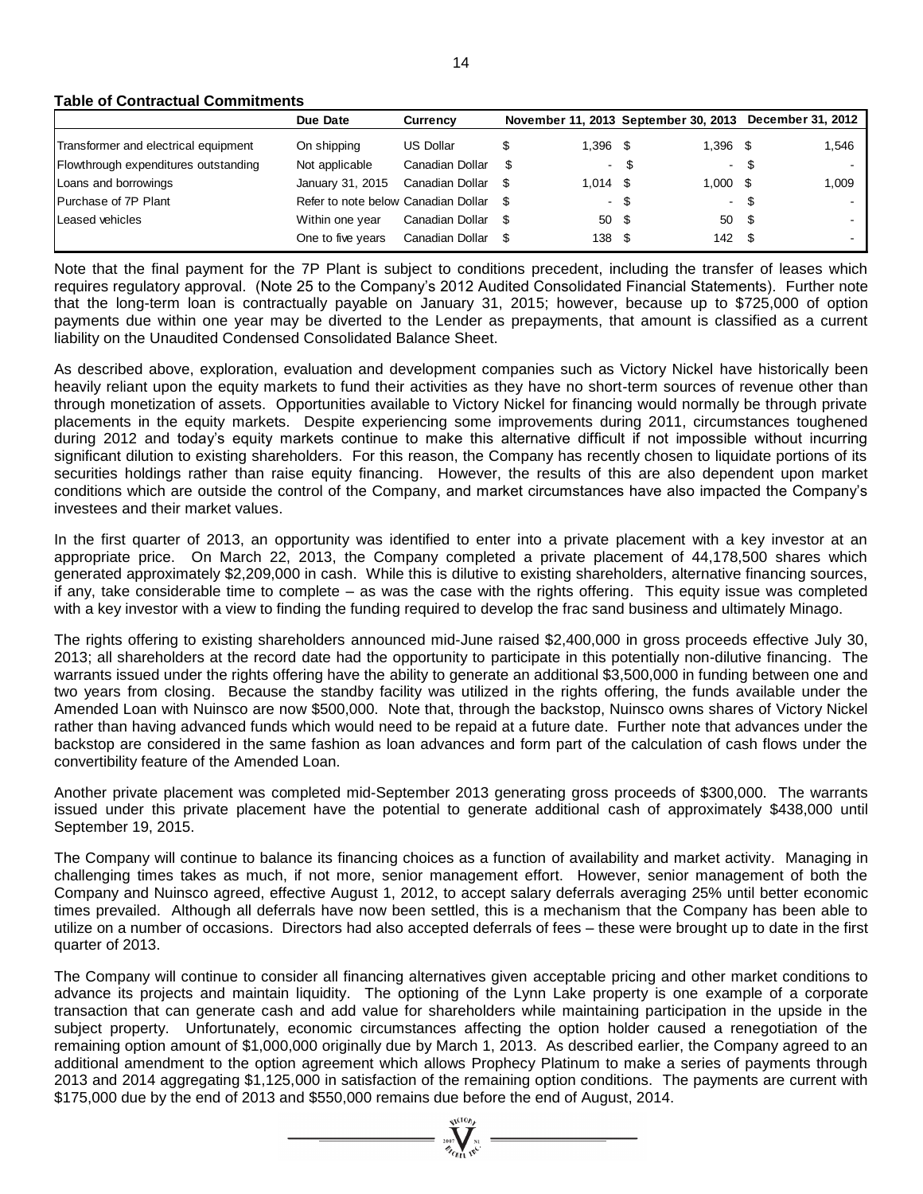**Table of Contractual Commitments**

| | Due Date | Currency | November 11, 2013 | September 30, 2013 | December 31, 2012 |
|---|---|---|---|---|---|
| Transformer and electrical equipment | On shipping | US Dollar | $ 1,396 | $ 1,396 | $ 1,546 |
| Flowthrough expenditures outstanding | Not applicable | Canadian Dollar | $ - | $ - | $ - |
| Loans and borrowings | January 31, 2015 | Canadian Dollar | $ 1,014 | $ 1,000 | $ 1,009 |
| Purchase of 7P Plant | Refer to note below | Canadian Dollar | $ - | $ - | $ - |
| Leased vehicles | Within one year | Canadian Dollar | $ 50 | $ 50 | $ - |
| | One to five years | Canadian Dollar | $ 138 | $ 142 | $ - |

Note that the final payment for the 7P Plant is subject to conditions precedent, including the transfer of leases which requires regulatory approval. (Note 25 to the Company's 2012 Audited Consolidated Financial Statements). Further note that the long-term loan is contractually payable on January 31, 2015; however, because up to $725,000 of option payments due within one year may be diverted to the Lender as prepayments, that amount is classified as a current liability on the Unaudited Condensed Consolidated Balance Sheet.

As described above, exploration, evaluation and development companies such as Victory Nickel have historically been heavily reliant upon the equity markets to fund their activities as they have no short-term sources of revenue other than through monetization of assets. Opportunities available to Victory Nickel for financing would normally be through private placements in the equity markets. Despite experiencing some improvements during 2011, circumstances toughened during 2012 and today's equity markets continue to make this alternative difficult if not impossible without incurring significant dilution to existing shareholders. For this reason, the Company has recently chosen to liquidate portions of its securities holdings rather than raise equity financing. However, the results of this are also dependent upon market conditions which are outside the control of the Company, and market circumstances have also impacted the Company's investees and their market values.

In the first quarter of 2013, an opportunity was identified to enter into a private placement with a key investor at an appropriate price. On March 22, 2013, the Company completed a private placement of 44,178,500 shares which generated approximately $2,209,000 in cash. While this is dilutive to existing shareholders, alternative financing sources, if any, take considerable time to complete – as was the case with the rights offering. This equity issue was completed with a key investor with a view to finding the funding required to develop the frac sand business and ultimately Minago.

The rights offering to existing shareholders announced mid-June raised $2,400,000 in gross proceeds effective July 30, 2013; all shareholders at the record date had the opportunity to participate in this potentially non-dilutive financing. The warrants issued under the rights offering have the ability to generate an additional $3,500,000 in funding between one and two years from closing. Because the standby facility was utilized in the rights offering, the funds available under the Amended Loan with Nuinsco are now $500,000. Note that, through the backstop, Nuinsco owns shares of Victory Nickel rather than having advanced funds which would need to be repaid at a future date. Further note that advances under the backstop are considered in the same fashion as loan advances and form part of the calculation of cash flows under the convertibility feature of the Amended Loan.

Another private placement was completed mid-September 2013 generating gross proceeds of $300,000. The warrants issued under this private placement have the potential to generate additional cash of approximately $438,000 until September 19, 2015.

The Company will continue to balance its financing choices as a function of availability and market activity. Managing in challenging times takes as much, if not more, senior management effort. However, senior management of both the Company and Nuinsco agreed, effective August 1, 2012, to accept salary deferrals averaging 25% until better economic times prevailed. Although all deferrals have now been settled, this is a mechanism that the Company has been able to utilize on a number of occasions. Directors had also accepted deferrals of fees – these were brought up to date in the first quarter of 2013.

The Company will continue to consider all financing alternatives given acceptable pricing and other market conditions to advance its projects and maintain liquidity. The optioning of the Lynn Lake property is one example of a corporate transaction that can generate cash and add value for shareholders while maintaining participation in the upside in the subject property. Unfortunately, economic circumstances affecting the option holder caused a renegotiation of the remaining option amount of $1,000,000 originally due by March 1, 2013. As described earlier, the Company agreed to an additional amendment to the option agreement which allows Prophecy Platinum to make a series of payments through 2013 and 2014 aggregating $1,125,000 in satisfaction of the remaining option conditions. The payments are current with $175,000 due by the end of 2013 and $550,000 remains due before the end of August, 2014.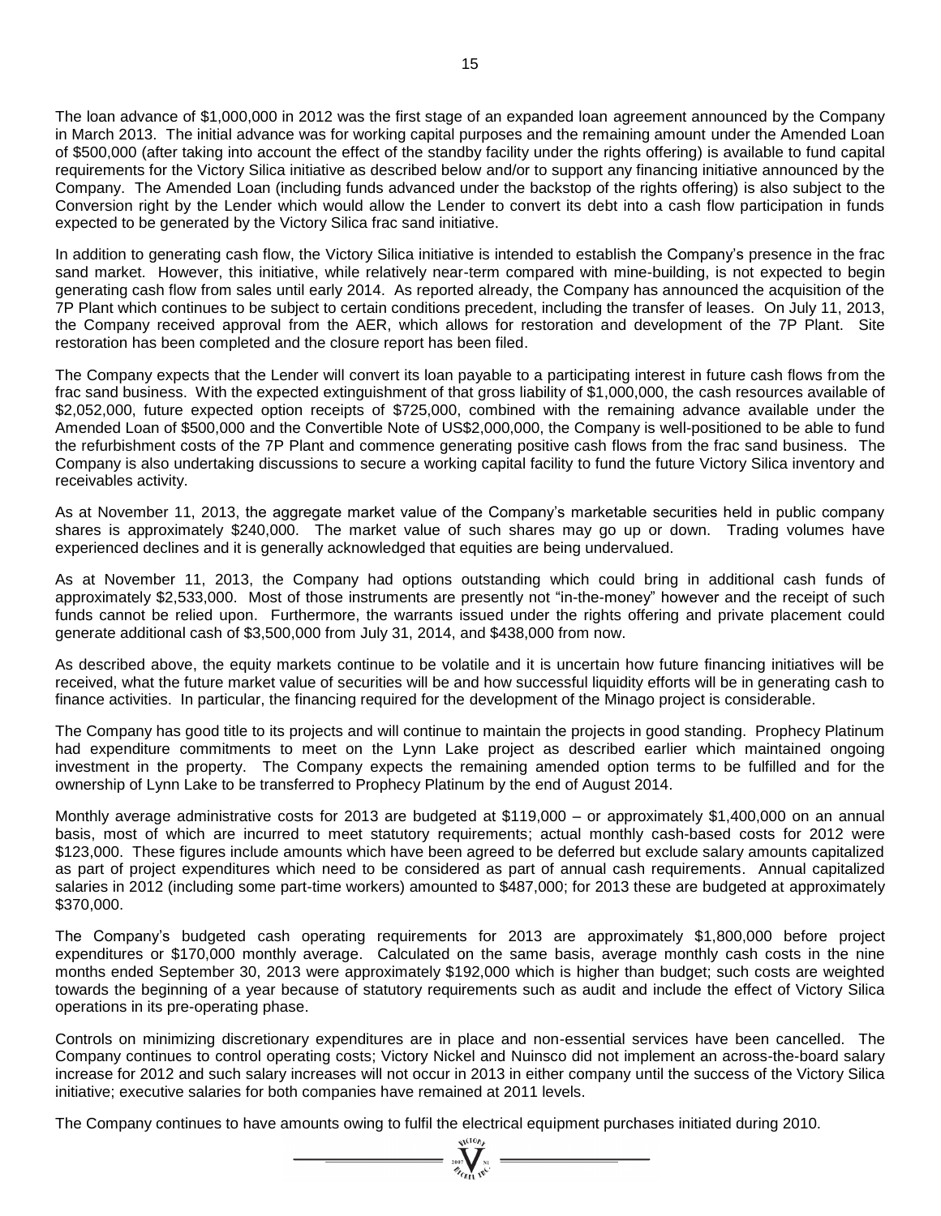The loan advance of $1,000,000 in 2012 was the first stage of an expanded loan agreement announced by the Company in March 2013. The initial advance was for working capital purposes and the remaining amount under the Amended Loan of $500,000 (after taking into account the effect of the standby facility under the rights offering) is available to fund capital requirements for the Victory Silica initiative as described below and/or to support any financing initiative announced by the Company. The Amended Loan (including funds advanced under the backstop of the rights offering) is also subject to the Conversion right by the Lender which would allow the Lender to convert its debt into a cash flow participation in funds expected to be generated by the Victory Silica frac sand initiative.

In addition to generating cash flow, the Victory Silica initiative is intended to establish the Company's presence in the frac sand market. However, this initiative, while relatively near-term compared with mine-building, is not expected to begin generating cash flow from sales until early 2014. As reported already, the Company has announced the acquisition of the 7P Plant which continues to be subject to certain conditions precedent, including the transfer of leases. On July 11, 2013, the Company received approval from the AER, which allows for restoration and development of the 7P Plant. Site restoration has been completed and the closure report has been filed.

The Company expects that the Lender will convert its loan payable to a participating interest in future cash flows from the frac sand business. With the expected extinguishment of that gross liability of $1,000,000, the cash resources available of $2,052,000, future expected option receipts of $725,000, combined with the remaining advance available under the Amended Loan of $500,000 and the Convertible Note of US$2,000,000, the Company is well-positioned to be able to fund the refurbishment costs of the 7P Plant and commence generating positive cash flows from the frac sand business. The Company is also undertaking discussions to secure a working capital facility to fund the future Victory Silica inventory and receivables activity.

As at November 11, 2013, the aggregate market value of the Company's marketable securities held in public company shares is approximately $240,000. The market value of such shares may go up or down. Trading volumes have experienced declines and it is generally acknowledged that equities are being undervalued.

As at November 11, 2013, the Company had options outstanding which could bring in additional cash funds of approximately $2,533,000. Most of those instruments are presently not "in-the-money" however and the receipt of such funds cannot be relied upon. Furthermore, the warrants issued under the rights offering and private placement could generate additional cash of $3,500,000 from July 31, 2014, and $438,000 from now.

As described above, the equity markets continue to be volatile and it is uncertain how future financing initiatives will be received, what the future market value of securities will be and how successful liquidity efforts will be in generating cash to finance activities. In particular, the financing required for the development of the Minago project is considerable.

The Company has good title to its projects and will continue to maintain the projects in good standing. Prophecy Platinum had expenditure commitments to meet on the Lynn Lake project as described earlier which maintained ongoing investment in the property. The Company expects the remaining amended option terms to be fulfilled and for the ownership of Lynn Lake to be transferred to Prophecy Platinum by the end of August 2014.

Monthly average administrative costs for 2013 are budgeted at $119,000 – or approximately $1,400,000 on an annual basis, most of which are incurred to meet statutory requirements; actual monthly cash-based costs for 2012 were $123,000. These figures include amounts which have been agreed to be deferred but exclude salary amounts capitalized as part of project expenditures which need to be considered as part of annual cash requirements. Annual capitalized salaries in 2012 (including some part-time workers) amounted to $487,000; for 2013 these are budgeted at approximately $370,000.

The Company's budgeted cash operating requirements for 2013 are approximately $1,800,000 before project expenditures or $170,000 monthly average. Calculated on the same basis, average monthly cash costs in the nine months ended September 30, 2013 were approximately $192,000 which is higher than budget; such costs are weighted towards the beginning of a year because of statutory requirements such as audit and include the effect of Victory Silica operations in its pre-operating phase.

Controls on minimizing discretionary expenditures are in place and non-essential services have been cancelled. The Company continues to control operating costs; Victory Nickel and Nuinsco did not implement an across-the-board salary increase for 2012 and such salary increases will not occur in 2013 in either company until the success of the Victory Silica initiative; executive salaries for both companies have remained at 2011 levels.

The Company continues to have amounts owing to fulfil the electrical equipment purchases initiated during 2010.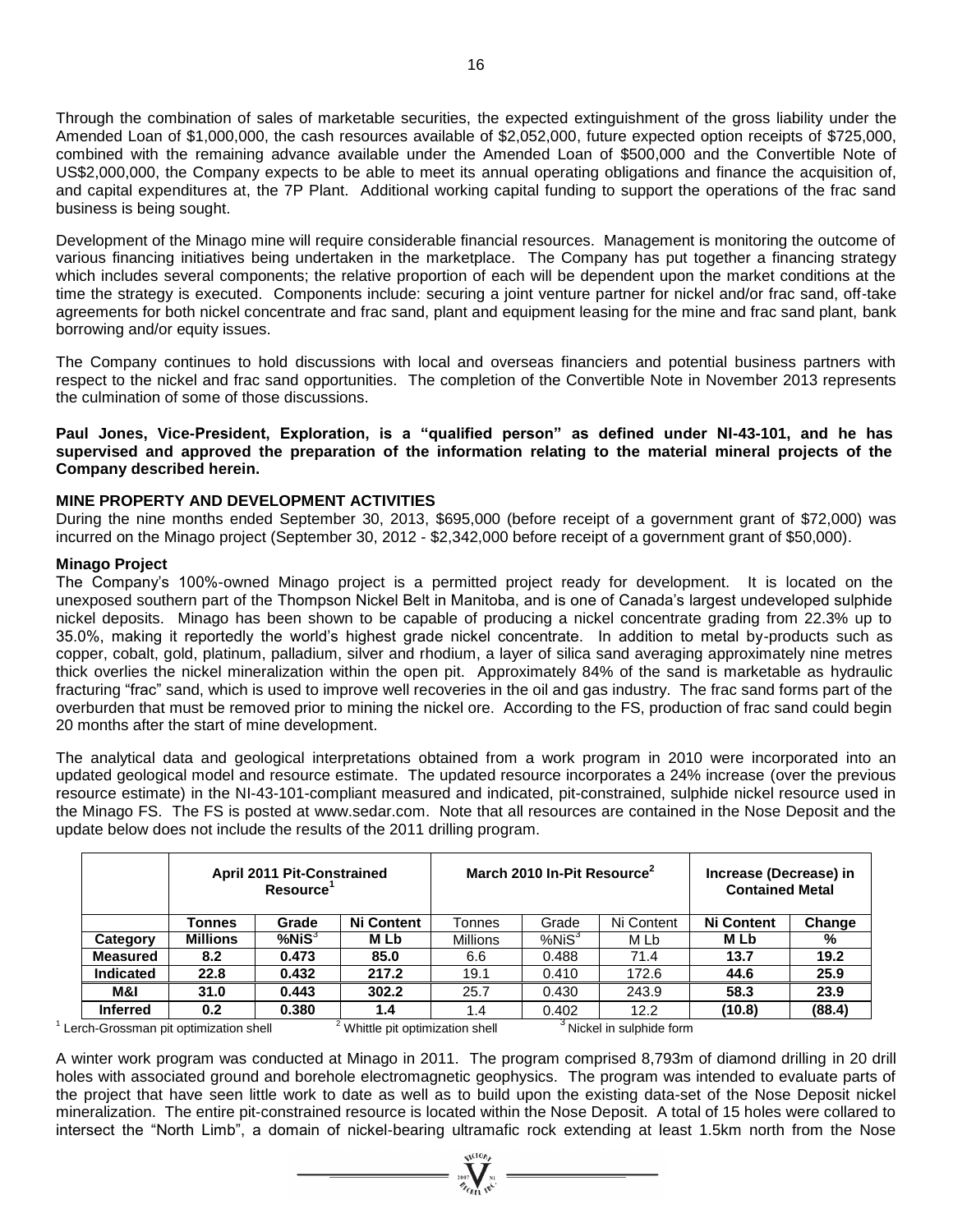Through the combination of sales of marketable securities, the expected extinguishment of the gross liability under the Amended Loan of $1,000,000, the cash resources available of $2,052,000, future expected option receipts of $725,000, combined with the remaining advance available under the Amended Loan of $500,000 and the Convertible Note of US$2,000,000, the Company expects to be able to meet its annual operating obligations and finance the acquisition of, and capital expenditures at, the 7P Plant. Additional working capital funding to support the operations of the frac sand business is being sought.

Development of the Minago mine will require considerable financial resources. Management is monitoring the outcome of various financing initiatives being undertaken in the marketplace. The Company has put together a financing strategy which includes several components; the relative proportion of each will be dependent upon the market conditions at the time the strategy is executed. Components include: securing a joint venture partner for nickel and/or frac sand, off-take agreements for both nickel concentrate and frac sand, plant and equipment leasing for the mine and frac sand plant, bank borrowing and/or equity issues.

The Company continues to hold discussions with local and overseas financiers and potential business partners with respect to the nickel and frac sand opportunities. The completion of the Convertible Note in November 2013 represents the culmination of some of those discussions.

**Paul Jones, Vice-President, Exploration, is a "qualified person" as defined under NI-43-101, and he has supervised and approved the preparation of the information relating to the material mineral projects of the Company described herein.**

## MINE PROPERTY AND DEVELOPMENT ACTIVITIES

During the nine months ended September 30, 2013, $695,000 (before receipt of a government grant of $72,000) was incurred on the Minago project (September 30, 2012 - $2,342,000 before receipt of a government grant of $50,000).

### Minago Project

The Company's 100%-owned Minago project is a permitted project ready for development. It is located on the unexposed southern part of the Thompson Nickel Belt in Manitoba, and is one of Canada's largest undeveloped sulphide nickel deposits. Minago has been shown to be capable of producing a nickel concentrate grading from 22.3% up to 35.0%, making it reportedly the world's highest grade nickel concentrate. In addition to metal by-products such as copper, cobalt, gold, platinum, palladium, silver and rhodium, a layer of silica sand averaging approximately nine metres thick overlies the nickel mineralization within the open pit. Approximately 84% of the sand is marketable as hydraulic fracturing "frac" sand, which is used to improve well recoveries in the oil and gas industry. The frac sand forms part of the overburden that must be removed prior to mining the nickel ore. According to the FS, production of frac sand could begin 20 months after the start of mine development.

The analytical data and geological interpretations obtained from a work program in 2010 were incorporated into an updated geological model and resource estimate. The updated resource incorporates a 24% increase (over the previous resource estimate) in the NI-43-101-compliant measured and indicated, pit-constrained, sulphide nickel resource used in the Minago FS. The FS is posted at www.sedar.com. Note that all resources are contained in the Nose Deposit and the update below does not include the results of the 2011 drilling program.

| | **April 2011 Pit-Constrained Resource[1]** | | | **March 2010 In-Pit Resource[2]** | | | **Increase (Decrease) in Contained Metal** | |
|---|---|---|---|---|---|---|---|---|
| | **Tonnes** | **Grade** | **Ni Content** | Tonnes | Grade | Ni Content | **Ni Content** | **Change** |
| **Category** | **Millions** | **%NiS[3]** | **M Lb** | Millions | %NiS[3] | M Lb | **M Lb** | **%** |
| **Measured** | **8.2** | **0.473** | **85.0** | 6.6 | 0.488 | 71.4 | **13.7** | **19.2** |
| **Indicated** | **22.8** | **0.432** | **217.2** | 19.1 | 0.410 | 172.6 | **44.6** | **25.9** |
| **M&I** | **31.0** | **0.443** | **302.2** | 25.7 | 0.430 | 243.9 | **58.3** | **23.9** |
| **Inferred** | **0.2** | **0.380** | **1.4** | 1.4 | 0.402 | 12.2 | **(10.8)** | **(88.4)** |

[1] Lerch-Grossman pit optimization shell [2] Whittle pit optimization shell [3] Nickel in sulphide form

A winter work program was conducted at Minago in 2011. The program comprised 8,793m of diamond drilling in 20 drill holes with associated ground and borehole electromagnetic geophysics. The program was intended to evaluate parts of the project that have seen little work to date as well as to build upon the existing data-set of the Nose Deposit nickel mineralization. The entire pit-constrained resource is located within the Nose Deposit. A total of 15 holes were collared to intersect the "North Limb", a domain of nickel-bearing ultramafic rock extending at least 1.5km north from the Nose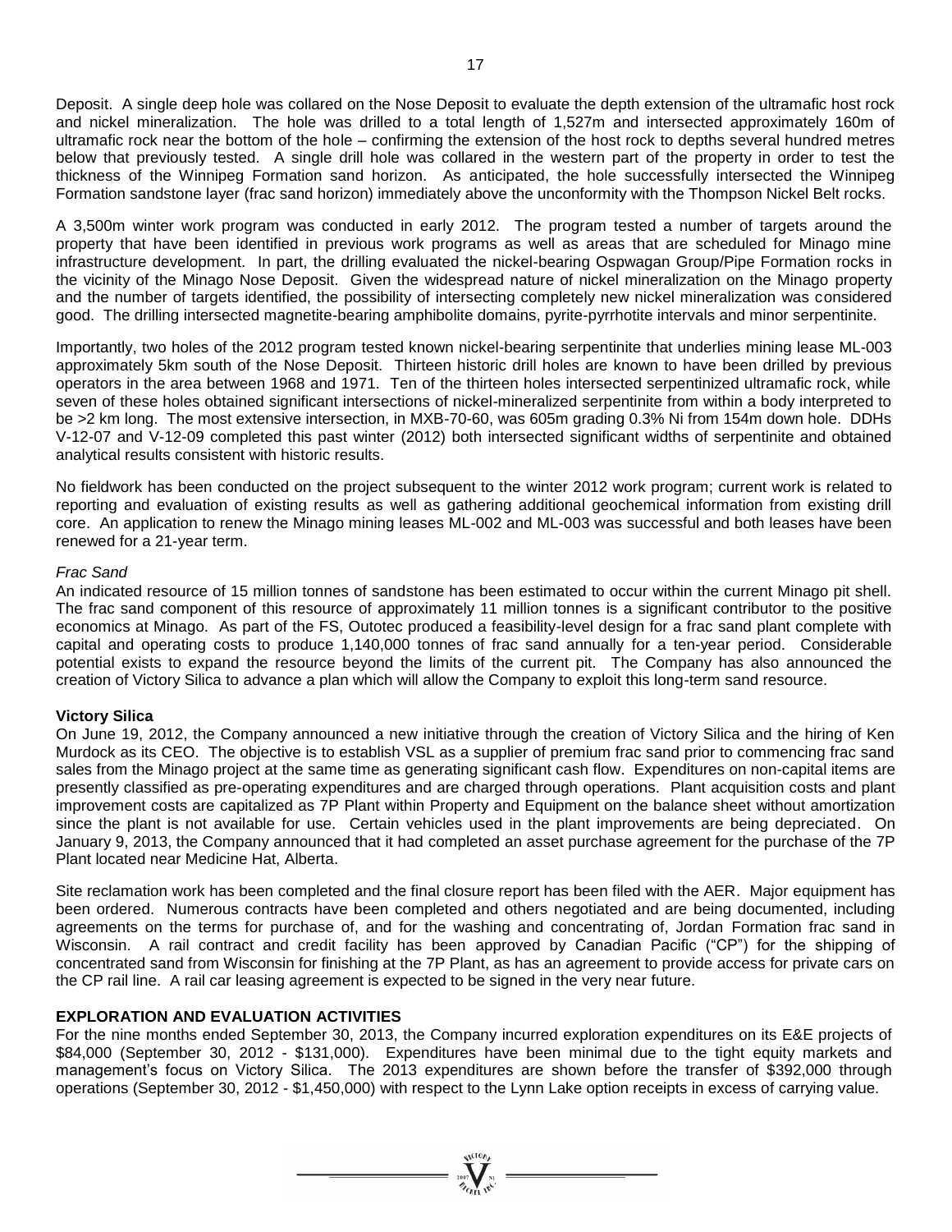Deposit. A single deep hole was collared on the Nose Deposit to evaluate the depth extension of the ultramafic host rock and nickel mineralization. The hole was drilled to a total length of 1,527m and intersected approximately 160m of ultramafic rock near the bottom of the hole – confirming the extension of the host rock to depths several hundred metres below that previously tested. A single drill hole was collared in the western part of the property in order to test the thickness of the Winnipeg Formation sand horizon. As anticipated, the hole successfully intersected the Winnipeg Formation sandstone layer (frac sand horizon) immediately above the unconformity with the Thompson Nickel Belt rocks.

A 3,500m winter work program was conducted in early 2012. The program tested a number of targets around the property that have been identified in previous work programs as well as areas that are scheduled for Minago mine infrastructure development. In part, the drilling evaluated the nickel-bearing Ospwagan Group/Pipe Formation rocks in the vicinity of the Minago Nose Deposit. Given the widespread nature of nickel mineralization on the Minago property and the number of targets identified, the possibility of intersecting completely new nickel mineralization was considered good. The drilling intersected magnetite-bearing amphibolite domains, pyrite-pyrrhotite intervals and minor serpentinite.

Importantly, two holes of the 2012 program tested known nickel-bearing serpentinite that underlies mining lease ML-003 approximately 5km south of the Nose Deposit. Thirteen historic drill holes are known to have been drilled by previous operators in the area between 1968 and 1971. Ten of the thirteen holes intersected serpentinized ultramafic rock, while seven of these holes obtained significant intersections of nickel-mineralized serpentinite from within a body interpreted to be >2 km long. The most extensive intersection, in MXB-70-60, was 605m grading 0.3% Ni from 154m down hole. DDHs V-12-07 and V-12-09 completed this past winter (2012) both intersected significant widths of serpentinite and obtained analytical results consistent with historic results.

No fieldwork has been conducted on the project subsequent to the winter 2012 work program; current work is related to reporting and evaluation of existing results as well as gathering additional geochemical information from existing drill core. An application to renew the Minago mining leases ML-002 and ML-003 was successful and both leases have been renewed for a 21-year term.

*Frac Sand*

An indicated resource of 15 million tonnes of sandstone has been estimated to occur within the current Minago pit shell. The frac sand component of this resource of approximately 11 million tonnes is a significant contributor to the positive economics at Minago. As part of the FS, Outotec produced a feasibility-level design for a frac sand plant complete with capital and operating costs to produce 1,140,000 tonnes of frac sand annually for a ten-year period. Considerable potential exists to expand the resource beyond the limits of the current pit. The Company has also announced the creation of Victory Silica to advance a plan which will allow the Company to exploit this long-term sand resource.

**Victory Silica**

On June 19, 2012, the Company announced a new initiative through the creation of Victory Silica and the hiring of Ken Murdock as its CEO. The objective is to establish VSL as a supplier of premium frac sand prior to commencing frac sand sales from the Minago project at the same time as generating significant cash flow. Expenditures on non-capital items are presently classified as pre-operating expenditures and are charged through operations. Plant acquisition costs and plant improvement costs are capitalized as 7P Plant within Property and Equipment on the balance sheet without amortization since the plant is not available for use. Certain vehicles used in the plant improvements are being depreciated. On January 9, 2013, the Company announced that it had completed an asset purchase agreement for the purchase of the 7P Plant located near Medicine Hat, Alberta.

Site reclamation work has been completed and the final closure report has been filed with the AER. Major equipment has been ordered. Numerous contracts have been completed and others negotiated and are being documented, including agreements on the terms for purchase of, and for the washing and concentrating of, Jordan Formation frac sand in Wisconsin. A rail contract and credit facility has been approved by Canadian Pacific ("CP") for the shipping of concentrated sand from Wisconsin for finishing at the 7P Plant, as has an agreement to provide access for private cars on the CP rail line. A rail car leasing agreement is expected to be signed in the very near future.

## EXPLORATION AND EVALUATION ACTIVITIES

For the nine months ended September 30, 2013, the Company incurred exploration expenditures on its E&E projects of \$84,000 (September 30, 2012 - \$131,000). Expenditures have been minimal due to the tight equity markets and management's focus on Victory Silica. The 2013 expenditures are shown before the transfer of \$392,000 through operations (September 30, 2012 - \$1,450,000) with respect to the Lynn Lake option receipts in excess of carrying value.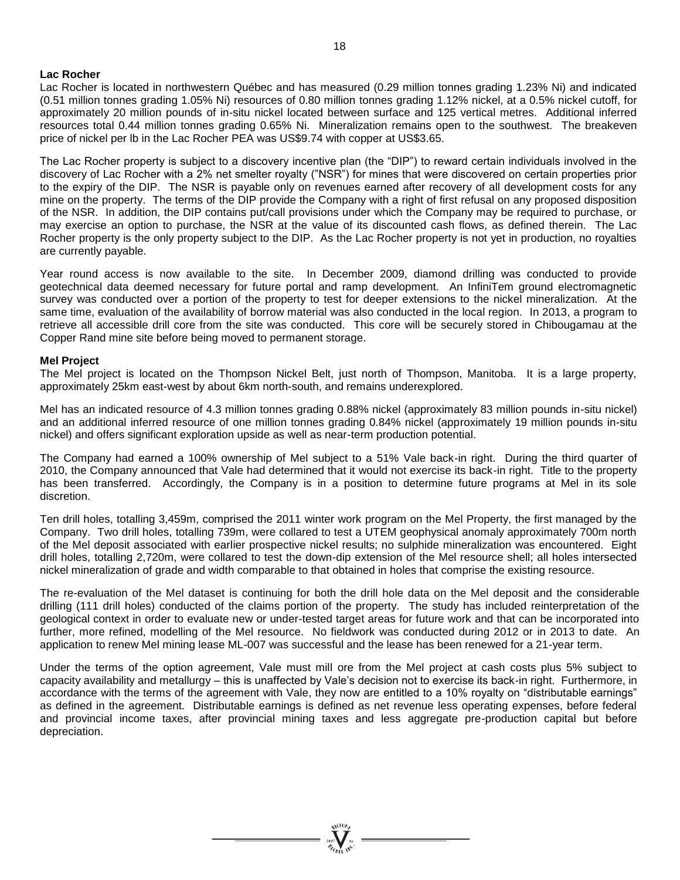**Lac Rocher**

Lac Rocher is located in northwestern Québec and has measured (0.29 million tonnes grading 1.23% Ni) and indicated (0.51 million tonnes grading 1.05% Ni) resources of 0.80 million tonnes grading 1.12% nickel, at a 0.5% nickel cutoff, for approximately 20 million pounds of in-situ nickel located between surface and 125 vertical metres. Additional inferred resources total 0.44 million tonnes grading 0.65% Ni. Mineralization remains open to the southwest. The breakeven price of nickel per lb in the Lac Rocher PEA was US$9.74 with copper at US$3.65.

The Lac Rocher property is subject to a discovery incentive plan (the "DIP") to reward certain individuals involved in the discovery of Lac Rocher with a 2% net smelter royalty ("NSR") for mines that were discovered on certain properties prior to the expiry of the DIP. The NSR is payable only on revenues earned after recovery of all development costs for any mine on the property. The terms of the DIP provide the Company with a right of first refusal on any proposed disposition of the NSR. In addition, the DIP contains put/call provisions under which the Company may be required to purchase, or may exercise an option to purchase, the NSR at the value of its discounted cash flows, as defined therein. The Lac Rocher property is the only property subject to the DIP. As the Lac Rocher property is not yet in production, no royalties are currently payable.

Year round access is now available to the site. In December 2009, diamond drilling was conducted to provide geotechnical data deemed necessary for future portal and ramp development. An InfiniTem ground electromagnetic survey was conducted over a portion of the property to test for deeper extensions to the nickel mineralization. At the same time, evaluation of the availability of borrow material was also conducted in the local region. In 2013, a program to retrieve all accessible drill core from the site was conducted. This core will be securely stored in Chibougamau at the Copper Rand mine site before being moved to permanent storage.

**Mel Project**

The Mel project is located on the Thompson Nickel Belt, just north of Thompson, Manitoba. It is a large property, approximately 25km east-west by about 6km north-south, and remains underexplored.

Mel has an indicated resource of 4.3 million tonnes grading 0.88% nickel (approximately 83 million pounds in-situ nickel) and an additional inferred resource of one million tonnes grading 0.84% nickel (approximately 19 million pounds in-situ nickel) and offers significant exploration upside as well as near-term production potential.

The Company had earned a 100% ownership of Mel subject to a 51% Vale back-in right. During the third quarter of 2010, the Company announced that Vale had determined that it would not exercise its back-in right. Title to the property has been transferred. Accordingly, the Company is in a position to determine future programs at Mel in its sole discretion.

Ten drill holes, totalling 3,459m, comprised the 2011 winter work program on the Mel Property, the first managed by the Company. Two drill holes, totalling 739m, were collared to test a UTEM geophysical anomaly approximately 700m north of the Mel deposit associated with earlier prospective nickel results; no sulphide mineralization was encountered. Eight drill holes, totalling 2,720m, were collared to test the down-dip extension of the Mel resource shell; all holes intersected nickel mineralization of grade and width comparable to that obtained in holes that comprise the existing resource.

The re-evaluation of the Mel dataset is continuing for both the drill hole data on the Mel deposit and the considerable drilling (111 drill holes) conducted of the claims portion of the property. The study has included reinterpretation of the geological context in order to evaluate new or under-tested target areas for future work and that can be incorporated into further, more refined, modelling of the Mel resource. No fieldwork was conducted during 2012 or in 2013 to date. An application to renew Mel mining lease ML-007 was successful and the lease has been renewed for a 21-year term.

Under the terms of the option agreement, Vale must mill ore from the Mel project at cash costs plus 5% subject to capacity availability and metallurgy – this is unaffected by Vale's decision not to exercise its back-in right. Furthermore, in accordance with the terms of the agreement with Vale, they now are entitled to a 10% royalty on "distributable earnings" as defined in the agreement. Distributable earnings is defined as net revenue less operating expenses, before federal and provincial income taxes, after provincial mining taxes and less aggregate pre-production capital but before depreciation.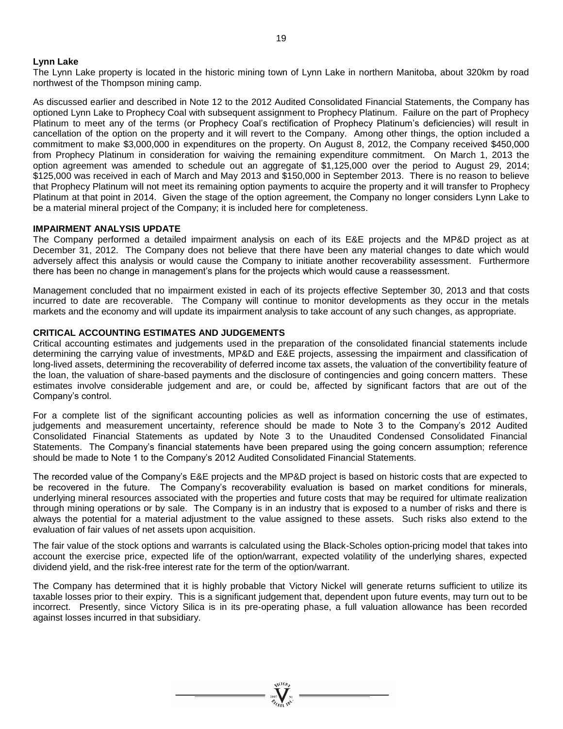**Lynn Lake**

The Lynn Lake property is located in the historic mining town of Lynn Lake in northern Manitoba, about 320km by road northwest of the Thompson mining camp.

As discussed earlier and described in Note 12 to the 2012 Audited Consolidated Financial Statements, the Company has optioned Lynn Lake to Prophecy Coal with subsequent assignment to Prophecy Platinum. Failure on the part of Prophecy Platinum to meet any of the terms (or Prophecy Coal's rectification of Prophecy Platinum's deficiencies) will result in cancellation of the option on the property and it will revert to the Company. Among other things, the option included a commitment to make $3,000,000 in expenditures on the property. On August 8, 2012, the Company received $450,000 from Prophecy Platinum in consideration for waiving the remaining expenditure commitment. On March 1, 2013 the option agreement was amended to schedule out an aggregate of $1,125,000 over the period to August 29, 2014; $125,000 was received in each of March and May 2013 and $150,000 in September 2013. There is no reason to believe that Prophecy Platinum will not meet its remaining option payments to acquire the property and it will transfer to Prophecy Platinum at that point in 2014. Given the stage of the option agreement, the Company no longer considers Lynn Lake to be a material mineral project of the Company; it is included here for completeness.

## IMPAIRMENT ANALYSIS UPDATE

The Company performed a detailed impairment analysis on each of its E&E projects and the MP&D project as at December 31, 2012. The Company does not believe that there have been any material changes to date which would adversely affect this analysis or would cause the Company to initiate another recoverability assessment. Furthermore there has been no change in management's plans for the projects which would cause a reassessment.

Management concluded that no impairment existed in each of its projects effective September 30, 2013 and that costs incurred to date are recoverable. The Company will continue to monitor developments as they occur in the metals markets and the economy and will update its impairment analysis to take account of any such changes, as appropriate.

## CRITICAL ACCOUNTING ESTIMATES AND JUDGEMENTS

Critical accounting estimates and judgements used in the preparation of the consolidated financial statements include determining the carrying value of investments, MP&D and E&E projects, assessing the impairment and classification of long-lived assets, determining the recoverability of deferred income tax assets, the valuation of the convertibility feature of the loan, the valuation of share-based payments and the disclosure of contingencies and going concern matters. These estimates involve considerable judgement and are, or could be, affected by significant factors that are out of the Company's control.

For a complete list of the significant accounting policies as well as information concerning the use of estimates, judgements and measurement uncertainty, reference should be made to Note 3 to the Company's 2012 Audited Consolidated Financial Statements as updated by Note 3 to the Unaudited Condensed Consolidated Financial Statements. The Company's financial statements have been prepared using the going concern assumption; reference should be made to Note 1 to the Company's 2012 Audited Consolidated Financial Statements.

The recorded value of the Company's E&E projects and the MP&D project is based on historic costs that are expected to be recovered in the future. The Company's recoverability evaluation is based on market conditions for minerals, underlying mineral resources associated with the properties and future costs that may be required for ultimate realization through mining operations or by sale. The Company is in an industry that is exposed to a number of risks and there is always the potential for a material adjustment to the value assigned to these assets. Such risks also extend to the evaluation of fair values of net assets upon acquisition.

The fair value of the stock options and warrants is calculated using the Black-Scholes option-pricing model that takes into account the exercise price, expected life of the option/warrant, expected volatility of the underlying shares, expected dividend yield, and the risk-free interest rate for the term of the option/warrant.

The Company has determined that it is highly probable that Victory Nickel will generate returns sufficient to utilize its taxable losses prior to their expiry. This is a significant judgement that, dependent upon future events, may turn out to be incorrect. Presently, since Victory Silica is in its pre-operating phase, a full valuation allowance has been recorded against losses incurred in that subsidiary.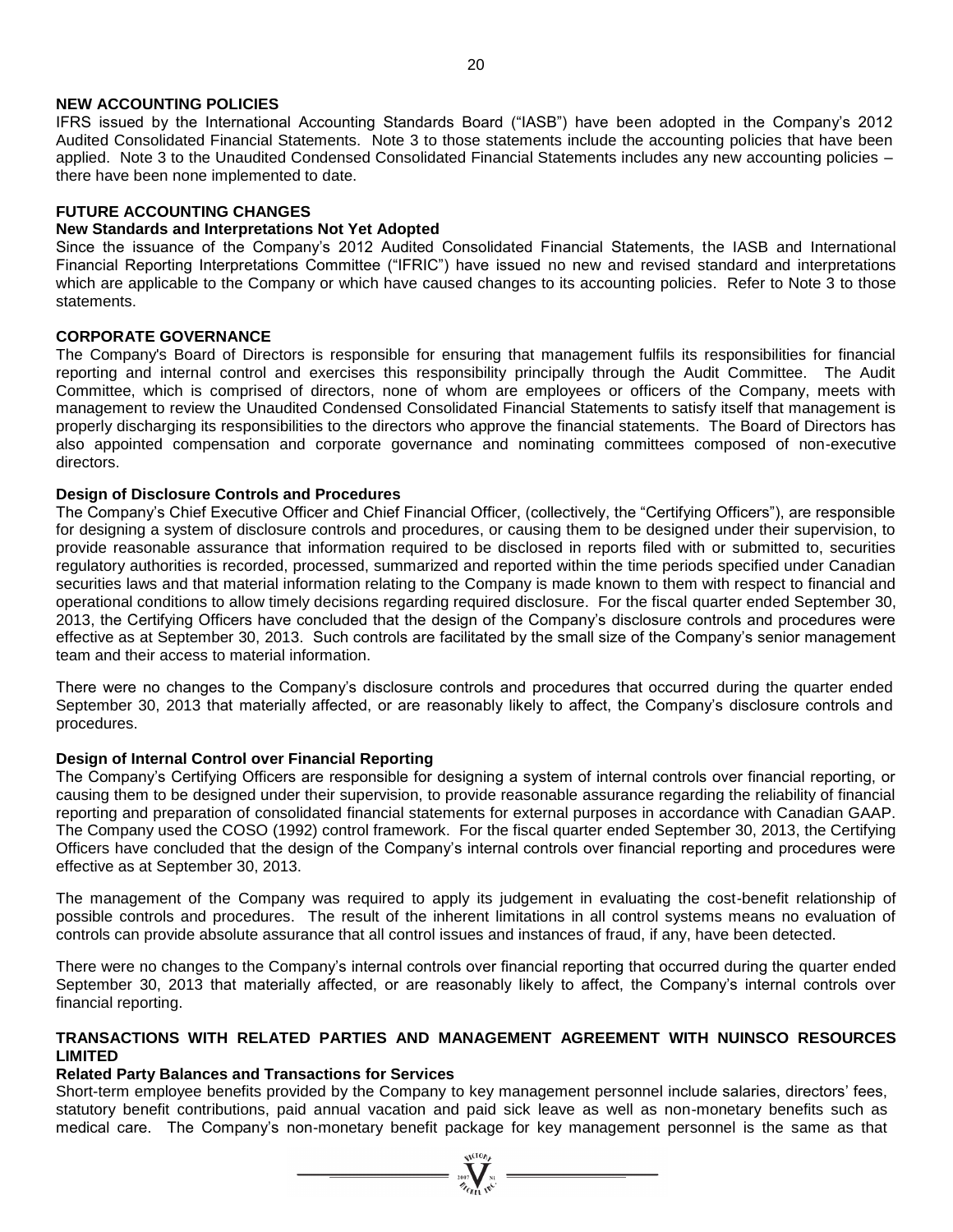## NEW ACCOUNTING POLICIES

IFRS issued by the International Accounting Standards Board ("IASB") have been adopted in the Company's 2012 Audited Consolidated Financial Statements. Note 3 to those statements include the accounting policies that have been applied. Note 3 to the Unaudited Condensed Consolidated Financial Statements includes any new accounting policies – there have been none implemented to date.

## FUTURE ACCOUNTING CHANGES

### New Standards and Interpretations Not Yet Adopted

Since the issuance of the Company's 2012 Audited Consolidated Financial Statements, the IASB and International Financial Reporting Interpretations Committee ("IFRIC") have issued no new and revised standard and interpretations which are applicable to the Company or which have caused changes to its accounting policies. Refer to Note 3 to those statements.

## CORPORATE GOVERNANCE

The Company's Board of Directors is responsible for ensuring that management fulfils its responsibilities for financial reporting and internal control and exercises this responsibility principally through the Audit Committee. The Audit Committee, which is comprised of directors, none of whom are employees or officers of the Company, meets with management to review the Unaudited Condensed Consolidated Financial Statements to satisfy itself that management is properly discharging its responsibilities to the directors who approve the financial statements. The Board of Directors has also appointed compensation and corporate governance and nominating committees composed of non-executive directors.

### Design of Disclosure Controls and Procedures

The Company's Chief Executive Officer and Chief Financial Officer, (collectively, the "Certifying Officers"), are responsible for designing a system of disclosure controls and procedures, or causing them to be designed under their supervision, to provide reasonable assurance that information required to be disclosed in reports filed with or submitted to, securities regulatory authorities is recorded, processed, summarized and reported within the time periods specified under Canadian securities laws and that material information relating to the Company is made known to them with respect to financial and operational conditions to allow timely decisions regarding required disclosure. For the fiscal quarter ended September 30, 2013, the Certifying Officers have concluded that the design of the Company's disclosure controls and procedures were effective as at September 30, 2013. Such controls are facilitated by the small size of the Company's senior management team and their access to material information.

There were no changes to the Company's disclosure controls and procedures that occurred during the quarter ended September 30, 2013 that materially affected, or are reasonably likely to affect, the Company's disclosure controls and procedures.

### Design of Internal Control over Financial Reporting

The Company's Certifying Officers are responsible for designing a system of internal controls over financial reporting, or causing them to be designed under their supervision, to provide reasonable assurance regarding the reliability of financial reporting and preparation of consolidated financial statements for external purposes in accordance with Canadian GAAP. The Company used the COSO (1992) control framework. For the fiscal quarter ended September 30, 2013, the Certifying Officers have concluded that the design of the Company's internal controls over financial reporting and procedures were effective as at September 30, 2013.

The management of the Company was required to apply its judgement in evaluating the cost-benefit relationship of possible controls and procedures. The result of the inherent limitations in all control systems means no evaluation of controls can provide absolute assurance that all control issues and instances of fraud, if any, have been detected.

There were no changes to the Company's internal controls over financial reporting that occurred during the quarter ended September 30, 2013 that materially affected, or are reasonably likely to affect, the Company's internal controls over financial reporting.

## TRANSACTIONS WITH RELATED PARTIES AND MANAGEMENT AGREEMENT WITH NUINSCO RESOURCES LIMITED

### Related Party Balances and Transactions for Services

Short-term employee benefits provided by the Company to key management personnel include salaries, directors' fees, statutory benefit contributions, paid annual vacation and paid sick leave as well as non-monetary benefits such as medical care. The Company's non-monetary benefit package for key management personnel is the same as that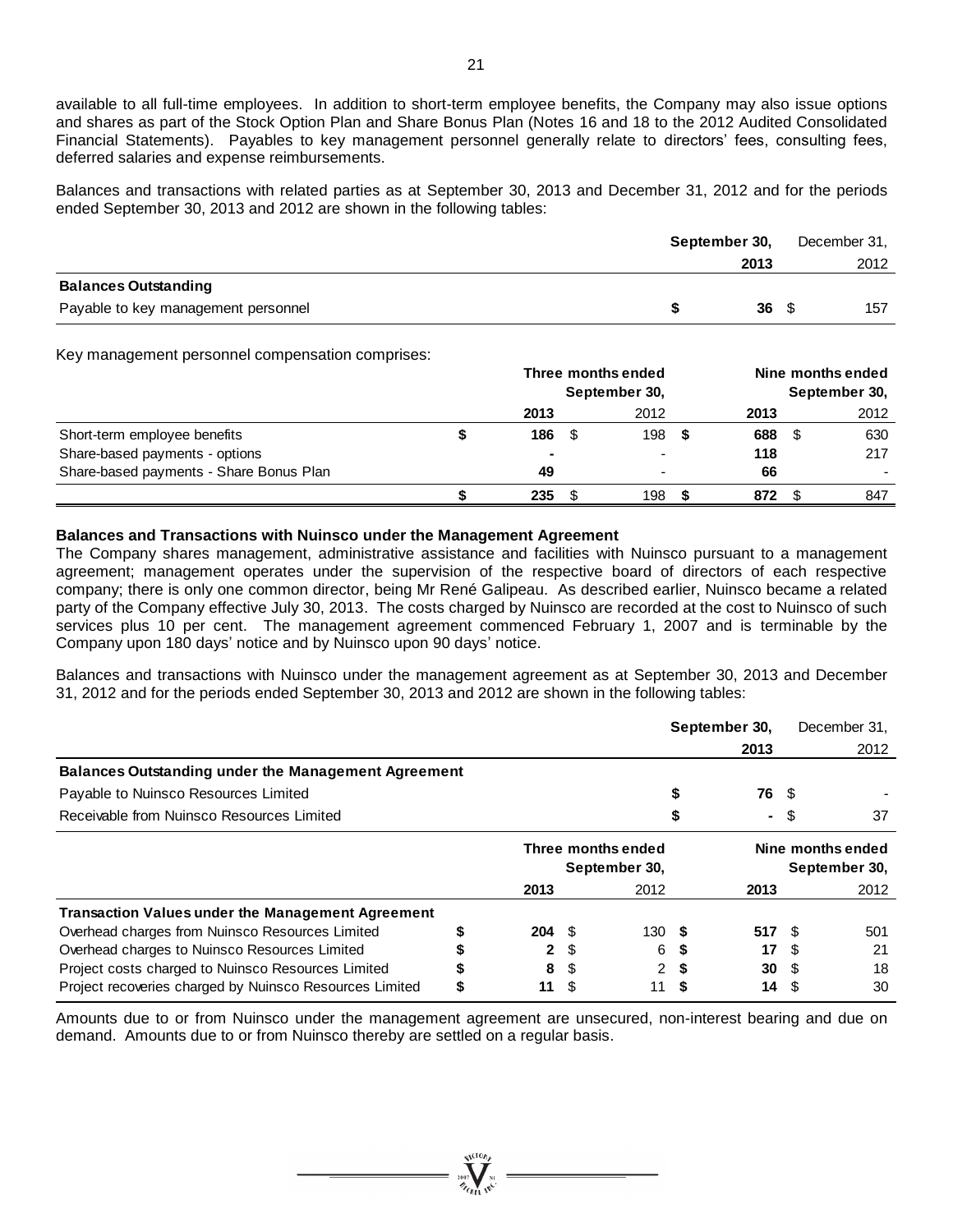available to all full-time employees. In addition to short-term employee benefits, the Company may also issue options and shares as part of the Stock Option Plan and Share Bonus Plan (Notes 16 and 18 to the 2012 Audited Consolidated Financial Statements). Payables to key management personnel generally relate to directors' fees, consulting fees, deferred salaries and expense reimbursements.

Balances and transactions with related parties as at September 30, 2013 and December 31, 2012 and for the periods ended September 30, 2013 and 2012 are shown in the following tables:

| | **September 30, 2013** | December 31, 2012 |
|---|---|---|
| **Balances Outstanding** | | |
| Payable to key management personnel | **$ 36** | $ 157 |

Key management personnel compensation comprises:

| | **Three months ended September 30,** | | **Nine months ended September 30,** | |
|---|---|---|---|---|
| | **2013** | 2012 | **2013** | 2012 |
| Short-term employee benefits | **$ 186** | $ 198 | **$ 688** | $ 630 |
| Share-based payments - options | **-** | - | **118** | 217 |
| Share-based payments - Share Bonus Plan | **49** | - | **66** | - |
| | **$ 235** | $ 198 | **$ 872** | $ 847 |

**Balances and Transactions with Nuinsco under the Management Agreement**

The Company shares management, administrative assistance and facilities with Nuinsco pursuant to a management agreement; management operates under the supervision of the respective board of directors of each respective company; there is only one common director, being Mr René Galipeau. As described earlier, Nuinsco became a related party of the Company effective July 30, 2013. The costs charged by Nuinsco are recorded at the cost to Nuinsco of such services plus 10 per cent. The management agreement commenced February 1, 2007 and is terminable by the Company upon 180 days' notice and by Nuinsco upon 90 days' notice.

Balances and transactions with Nuinsco under the management agreement as at September 30, 2013 and December 31, 2012 and for the periods ended September 30, 2013 and 2012 are shown in the following tables:

| | **September 30, 2013** | December 31, 2012 |
|---|---|---|
| **Balances Outstanding under the Management Agreement** | | |
| Payable to Nuinsco Resources Limited | **$ 76** | $ - |
| Receivable from Nuinsco Resources Limited | **$ -** | $ 37 |

| | **Three months ended September 30,** | | **Nine months ended September 30,** | |
|---|---|---|---|---|
| | **2013** | 2012 | **2013** | 2012 |
| **Transaction Values under the Management Agreement** | | | | |
| Overhead charges from Nuinsco Resources Limited | **$ 204** | $ 130 | **$ 517** | $ 501 |
| Overhead charges to Nuinsco Resources Limited | **$ 2** | $ 6 | **$ 17** | $ 21 |
| Project costs charged to Nuinsco Resources Limited | **$ 8** | $ 2 | **$ 30** | $ 18 |
| Project recoveries charged by Nuinsco Resources Limited | **$ 11** | $ 11 | **$ 14** | $ 30 |

Amounts due to or from Nuinsco under the management agreement are unsecured, non-interest bearing and due on demand. Amounts due to or from Nuinsco thereby are settled on a regular basis.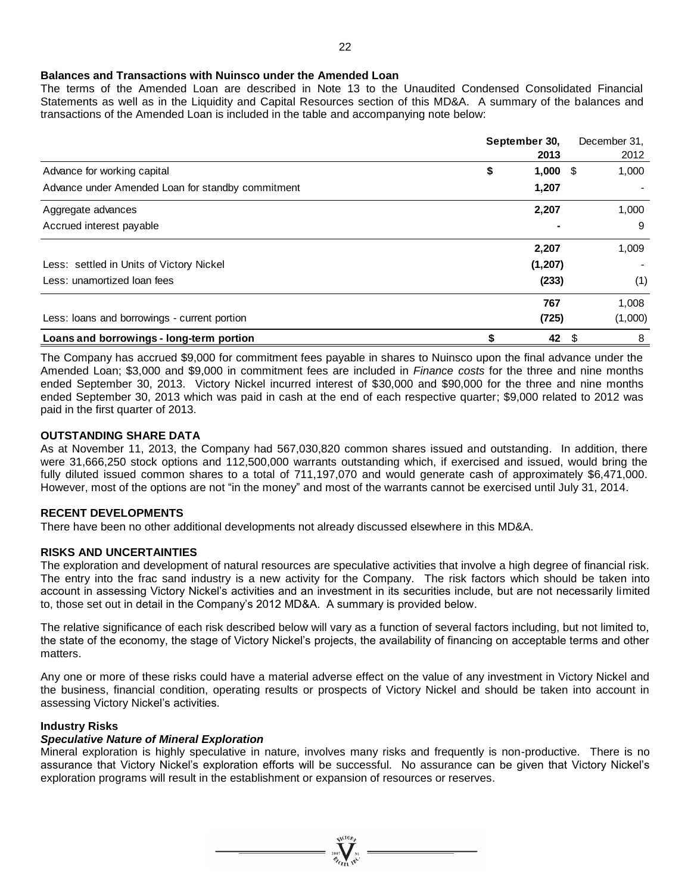**Balances and Transactions with Nuinsco under the Amended Loan**

The terms of the Amended Loan are described in Note 13 to the Unaudited Condensed Consolidated Financial Statements as well as in the Liquidity and Capital Resources section of this MD&A. A summary of the balances and transactions of the Amended Loan is included in the table and accompanying note below:

| | September 30, 2013 | December 31, 2012 |
|---|---|---|
| Advance for working capital | $ 1,000 | $ 1,000 |
| Advance under Amended Loan for standby commitment | 1,207 | - |
| Aggregate advances | 2,207 | 1,000 |
| Accrued interest payable | - | 9 |
| | 2,207 | 1,009 |
| Less: settled in Units of Victory Nickel | (1,207) | - |
| Less: unamortized loan fees | (233) | (1) |
| | 767 | 1,008 |
| Less: loans and borrowings - current portion | (725) | (1,000) |
| **Loans and borrowings - long-term portion** | $ 42 | $ 8 |

The Company has accrued $9,000 for commitment fees payable in shares to Nuinsco upon the final advance under the Amended Loan; $3,000 and $9,000 in commitment fees are included in *Finance costs* for the three and nine months ended September 30, 2013. Victory Nickel incurred interest of $30,000 and $90,000 for the three and nine months ended September 30, 2013 which was paid in cash at the end of each respective quarter; $9,000 related to 2012 was paid in the first quarter of 2013.

## OUTSTANDING SHARE DATA

As at November 11, 2013, the Company had 567,030,820 common shares issued and outstanding. In addition, there were 31,666,250 stock options and 112,500,000 warrants outstanding which, if exercised and issued, would bring the fully diluted issued common shares to a total of 711,197,070 and would generate cash of approximately $6,471,000. However, most of the options are not "in the money" and most of the warrants cannot be exercised until July 31, 2014.

## RECENT DEVELOPMENTS

There have been no other additional developments not already discussed elsewhere in this MD&A.

## RISKS AND UNCERTAINTIES

The exploration and development of natural resources are speculative activities that involve a high degree of financial risk. The entry into the frac sand industry is a new activity for the Company. The risk factors which should be taken into account in assessing Victory Nickel's activities and an investment in its securities include, but are not necessarily limited to, those set out in detail in the Company's 2012 MD&A. A summary is provided below.

The relative significance of each risk described below will vary as a function of several factors including, but not limited to, the state of the economy, the stage of Victory Nickel's projects, the availability of financing on acceptable terms and other matters.

Any one or more of these risks could have a material adverse effect on the value of any investment in Victory Nickel and the business, financial condition, operating results or prospects of Victory Nickel and should be taken into account in assessing Victory Nickel's activities.

### Industry Risks

***Speculative Nature of Mineral Exploration***

Mineral exploration is highly speculative in nature, involves many risks and frequently is non-productive. There is no assurance that Victory Nickel's exploration efforts will be successful. No assurance can be given that Victory Nickel's exploration programs will result in the establishment or expansion of resources or reserves.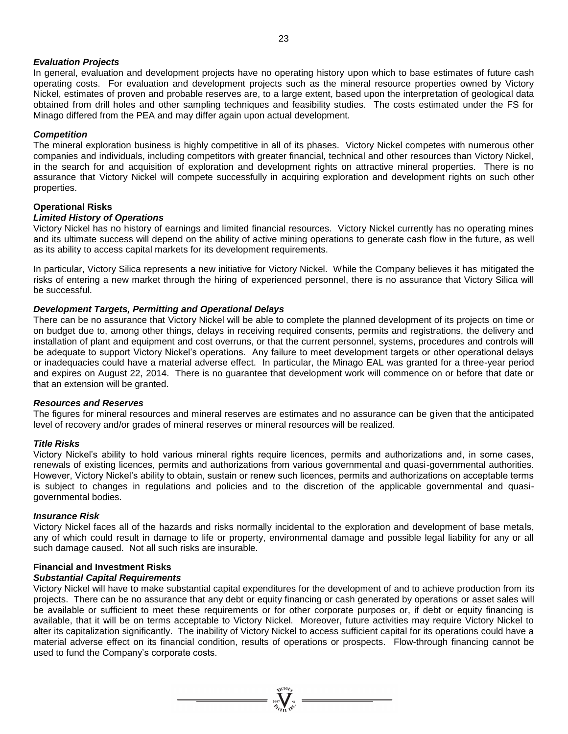### *Evaluation Projects*

In general, evaluation and development projects have no operating history upon which to base estimates of future cash operating costs. For evaluation and development projects such as the mineral resource properties owned by Victory Nickel, estimates of proven and probable reserves are, to a large extent, based upon the interpretation of geological data obtained from drill holes and other sampling techniques and feasibility studies. The costs estimated under the FS for Minago differed from the PEA and may differ again upon actual development.

### *Competition*

The mineral exploration business is highly competitive in all of its phases. Victory Nickel competes with numerous other companies and individuals, including competitors with greater financial, technical and other resources than Victory Nickel, in the search for and acquisition of exploration and development rights on attractive mineral properties. There is no assurance that Victory Nickel will compete successfully in acquiring exploration and development rights on such other properties.

## **Operational Risks**

### *Limited History of Operations*

Victory Nickel has no history of earnings and limited financial resources. Victory Nickel currently has no operating mines and its ultimate success will depend on the ability of active mining operations to generate cash flow in the future, as well as its ability to access capital markets for its development requirements.

In particular, Victory Silica represents a new initiative for Victory Nickel. While the Company believes it has mitigated the risks of entering a new market through the hiring of experienced personnel, there is no assurance that Victory Silica will be successful.

### *Development Targets, Permitting and Operational Delays*

There can be no assurance that Victory Nickel will be able to complete the planned development of its projects on time or on budget due to, among other things, delays in receiving required consents, permits and registrations, the delivery and installation of plant and equipment and cost overruns, or that the current personnel, systems, procedures and controls will be adequate to support Victory Nickel's operations. Any failure to meet development targets or other operational delays or inadequacies could have a material adverse effect. In particular, the Minago EAL was granted for a three-year period and expires on August 22, 2014. There is no guarantee that development work will commence on or before that date or that an extension will be granted.

### *Resources and Reserves*

The figures for mineral resources and mineral reserves are estimates and no assurance can be given that the anticipated level of recovery and/or grades of mineral reserves or mineral resources will be realized.

### *Title Risks*

Victory Nickel's ability to hold various mineral rights require licences, permits and authorizations and, in some cases, renewals of existing licences, permits and authorizations from various governmental and quasi-governmental authorities. However, Victory Nickel's ability to obtain, sustain or renew such licences, permits and authorizations on acceptable terms is subject to changes in regulations and policies and to the discretion of the applicable governmental and quasi-governmental bodies.

### *Insurance Risk*

Victory Nickel faces all of the hazards and risks normally incidental to the exploration and development of base metals, any of which could result in damage to life or property, environmental damage and possible legal liability for any or all such damage caused. Not all such risks are insurable.

## **Financial and Investment Risks**

### *Substantial Capital Requirements*

Victory Nickel will have to make substantial capital expenditures for the development of and to achieve production from its projects. There can be no assurance that any debt or equity financing or cash generated by operations or asset sales will be available or sufficient to meet these requirements or for other corporate purposes or, if debt or equity financing is available, that it will be on terms acceptable to Victory Nickel. Moreover, future activities may require Victory Nickel to alter its capitalization significantly. The inability of Victory Nickel to access sufficient capital for its operations could have a material adverse effect on its financial condition, results of operations or prospects. Flow-through financing cannot be used to fund the Company's corporate costs.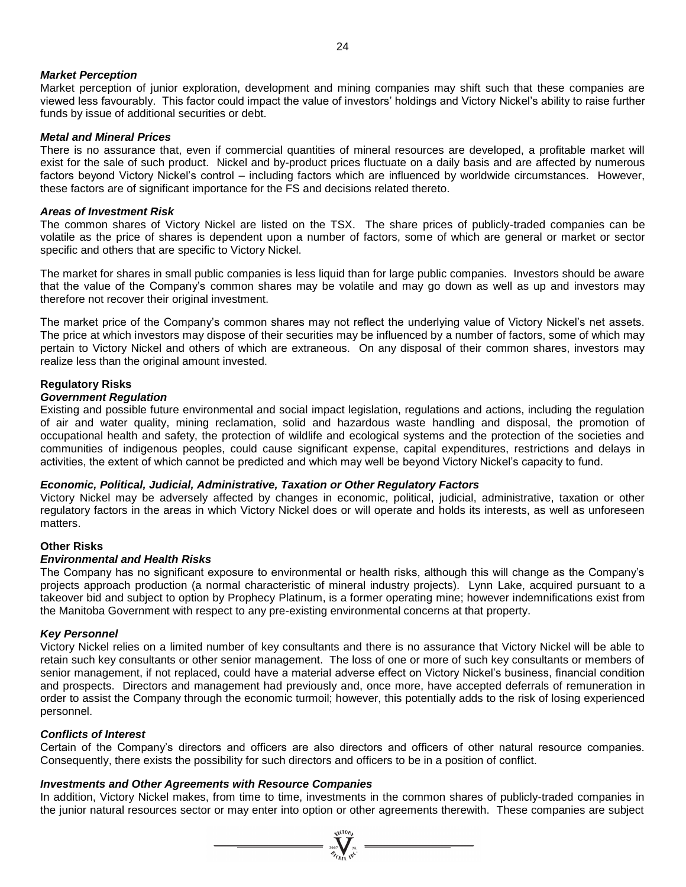***Market Perception***

Market perception of junior exploration, development and mining companies may shift such that these companies are viewed less favourably. This factor could impact the value of investors' holdings and Victory Nickel's ability to raise further funds by issue of additional securities or debt.

***Metal and Mineral Prices***

There is no assurance that, even if commercial quantities of mineral resources are developed, a profitable market will exist for the sale of such product. Nickel and by-product prices fluctuate on a daily basis and are affected by numerous factors beyond Victory Nickel's control – including factors which are influenced by worldwide circumstances. However, these factors are of significant importance for the FS and decisions related thereto.

***Areas of Investment Risk***

The common shares of Victory Nickel are listed on the TSX. The share prices of publicly-traded companies can be volatile as the price of shares is dependent upon a number of factors, some of which are general or market or sector specific and others that are specific to Victory Nickel.

The market for shares in small public companies is less liquid than for large public companies. Investors should be aware that the value of the Company's common shares may be volatile and may go down as well as up and investors may therefore not recover their original investment.

The market price of the Company's common shares may not reflect the underlying value of Victory Nickel's net assets. The price at which investors may dispose of their securities may be influenced by a number of factors, some of which may pertain to Victory Nickel and others of which are extraneous. On any disposal of their common shares, investors may realize less than the original amount invested.

**Regulatory Risks**

***Government Regulation***

Existing and possible future environmental and social impact legislation, regulations and actions, including the regulation of air and water quality, mining reclamation, solid and hazardous waste handling and disposal, the promotion of occupational health and safety, the protection of wildlife and ecological systems and the protection of the societies and communities of indigenous peoples, could cause significant expense, capital expenditures, restrictions and delays in activities, the extent of which cannot be predicted and which may well be beyond Victory Nickel's capacity to fund.

***Economic, Political, Judicial, Administrative, Taxation or Other Regulatory Factors***

Victory Nickel may be adversely affected by changes in economic, political, judicial, administrative, taxation or other regulatory factors in the areas in which Victory Nickel does or will operate and holds its interests, as well as unforeseen matters.

**Other Risks**

***Environmental and Health Risks***

The Company has no significant exposure to environmental or health risks, although this will change as the Company's projects approach production (a normal characteristic of mineral industry projects). Lynn Lake, acquired pursuant to a takeover bid and subject to option by Prophecy Platinum, is a former operating mine; however indemnifications exist from the Manitoba Government with respect to any pre-existing environmental concerns at that property.

***Key Personnel***

Victory Nickel relies on a limited number of key consultants and there is no assurance that Victory Nickel will be able to retain such key consultants or other senior management. The loss of one or more of such key consultants or members of senior management, if not replaced, could have a material adverse effect on Victory Nickel's business, financial condition and prospects. Directors and management had previously and, once more, have accepted deferrals of remuneration in order to assist the Company through the economic turmoil; however, this potentially adds to the risk of losing experienced personnel.

***Conflicts of Interest***

Certain of the Company's directors and officers are also directors and officers of other natural resource companies. Consequently, there exists the possibility for such directors and officers to be in a position of conflict.

***Investments and Other Agreements with Resource Companies***

In addition, Victory Nickel makes, from time to time, investments in the common shares of publicly-traded companies in the junior natural resources sector or may enter into option or other agreements therewith. These companies are subject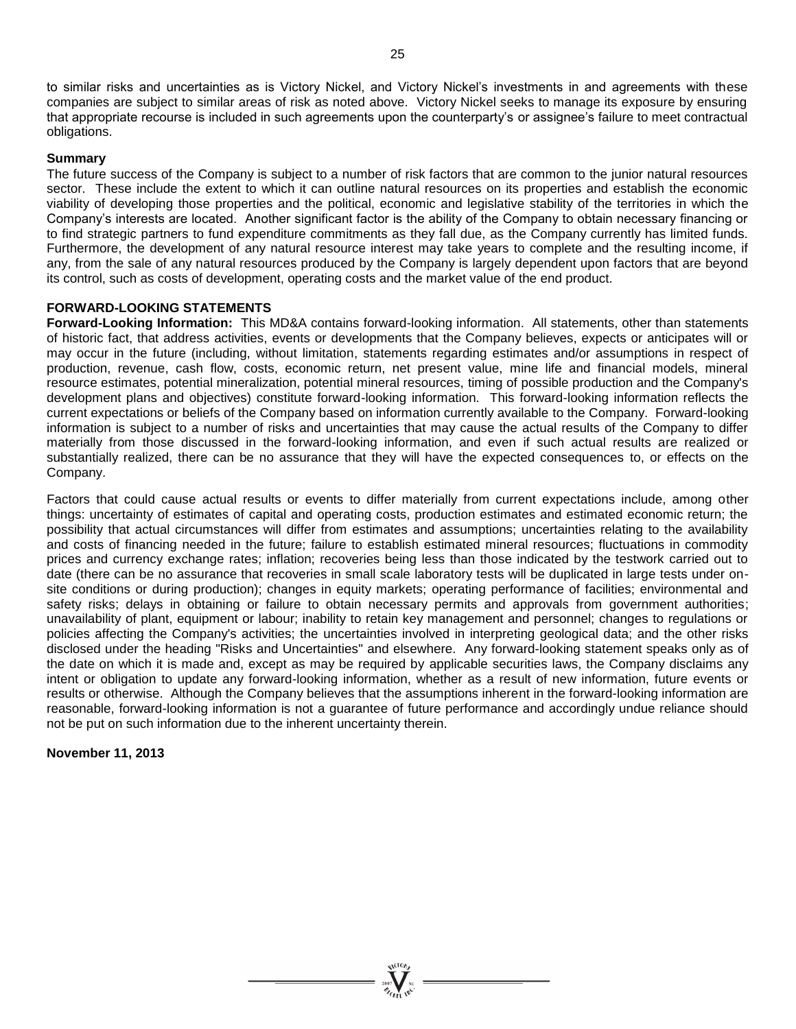to similar risks and uncertainties as is Victory Nickel, and Victory Nickel's investments in and agreements with these companies are subject to similar areas of risk as noted above. Victory Nickel seeks to manage its exposure by ensuring that appropriate recourse is included in such agreements upon the counterparty's or assignee's failure to meet contractual obligations.

**Summary**

The future success of the Company is subject to a number of risk factors that are common to the junior natural resources sector. These include the extent to which it can outline natural resources on its properties and establish the economic viability of developing those properties and the political, economic and legislative stability of the territories in which the Company's interests are located. Another significant factor is the ability of the Company to obtain necessary financing or to find strategic partners to fund expenditure commitments as they fall due, as the Company currently has limited funds. Furthermore, the development of any natural resource interest may take years to complete and the resulting income, if any, from the sale of any natural resources produced by the Company is largely dependent upon factors that are beyond its control, such as costs of development, operating costs and the market value of the end product.

**FORWARD-LOOKING STATEMENTS**

**Forward-Looking Information:** This MD&A contains forward-looking information. All statements, other than statements of historic fact, that address activities, events or developments that the Company believes, expects or anticipates will or may occur in the future (including, without limitation, statements regarding estimates and/or assumptions in respect of production, revenue, cash flow, costs, economic return, net present value, mine life and financial models, mineral resource estimates, potential mineralization, potential mineral resources, timing of possible production and the Company's development plans and objectives) constitute forward-looking information. This forward-looking information reflects the current expectations or beliefs of the Company based on information currently available to the Company. Forward-looking information is subject to a number of risks and uncertainties that may cause the actual results of the Company to differ materially from those discussed in the forward-looking information, and even if such actual results are realized or substantially realized, there can be no assurance that they will have the expected consequences to, or effects on the Company.

Factors that could cause actual results or events to differ materially from current expectations include, among other things: uncertainty of estimates of capital and operating costs, production estimates and estimated economic return; the possibility that actual circumstances will differ from estimates and assumptions; uncertainties relating to the availability and costs of financing needed in the future; failure to establish estimated mineral resources; fluctuations in commodity prices and currency exchange rates; inflation; recoveries being less than those indicated by the testwork carried out to date (there can be no assurance that recoveries in small scale laboratory tests will be duplicated in large tests under on-site conditions or during production); changes in equity markets; operating performance of facilities; environmental and safety risks; delays in obtaining or failure to obtain necessary permits and approvals from government authorities; unavailability of plant, equipment or labour; inability to retain key management and personnel; changes to regulations or policies affecting the Company's activities; the uncertainties involved in interpreting geological data; and the other risks disclosed under the heading "Risks and Uncertainties" and elsewhere. Any forward-looking statement speaks only as of the date on which it is made and, except as may be required by applicable securities laws, the Company disclaims any intent or obligation to update any forward-looking information, whether as a result of new information, future events or results or otherwise. Although the Company believes that the assumptions inherent in the forward-looking information are reasonable, forward-looking information is not a guarantee of future performance and accordingly undue reliance should not be put on such information due to the inherent uncertainty therein.

**November 11, 2013**